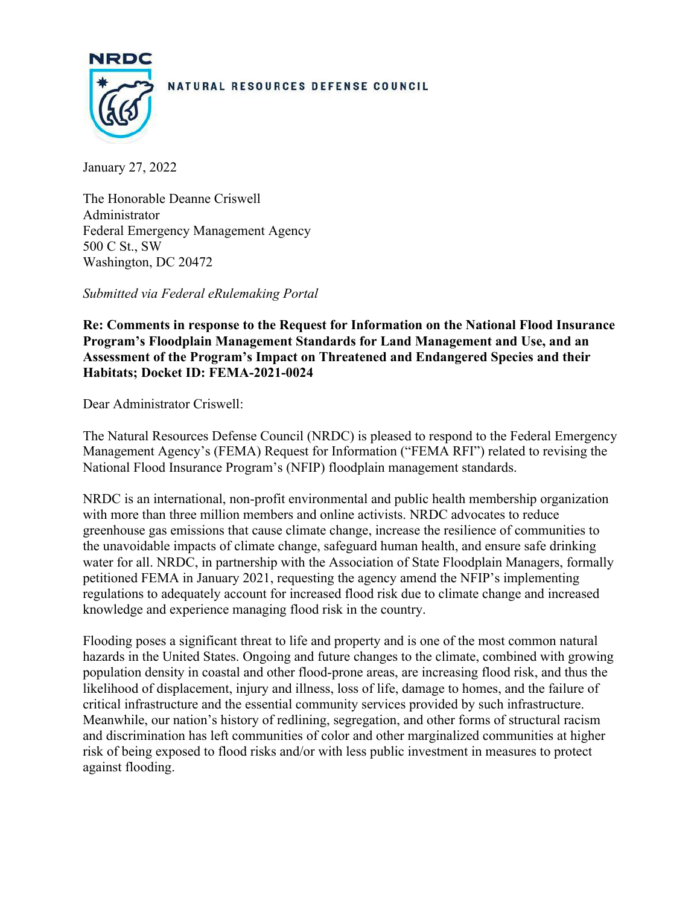NRDC

NATURAL RESOURCES DEFENSE COUNCIL

January 27, 2022

The Honorable Deanne Criswell
Administrator
Federal Emergency Management Agency
500 C St., SW
Washington, DC 20472

*Submitted via Federal eRulemaking Portal*

**Re: Comments in response to the Request for Information on the National Flood Insurance Program's Floodplain Management Standards for Land Management and Use, and an Assessment of the Program's Impact on Threatened and Endangered Species and their Habitats; Docket ID: FEMA-2021-0024**

Dear Administrator Criswell:

The Natural Resources Defense Council (NRDC) is pleased to respond to the Federal Emergency Management Agency's (FEMA) Request for Information ("FEMA RFI") related to revising the National Flood Insurance Program's (NFIP) floodplain management standards.

NRDC is an international, non-profit environmental and public health membership organization with more than three million members and online activists. NRDC advocates to reduce greenhouse gas emissions that cause climate change, increase the resilience of communities to the unavoidable impacts of climate change, safeguard human health, and ensure safe drinking water for all. NRDC, in partnership with the Association of State Floodplain Managers, formally petitioned FEMA in January 2021, requesting the agency amend the NFIP's implementing regulations to adequately account for increased flood risk due to climate change and increased knowledge and experience managing flood risk in the country.

Flooding poses a significant threat to life and property and is one of the most common natural hazards in the United States. Ongoing and future changes to the climate, combined with growing population density in coastal and other flood-prone areas, are increasing flood risk, and thus the likelihood of displacement, injury and illness, loss of life, damage to homes, and the failure of critical infrastructure and the essential community services provided by such infrastructure. Meanwhile, our nation's history of redlining, segregation, and other forms of structural racism and discrimination has left communities of color and other marginalized communities at higher risk of being exposed to flood risks and/or with less public investment in measures to protect against flooding.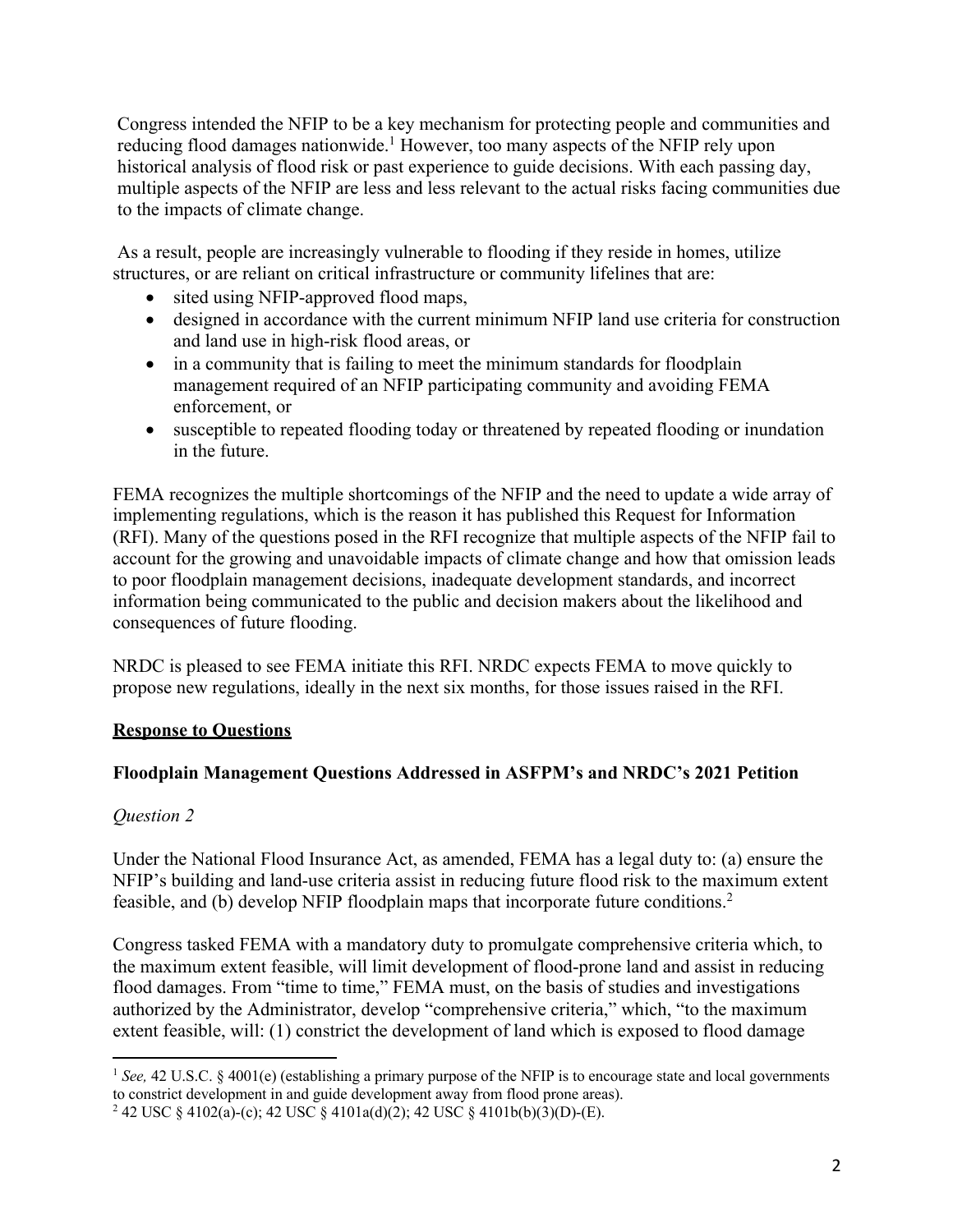Congress intended the NFIP to be a key mechanism for protecting people and communities and reducing flood damages nationwide.[1] However, too many aspects of the NFIP rely upon historical analysis of flood risk or past experience to guide decisions. With each passing day, multiple aspects of the NFIP are less and less relevant to the actual risks facing communities due to the impacts of climate change.

As a result, people are increasingly vulnerable to flooding if they reside in homes, utilize structures, or are reliant on critical infrastructure or community lifelines that are:

- sited using NFIP-approved flood maps,
- designed in accordance with the current minimum NFIP land use criteria for construction and land use in high-risk flood areas, or
- in a community that is failing to meet the minimum standards for floodplain management required of an NFIP participating community and avoiding FEMA enforcement, or
- susceptible to repeated flooding today or threatened by repeated flooding or inundation in the future.

FEMA recognizes the multiple shortcomings of the NFIP and the need to update a wide array of implementing regulations, which is the reason it has published this Request for Information (RFI). Many of the questions posed in the RFI recognize that multiple aspects of the NFIP fail to account for the growing and unavoidable impacts of climate change and how that omission leads to poor floodplain management decisions, inadequate development standards, and incorrect information being communicated to the public and decision makers about the likelihood and consequences of future flooding.

NRDC is pleased to see FEMA initiate this RFI. NRDC expects FEMA to move quickly to propose new regulations, ideally in the next six months, for those issues raised in the RFI.

## Response to Questions

### Floodplain Management Questions Addressed in ASFPM's and NRDC's 2021 Petition

*Question 2*

Under the National Flood Insurance Act, as amended, FEMA has a legal duty to: (a) ensure the NFIP's building and land-use criteria assist in reducing future flood risk to the maximum extent feasible, and (b) develop NFIP floodplain maps that incorporate future conditions.[2]

Congress tasked FEMA with a mandatory duty to promulgate comprehensive criteria which, to the maximum extent feasible, will limit development of flood-prone land and assist in reducing flood damages. From "time to time," FEMA must, on the basis of studies and investigations authorized by the Administrator, develop "comprehensive criteria," which, "to the maximum extent feasible, will: (1) constrict the development of land which is exposed to flood damage

---

[1] *See,* 42 U.S.C. § 4001(e) (establishing a primary purpose of the NFIP is to encourage state and local governments to constrict development in and guide development away from flood prone areas).

[2] 42 USC § 4102(a)-(c); 42 USC § 4101a(d)(2); 42 USC § 4101b(b)(3)(D)-(E).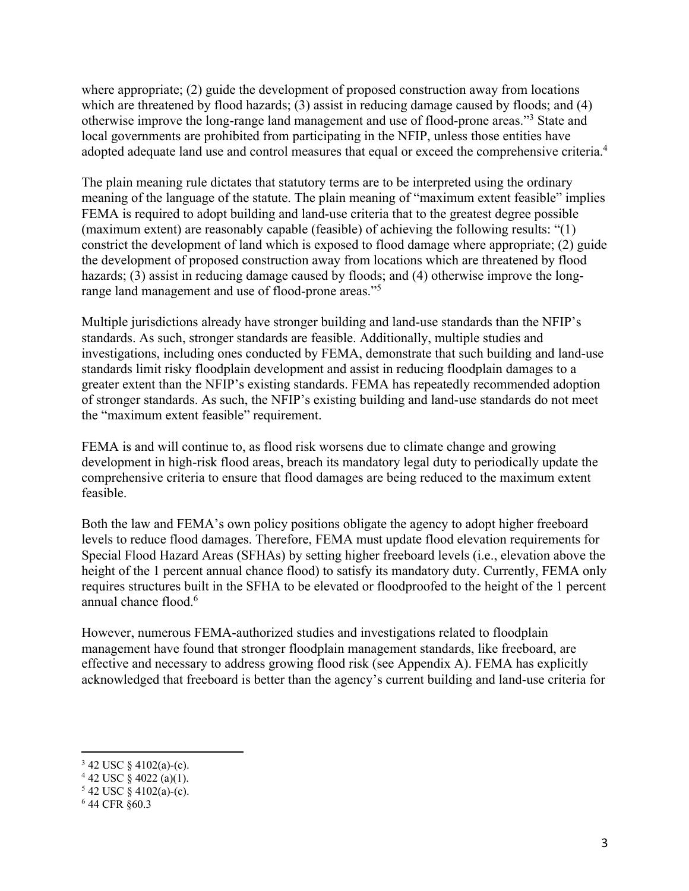where appropriate; (2) guide the development of proposed construction away from locations which are threatened by flood hazards; (3) assist in reducing damage caused by floods; and (4) otherwise improve the long-range land management and use of flood-prone areas."[3] State and local governments are prohibited from participating in the NFIP, unless those entities have adopted adequate land use and control measures that equal or exceed the comprehensive criteria.[4]

The plain meaning rule dictates that statutory terms are to be interpreted using the ordinary meaning of the language of the statute. The plain meaning of "maximum extent feasible" implies FEMA is required to adopt building and land-use criteria that to the greatest degree possible (maximum extent) are reasonably capable (feasible) of achieving the following results: "(1) constrict the development of land which is exposed to flood damage where appropriate; (2) guide the development of proposed construction away from locations which are threatened by flood hazards; (3) assist in reducing damage caused by floods; and (4) otherwise improve the long-range land management and use of flood-prone areas."[5]

Multiple jurisdictions already have stronger building and land-use standards than the NFIP's standards. As such, stronger standards are feasible. Additionally, multiple studies and investigations, including ones conducted by FEMA, demonstrate that such building and land-use standards limit risky floodplain development and assist in reducing floodplain damages to a greater extent than the NFIP's existing standards. FEMA has repeatedly recommended adoption of stronger standards. As such, the NFIP's existing building and land-use standards do not meet the "maximum extent feasible" requirement.

FEMA is and will continue to, as flood risk worsens due to climate change and growing development in high-risk flood areas, breach its mandatory legal duty to periodically update the comprehensive criteria to ensure that flood damages are being reduced to the maximum extent feasible.

Both the law and FEMA's own policy positions obligate the agency to adopt higher freeboard levels to reduce flood damages. Therefore, FEMA must update flood elevation requirements for Special Flood Hazard Areas (SFHAs) by setting higher freeboard levels (i.e., elevation above the height of the 1 percent annual chance flood) to satisfy its mandatory duty. Currently, FEMA only requires structures built in the SFHA to be elevated or floodproofed to the height of the 1 percent annual chance flood.[6]

However, numerous FEMA-authorized studies and investigations related to floodplain management have found that stronger floodplain management standards, like freeboard, are effective and necessary to address growing flood risk (see Appendix A). FEMA has explicitly acknowledged that freeboard is better than the agency's current building and land-use criteria for

---

[3] 42 USC § 4102(a)-(c).

[4] 42 USC § 4022 (a)(1).

[5] 42 USC § 4102(a)-(c).

[6] 44 CFR §60.3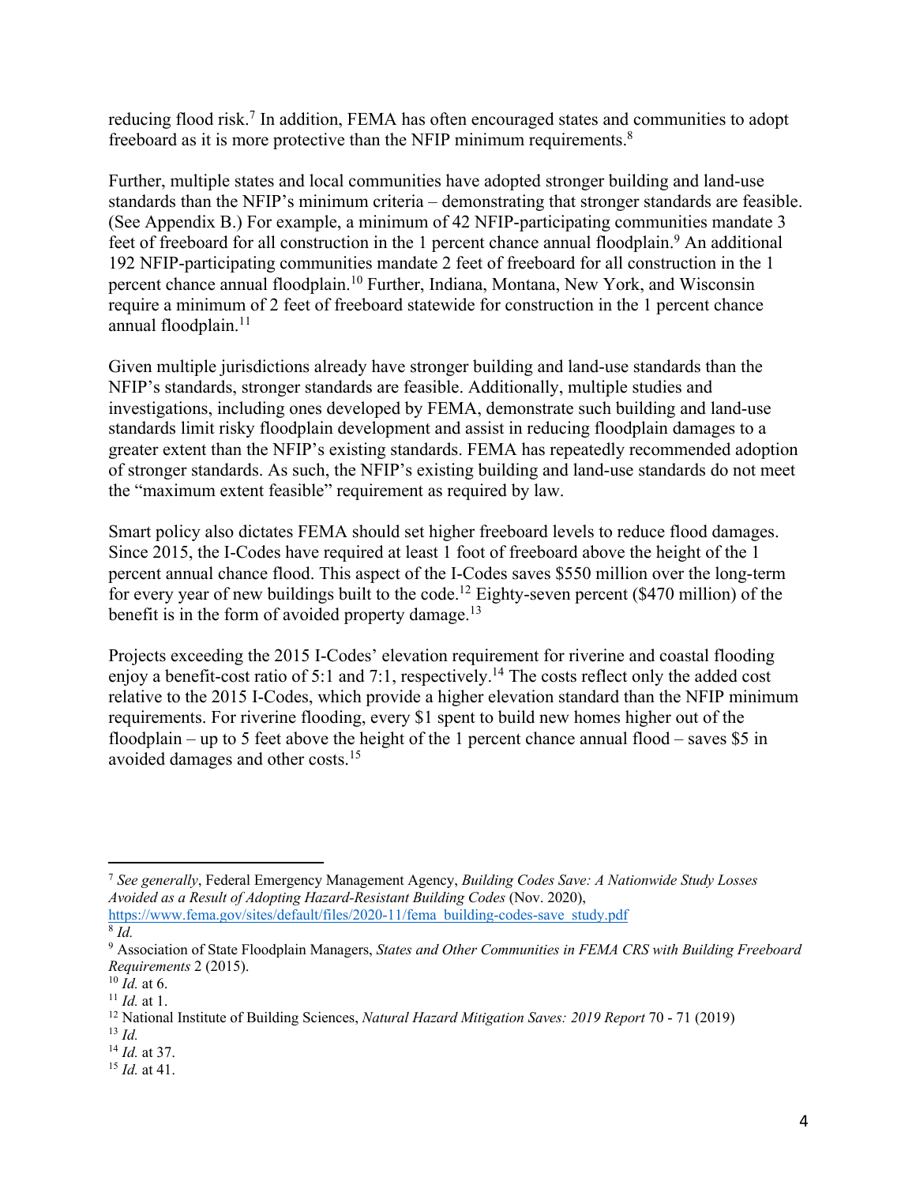reducing flood risk.[7] In addition, FEMA has often encouraged states and communities to adopt freeboard as it is more protective than the NFIP minimum requirements.[8]

Further, multiple states and local communities have adopted stronger building and land-use standards than the NFIP's minimum criteria – demonstrating that stronger standards are feasible. (See Appendix B.) For example, a minimum of 42 NFIP-participating communities mandate 3 feet of freeboard for all construction in the 1 percent chance annual floodplain.[9] An additional 192 NFIP-participating communities mandate 2 feet of freeboard for all construction in the 1 percent chance annual floodplain.[10] Further, Indiana, Montana, New York, and Wisconsin require a minimum of 2 feet of freeboard statewide for construction in the 1 percent chance annual floodplain.[11]

Given multiple jurisdictions already have stronger building and land-use standards than the NFIP's standards, stronger standards are feasible. Additionally, multiple studies and investigations, including ones developed by FEMA, demonstrate such building and land-use standards limit risky floodplain development and assist in reducing floodplain damages to a greater extent than the NFIP's existing standards. FEMA has repeatedly recommended adoption of stronger standards. As such, the NFIP's existing building and land-use standards do not meet the "maximum extent feasible" requirement as required by law.

Smart policy also dictates FEMA should set higher freeboard levels to reduce flood damages. Since 2015, the I-Codes have required at least 1 foot of freeboard above the height of the 1 percent annual chance flood. This aspect of the I-Codes saves $550 million over the long-term for every year of new buildings built to the code.[12] Eighty-seven percent ($470 million) of the benefit is in the form of avoided property damage.[13]

Projects exceeding the 2015 I-Codes' elevation requirement for riverine and coastal flooding enjoy a benefit-cost ratio of 5:1 and 7:1, respectively.[14] The costs reflect only the added cost relative to the 2015 I-Codes, which provide a higher elevation standard than the NFIP minimum requirements. For riverine flooding, every $1 spent to build new homes higher out of the floodplain – up to 5 feet above the height of the 1 percent chance annual flood – saves $5 in avoided damages and other costs.[15]

---

[7] *See generally*, Federal Emergency Management Agency, *Building Codes Save: A Nationwide Study Losses Avoided as a Result of Adopting Hazard-Resistant Building Codes* (Nov. 2020), https://www.fema.gov/sites/default/files/2020-11/fema_building-codes-save_study.pdf

[8] *Id.*

[9] Association of State Floodplain Managers, *States and Other Communities in FEMA CRS with Building Freeboard Requirements* 2 (2015).

[10] *Id.* at 6.

[11] *Id.* at 1.

[12] National Institute of Building Sciences, *Natural Hazard Mitigation Saves: 2019 Report* 70 - 71 (2019)

[13] *Id.*

[14] *Id.* at 37.

[15] *Id.* at 41.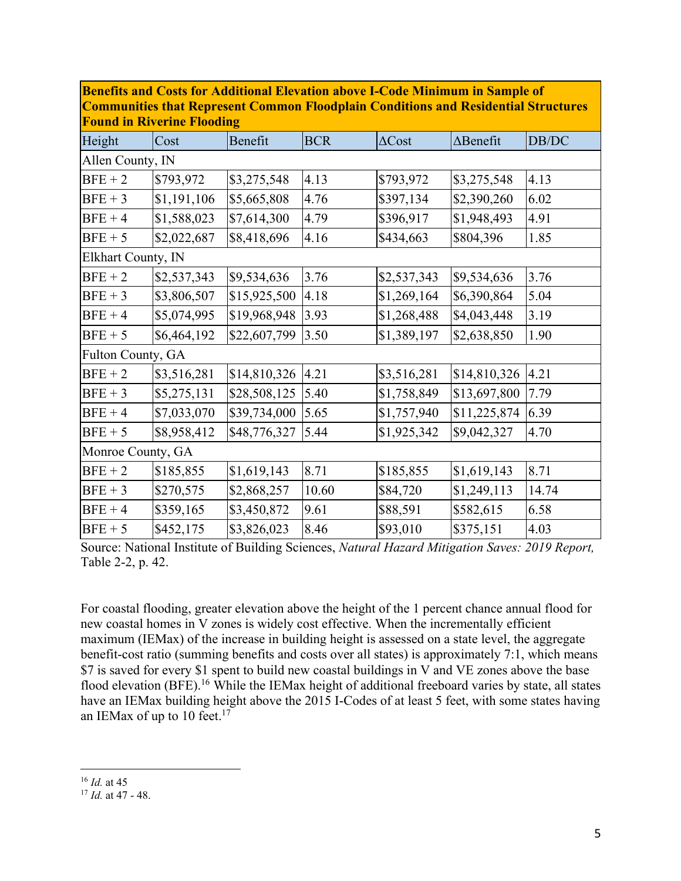| Benefits and Costs for Additional Elevation above I-Code Minimum in Sample of Communities that Represent Common Floodplain Conditions and Residential Structures Found in Riverine Flooding | | | | | | |
|---|---|---|---|---|---|---|
| Height | Cost | Benefit | BCR | ΔCost | ΔBenefit | DB/DC |
| Allen County, IN | | | | | | |
| BFE + 2 | $793,972 | $3,275,548 | 4.13 | $793,972 | $3,275,548 | 4.13 |
| BFE + 3 | $1,191,106 | $5,665,808 | 4.76 | $397,134 | $2,390,260 | 6.02 |
| BFE + 4 | $1,588,023 | $7,614,300 | 4.79 | $396,917 | $1,948,493 | 4.91 |
| BFE + 5 | $2,022,687 | $8,418,696 | 4.16 | $434,663 | $804,396 | 1.85 |
| Elkhart County, IN | | | | | | |
| BFE + 2 | $2,537,343 | $9,534,636 | 3.76 | $2,537,343 | $9,534,636 | 3.76 |
| BFE + 3 | $3,806,507 | $15,925,500 | 4.18 | $1,269,164 | $6,390,864 | 5.04 |
| BFE + 4 | $5,074,995 | $19,968,948 | 3.93 | $1,268,488 | $4,043,448 | 3.19 |
| BFE + 5 | $6,464,192 | $22,607,799 | 3.50 | $1,389,197 | $2,638,850 | 1.90 |
| Fulton County, GA | | | | | | |
| BFE + 2 | $3,516,281 | $14,810,326 | 4.21 | $3,516,281 | $14,810,326 | 4.21 |
| BFE + 3 | $5,275,131 | $28,508,125 | 5.40 | $1,758,849 | $13,697,800 | 7.79 |
| BFE + 4 | $7,033,070 | $39,734,000 | 5.65 | $1,757,940 | $11,225,874 | 6.39 |
| BFE + 5 | $8,958,412 | $48,776,327 | 5.44 | $1,925,342 | $9,042,327 | 4.70 |
| Monroe County, GA | | | | | | |
| BFE + 2 | $185,855 | $1,619,143 | 8.71 | $185,855 | $1,619,143 | 8.71 |
| BFE + 3 | $270,575 | $2,868,257 | 10.60 | $84,720 | $1,249,113 | 14.74 |
| BFE + 4 | $359,165 | $3,450,872 | 9.61 | $88,591 | $582,615 | 6.58 |
| BFE + 5 | $452,175 | $3,826,023 | 8.46 | $93,010 | $375,151 | 4.03 |

Source: National Institute of Building Sciences, *Natural Hazard Mitigation Saves: 2019 Report,* Table 2-2, p. 42.

For coastal flooding, greater elevation above the height of the 1 percent chance annual flood for new coastal homes in V zones is widely cost effective. When the incrementally efficient maximum (IEMax) of the increase in building height is assessed on a state level, the aggregate benefit-cost ratio (summing benefits and costs over all states) is approximately 7:1, which means $7 is saved for every $1 spent to build new coastal buildings in V and VE zones above the base flood elevation (BFE).[16] While the IEMax height of additional freeboard varies by state, all states have an IEMax building height above the 2015 I-Codes of at least 5 feet, with some states having an IEMax of up to 10 feet.[17]

---

[16] *Id.* at 45

[17] *Id.* at 47 - 48.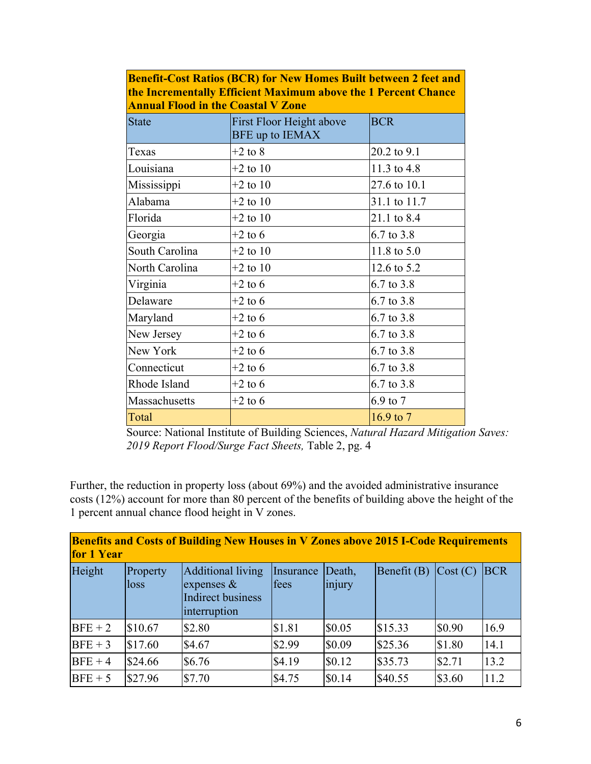| Benefit-Cost Ratios (BCR) for New Homes Built between 2 feet and the Incrementally Efficient Maximum above the 1 Percent Chance Annual Flood in the Coastal V Zone | | |
|---|---|---|
| State | First Floor Height above BFE up to IEMAX | BCR |
| Texas | +2 to 8 | 20.2 to 9.1 |
| Louisiana | +2 to 10 | 11.3 to 4.8 |
| Mississippi | +2 to 10 | 27.6 to 10.1 |
| Alabama | +2 to 10 | 31.1 to 11.7 |
| Florida | +2 to 10 | 21.1 to 8.4 |
| Georgia | +2 to 6 | 6.7 to 3.8 |
| South Carolina | +2 to 10 | 11.8 to 5.0 |
| North Carolina | +2 to 10 | 12.6 to 5.2 |
| Virginia | +2 to 6 | 6.7 to 3.8 |
| Delaware | +2 to 6 | 6.7 to 3.8 |
| Maryland | +2 to 6 | 6.7 to 3.8 |
| New Jersey | +2 to 6 | 6.7 to 3.8 |
| New York | +2 to 6 | 6.7 to 3.8 |
| Connecticut | +2 to 6 | 6.7 to 3.8 |
| Rhode Island | +2 to 6 | 6.7 to 3.8 |
| Massachusetts | +2 to 6 | 6.9 to 7 |
| Total | | 16.9 to 7 |

Source: National Institute of Building Sciences, *Natural Hazard Mitigation Saves: 2019 Report Flood/Surge Fact Sheets,* Table 2, pg. 4

Further, the reduction in property loss (about 69%) and the avoided administrative insurance costs (12%) account for more than 80 percent of the benefits of building above the height of the 1 percent annual chance flood height in V zones.

| Benefits and Costs of Building New Houses in V Zones above 2015 I-Code Requirements for 1 Year | | | | | | | |
|---|---|---|---|---|---|---|---|
| Height | Property loss | Additional living expenses & Indirect business interruption | Insurance fees | Death, injury | Benefit (B) | Cost (C) | BCR |
| BFE + 2 | $10.67 | $2.80 | $1.81 | $0.05 | $15.33 | $0.90 | 16.9 |
| BFE + 3 | $17.60 | $4.67 | $2.99 | $0.09 | $25.36 | $1.80 | 14.1 |
| BFE + 4 | $24.66 | $6.76 | $4.19 | $0.12 | $35.73 | $2.71 | 13.2 |
| BFE + 5 | $27.96 | $7.70 | $4.75 | $0.14 | $40.55 | $3.60 | 11.2 |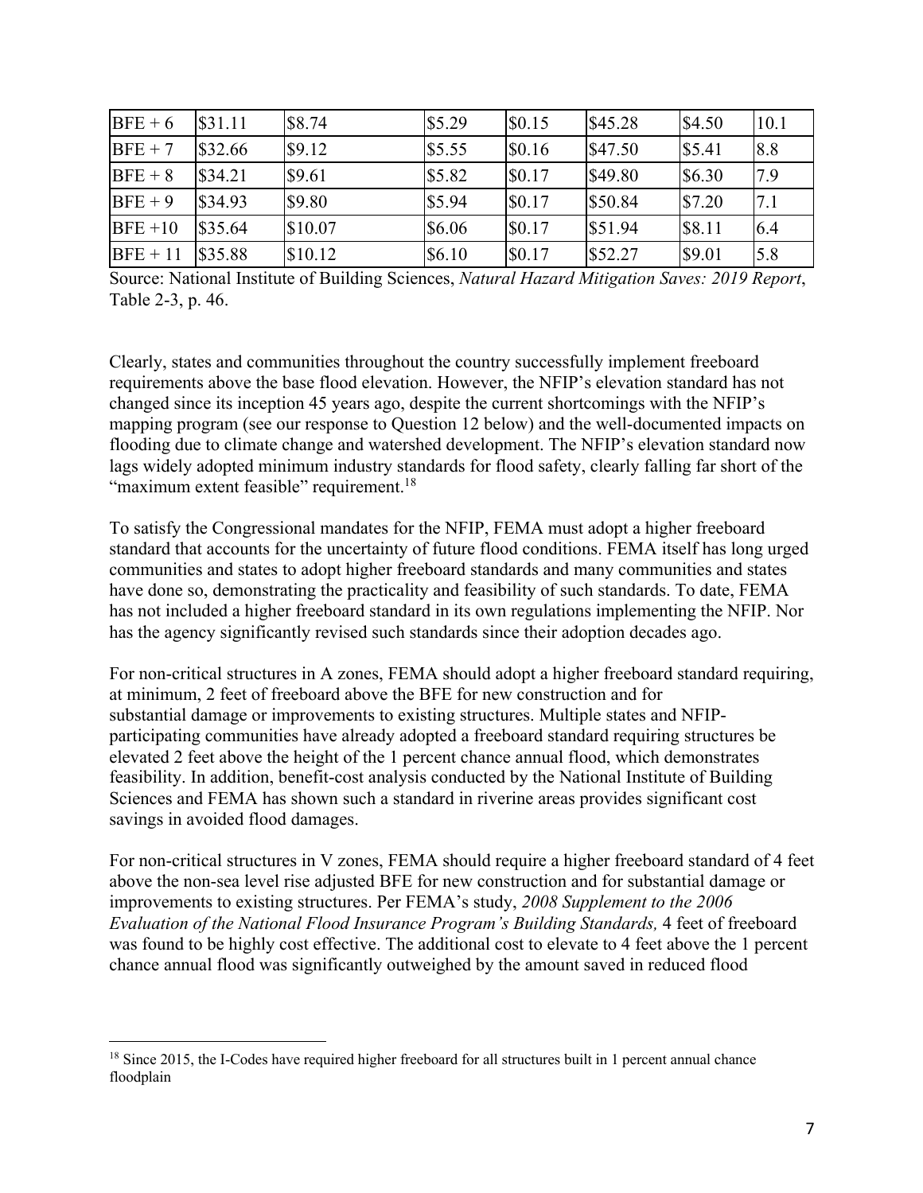| BFE + 6 | $31.11 | $8.74 | $5.29 | $0.15 | $45.28 | $4.50 | 10.1 |
|---|---|---|---|---|---|---|---|
| BFE + 7 | $32.66 | $9.12 | $5.55 | $0.16 | $47.50 | $5.41 | 8.8 |
| BFE + 8 | $34.21 | $9.61 | $5.82 | $0.17 | $49.80 | $6.30 | 7.9 |
| BFE + 9 | $34.93 | $9.80 | $5.94 | $0.17 | $50.84 | $7.20 | 7.1 |
| BFE +10 | $35.64 | $10.07 | $6.06 | $0.17 | $51.94 | $8.11 | 6.4 |
| BFE + 11 | $35.88 | $10.12 | $6.10 | $0.17 | $52.27 | $9.01 | 5.8 |

Source: National Institute of Building Sciences, *Natural Hazard Mitigation Saves: 2019 Report*, Table 2-3, p. 46.

Clearly, states and communities throughout the country successfully implement freeboard requirements above the base flood elevation. However, the NFIP's elevation standard has not changed since its inception 45 years ago, despite the current shortcomings with the NFIP's mapping program (see our response to Question 12 below) and the well-documented impacts on flooding due to climate change and watershed development. The NFIP's elevation standard now lags widely adopted minimum industry standards for flood safety, clearly falling far short of the "maximum extent feasible" requirement.[18]

To satisfy the Congressional mandates for the NFIP, FEMA must adopt a higher freeboard standard that accounts for the uncertainty of future flood conditions. FEMA itself has long urged communities and states to adopt higher freeboard standards and many communities and states have done so, demonstrating the practicality and feasibility of such standards. To date, FEMA has not included a higher freeboard standard in its own regulations implementing the NFIP. Nor has the agency significantly revised such standards since their adoption decades ago.

For non-critical structures in A zones, FEMA should adopt a higher freeboard standard requiring, at minimum, 2 feet of freeboard above the BFE for new construction and for substantial damage or improvements to existing structures. Multiple states and NFIP-participating communities have already adopted a freeboard standard requiring structures be elevated 2 feet above the height of the 1 percent chance annual flood, which demonstrates feasibility. In addition, benefit-cost analysis conducted by the National Institute of Building Sciences and FEMA has shown such a standard in riverine areas provides significant cost savings in avoided flood damages.

For non-critical structures in V zones, FEMA should require a higher freeboard standard of 4 feet above the non-sea level rise adjusted BFE for new construction and for substantial damage or improvements to existing structures. Per FEMA's study, *2008 Supplement to the 2006 Evaluation of the National Flood Insurance Program's Building Standards,* 4 feet of freeboard was found to be highly cost effective. The additional cost to elevate to 4 feet above the 1 percent chance annual flood was significantly outweighed by the amount saved in reduced flood

[18] Since 2015, the I-Codes have required higher freeboard for all structures built in 1 percent annual chance floodplain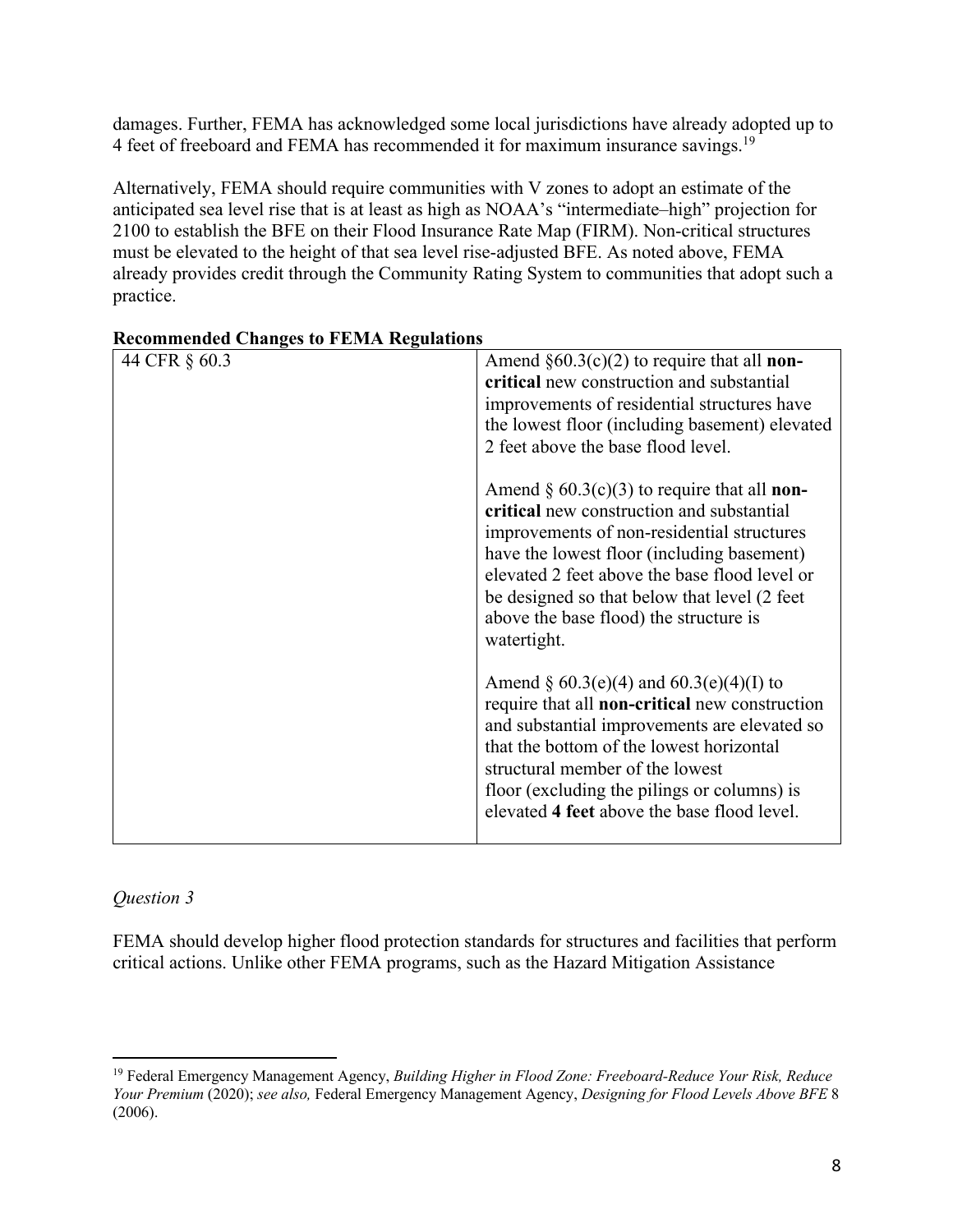damages. Further, FEMA has acknowledged some local jurisdictions have already adopted up to 4 feet of freeboard and FEMA has recommended it for maximum insurance savings.[19]

Alternatively, FEMA should require communities with V zones to adopt an estimate of the anticipated sea level rise that is at least as high as NOAA's "intermediate–high" projection for 2100 to establish the BFE on their Flood Insurance Rate Map (FIRM). Non-critical structures must be elevated to the height of that sea level rise-adjusted BFE. As noted above, FEMA already provides credit through the Community Rating System to communities that adopt such a practice.

**Recommended Changes to FEMA Regulations**

| 44 CFR § 60.3 | Amend §60.3(c)(2) to require that all **non-critical** new construction and substantial improvements of residential structures have the lowest floor (including basement) elevated 2 feet above the base flood level.<br><br>Amend § 60.3(c)(3) to require that all **non-critical** new construction and substantial improvements of non-residential structures have the lowest floor (including basement) elevated 2 feet above the base flood level or be designed so that below that level (2 feet above the base flood) the structure is watertight.<br><br>Amend § 60.3(e)(4) and 60.3(e)(4)(I) to require that all **non-critical** new construction and substantial improvements are elevated so that the bottom of the lowest horizontal structural member of the lowest floor (excluding the pilings or columns) is elevated **4 feet** above the base flood level. |
|---|---|

*Question 3*

FEMA should develop higher flood protection standards for structures and facilities that perform critical actions. Unlike other FEMA programs, such as the Hazard Mitigation Assistance

[19] Federal Emergency Management Agency, *Building Higher in Flood Zone: Freeboard-Reduce Your Risk, Reduce Your Premium* (2020); *see also,* Federal Emergency Management Agency, *Designing for Flood Levels Above BFE* 8 (2006).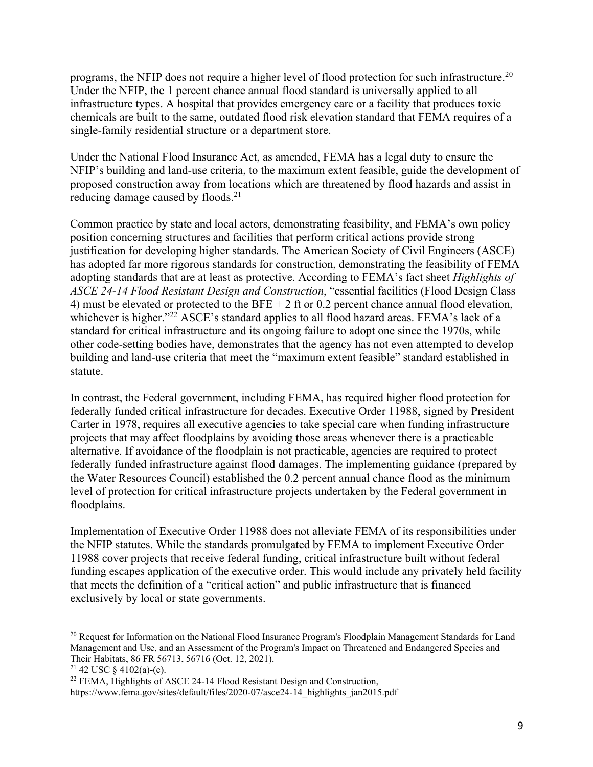programs, the NFIP does not require a higher level of flood protection for such infrastructure.[20] Under the NFIP, the 1 percent chance annual flood standard is universally applied to all infrastructure types. A hospital that provides emergency care or a facility that produces toxic chemicals are built to the same, outdated flood risk elevation standard that FEMA requires of a single-family residential structure or a department store.

Under the National Flood Insurance Act, as amended, FEMA has a legal duty to ensure the NFIP's building and land-use criteria, to the maximum extent feasible, guide the development of proposed construction away from locations which are threatened by flood hazards and assist in reducing damage caused by floods.[21]

Common practice by state and local actors, demonstrating feasibility, and FEMA's own policy position concerning structures and facilities that perform critical actions provide strong justification for developing higher standards. The American Society of Civil Engineers (ASCE) has adopted far more rigorous standards for construction, demonstrating the feasibility of FEMA adopting standards that are at least as protective. According to FEMA's fact sheet *Highlights of ASCE 24-14 Flood Resistant Design and Construction*, "essential facilities (Flood Design Class 4) must be elevated or protected to the BFE + 2 ft or 0.2 percent chance annual flood elevation, whichever is higher."[22] ASCE's standard applies to all flood hazard areas. FEMA's lack of a standard for critical infrastructure and its ongoing failure to adopt one since the 1970s, while other code-setting bodies have, demonstrates that the agency has not even attempted to develop building and land-use criteria that meet the "maximum extent feasible" standard established in statute.

In contrast, the Federal government, including FEMA, has required higher flood protection for federally funded critical infrastructure for decades. Executive Order 11988, signed by President Carter in 1978, requires all executive agencies to take special care when funding infrastructure projects that may affect floodplains by avoiding those areas whenever there is a practicable alternative. If avoidance of the floodplain is not practicable, agencies are required to protect federally funded infrastructure against flood damages. The implementing guidance (prepared by the Water Resources Council) established the 0.2 percent annual chance flood as the minimum level of protection for critical infrastructure projects undertaken by the Federal government in floodplains.

Implementation of Executive Order 11988 does not alleviate FEMA of its responsibilities under the NFIP statutes. While the standards promulgated by FEMA to implement Executive Order 11988 cover projects that receive federal funding, critical infrastructure built without federal funding escapes application of the executive order. This would include any privately held facility that meets the definition of a "critical action" and public infrastructure that is financed exclusively by local or state governments.

---

[20] Request for Information on the National Flood Insurance Program's Floodplain Management Standards for Land Management and Use, and an Assessment of the Program's Impact on Threatened and Endangered Species and Their Habitats, 86 FR 56713, 56716 (Oct. 12, 2021).

[21] 42 USC § 4102(a)-(c).

[22] FEMA, Highlights of ASCE 24-14 Flood Resistant Design and Construction, https://www.fema.gov/sites/default/files/2020-07/asce24-14_highlights_jan2015.pdf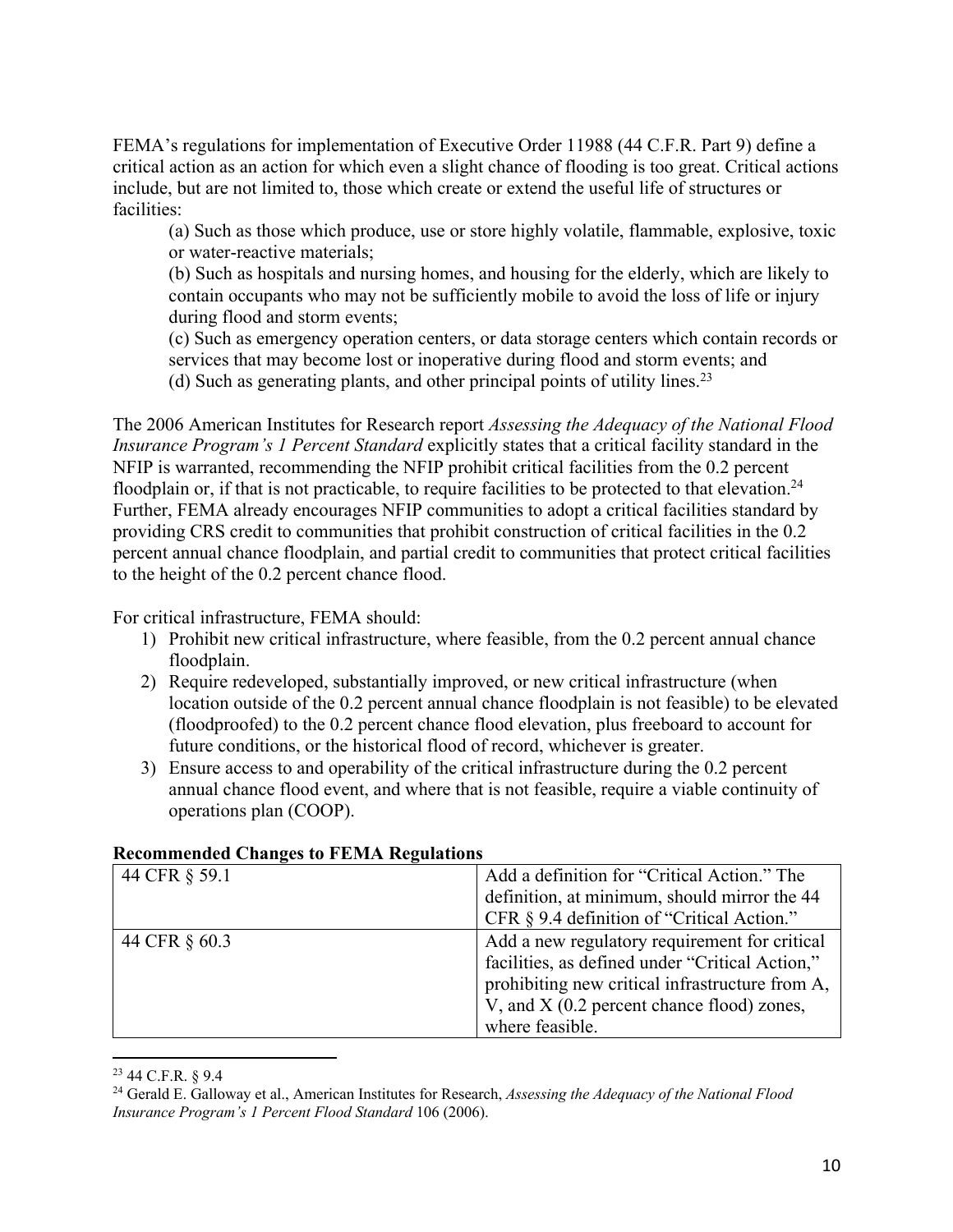FEMA's regulations for implementation of Executive Order 11988 (44 C.F.R. Part 9) define a critical action as an action for which even a slight chance of flooding is too great. Critical actions include, but are not limited to, those which create or extend the useful life of structures or facilities:

> (a) Such as those which produce, use or store highly volatile, flammable, explosive, toxic or water-reactive materials;
> (b) Such as hospitals and nursing homes, and housing for the elderly, which are likely to contain occupants who may not be sufficiently mobile to avoid the loss of life or injury during flood and storm events;
> (c) Such as emergency operation centers, or data storage centers which contain records or services that may become lost or inoperative during flood and storm events; and
> (d) Such as generating plants, and other principal points of utility lines.[23]

The 2006 American Institutes for Research report *Assessing the Adequacy of the National Flood Insurance Program's 1 Percent Standard* explicitly states that a critical facility standard in the NFIP is warranted, recommending the NFIP prohibit critical facilities from the 0.2 percent floodplain or, if that is not practicable, to require facilities to be protected to that elevation.[24] Further, FEMA already encourages NFIP communities to adopt a critical facilities standard by providing CRS credit to communities that prohibit construction of critical facilities in the 0.2 percent annual chance floodplain, and partial credit to communities that protect critical facilities to the height of the 0.2 percent chance flood.

For critical infrastructure, FEMA should:

1) Prohibit new critical infrastructure, where feasible, from the 0.2 percent annual chance floodplain.
2) Require redeveloped, substantially improved, or new critical infrastructure (when location outside of the 0.2 percent annual chance floodplain is not feasible) to be elevated (floodproofed) to the 0.2 percent chance flood elevation, plus freeboard to account for future conditions, or the historical flood of record, whichever is greater.
3) Ensure access to and operability of the critical infrastructure during the 0.2 percent annual chance flood event, and where that is not feasible, require a viable continuity of operations plan (COOP).

**Recommended Changes to FEMA Regulations**

| | |
|---|---|
| 44 CFR § 59.1 | Add a definition for "Critical Action." The definition, at minimum, should mirror the 44 CFR § 9.4 definition of "Critical Action." |
| 44 CFR § 60.3 | Add a new regulatory requirement for critical facilities, as defined under "Critical Action," prohibiting new critical infrastructure from A, V, and X (0.2 percent chance flood) zones, where feasible. |

[23] 44 C.F.R. § 9.4

[24] Gerald E. Galloway et al., American Institutes for Research, *Assessing the Adequacy of the National Flood Insurance Program's 1 Percent Flood Standard* 106 (2006).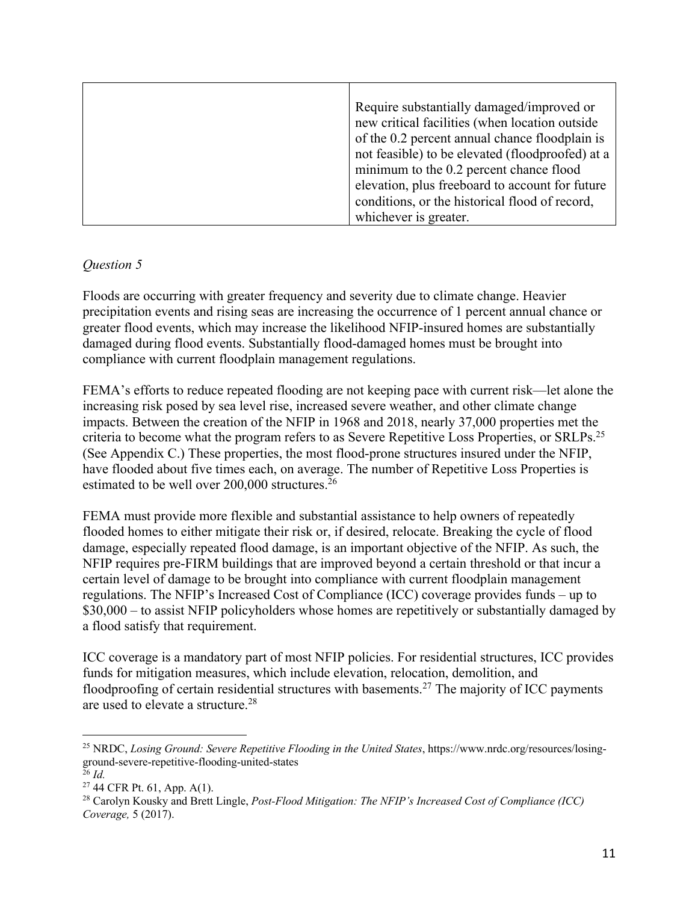| | |
|---|---|
| | Require substantially damaged/improved or new critical facilities (when location outside of the 0.2 percent annual chance floodplain is not feasible) to be elevated (floodproofed) at a minimum to the 0.2 percent chance flood elevation, plus freeboard to account for future conditions, or the historical flood of record, whichever is greater. |

*Question 5*

Floods are occurring with greater frequency and severity due to climate change. Heavier precipitation events and rising seas are increasing the occurrence of 1 percent annual chance or greater flood events, which may increase the likelihood NFIP-insured homes are substantially damaged during flood events. Substantially flood-damaged homes must be brought into compliance with current floodplain management regulations.

FEMA's efforts to reduce repeated flooding are not keeping pace with current risk—let alone the increasing risk posed by sea level rise, increased severe weather, and other climate change impacts. Between the creation of the NFIP in 1968 and 2018, nearly 37,000 properties met the criteria to become what the program refers to as Severe Repetitive Loss Properties, or SRLPs.[25] (See Appendix C.) These properties, the most flood-prone structures insured under the NFIP, have flooded about five times each, on average. The number of Repetitive Loss Properties is estimated to be well over 200,000 structures.[26]

FEMA must provide more flexible and substantial assistance to help owners of repeatedly flooded homes to either mitigate their risk or, if desired, relocate. Breaking the cycle of flood damage, especially repeated flood damage, is an important objective of the NFIP. As such, the NFIP requires pre-FIRM buildings that are improved beyond a certain threshold or that incur a certain level of damage to be brought into compliance with current floodplain management regulations. The NFIP's Increased Cost of Compliance (ICC) coverage provides funds – up to $30,000 – to assist NFIP policyholders whose homes are repetitively or substantially damaged by a flood satisfy that requirement.

ICC coverage is a mandatory part of most NFIP policies. For residential structures, ICC provides funds for mitigation measures, which include elevation, relocation, demolition, and floodproofing of certain residential structures with basements.[27] The majority of ICC payments are used to elevate a structure.[28]

---

[25] NRDC, *Losing Ground: Severe Repetitive Flooding in the United States*, https://www.nrdc.org/resources/losing-ground-severe-repetitive-flooding-united-states

[26] *Id.*

[27] 44 CFR Pt. 61, App. A(1).

[28] Carolyn Kousky and Brett Lingle, *Post-Flood Mitigation: The NFIP's Increased Cost of Compliance (ICC) Coverage,* 5 (2017).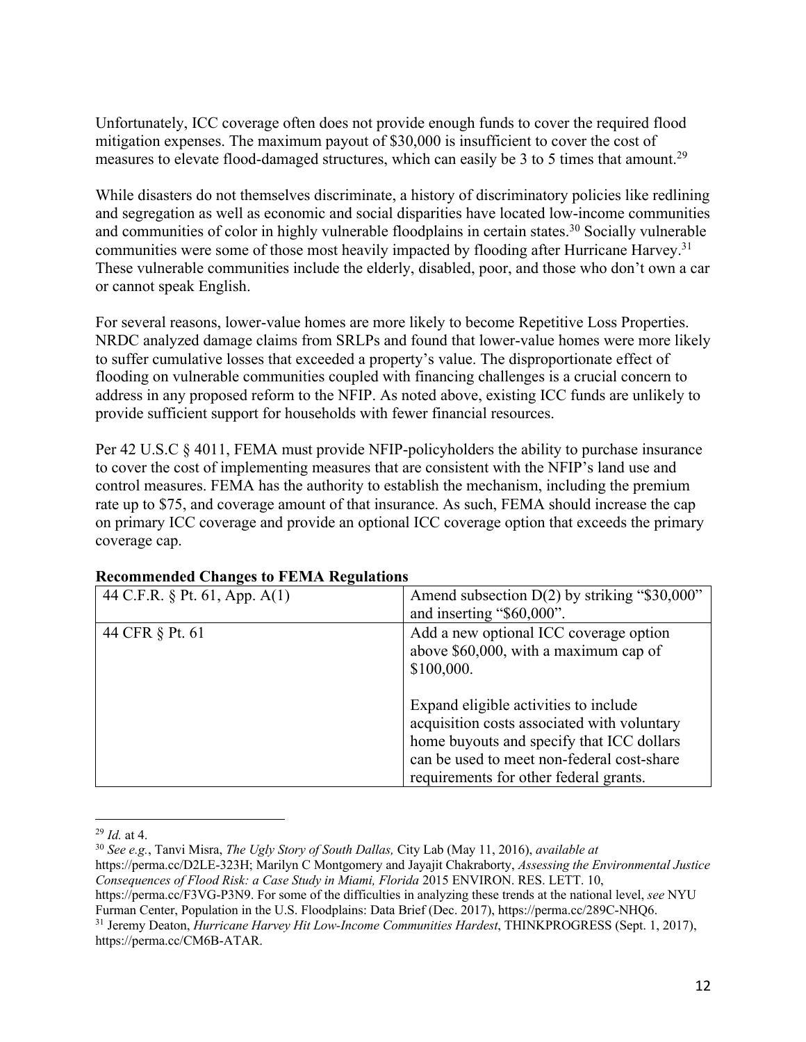Unfortunately, ICC coverage often does not provide enough funds to cover the required flood mitigation expenses. The maximum payout of $30,000 is insufficient to cover the cost of measures to elevate flood-damaged structures, which can easily be 3 to 5 times that amount.[29]

While disasters do not themselves discriminate, a history of discriminatory policies like redlining and segregation as well as economic and social disparities have located low-income communities and communities of color in highly vulnerable floodplains in certain states.[30] Socially vulnerable communities were some of those most heavily impacted by flooding after Hurricane Harvey.[31] These vulnerable communities include the elderly, disabled, poor, and those who don't own a car or cannot speak English.

For several reasons, lower-value homes are more likely to become Repetitive Loss Properties. NRDC analyzed damage claims from SRLPs and found that lower-value homes were more likely to suffer cumulative losses that exceeded a property's value. The disproportionate effect of flooding on vulnerable communities coupled with financing challenges is a crucial concern to address in any proposed reform to the NFIP. As noted above, existing ICC funds are unlikely to provide sufficient support for households with fewer financial resources.

Per 42 U.S.C § 4011, FEMA must provide NFIP-policyholders the ability to purchase insurance to cover the cost of implementing measures that are consistent with the NFIP's land use and control measures. FEMA has the authority to establish the mechanism, including the premium rate up to $75, and coverage amount of that insurance. As such, FEMA should increase the cap on primary ICC coverage and provide an optional ICC coverage option that exceeds the primary coverage cap.

**Recommended Changes to FEMA Regulations**

| | |
|---|---|
| 44 C.F.R. § Pt. 61, App. A(1) | Amend subsection D(2) by striking "$30,000" and inserting "$60,000". |
| 44 CFR § Pt. 61 | Add a new optional ICC coverage option above $60,000, with a maximum cap of $100,000.<br><br>Expand eligible activities to include acquisition costs associated with voluntary home buyouts and specify that ICC dollars can be used to meet non-federal cost-share requirements for other federal grants. |

---

[29] *Id.* at 4.

[30] *See e.g.*, Tanvi Misra, *The Ugly Story of South Dallas,* City Lab (May 11, 2016), *available at* https://perma.cc/D2LE-323H; Marilyn C Montgomery and Jayajit Chakraborty, *Assessing the Environmental Justice Consequences of Flood Risk: a Case Study in Miami, Florida* 2015 ENVIRON. RES. LETT. 10, https://perma.cc/F3VG-P3N9. For some of the difficulties in analyzing these trends at the national level, *see* NYU Furman Center, Population in the U.S. Floodplains: Data Brief (Dec. 2017), https://perma.cc/289C-NHQ6.

[31] Jeremy Deaton, *Hurricane Harvey Hit Low-Income Communities Hardest*, THINKPROGRESS (Sept. 1, 2017), https://perma.cc/CM6B-ATAR.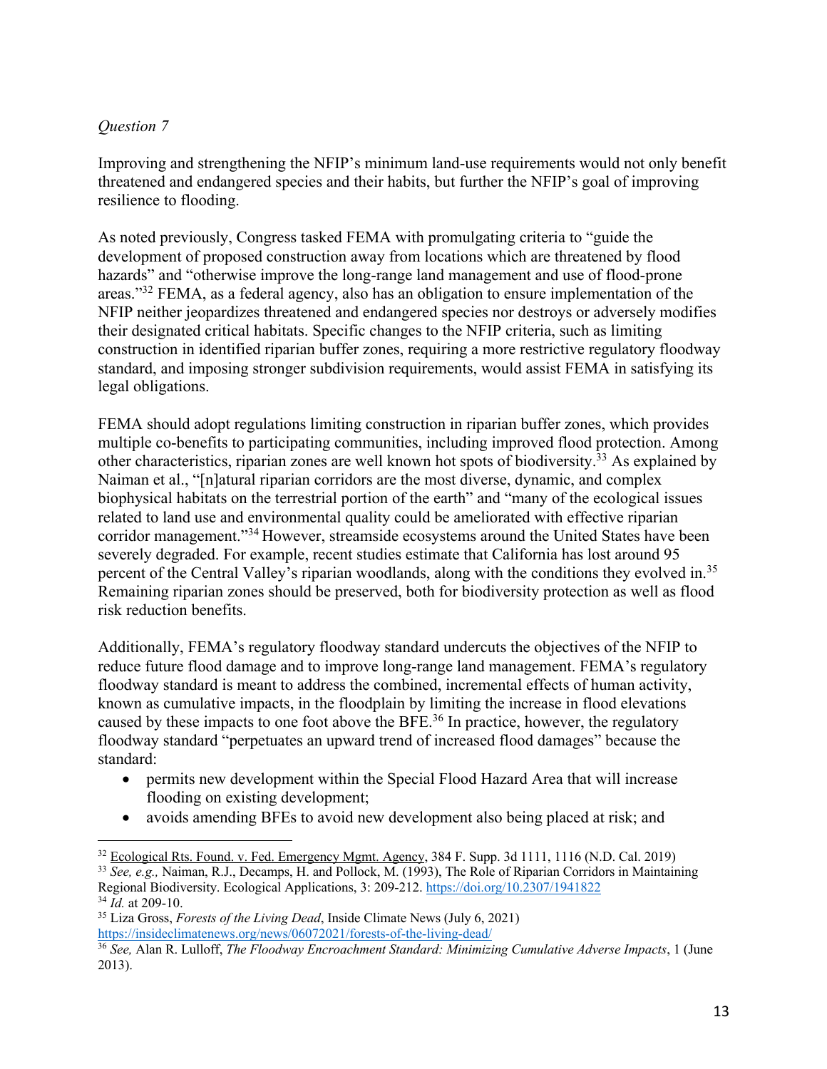*Question 7*

Improving and strengthening the NFIP's minimum land-use requirements would not only benefit threatened and endangered species and their habits, but further the NFIP's goal of improving resilience to flooding.

As noted previously, Congress tasked FEMA with promulgating criteria to "guide the development of proposed construction away from locations which are threatened by flood hazards" and "otherwise improve the long-range land management and use of flood-prone areas."[32] FEMA, as a federal agency, also has an obligation to ensure implementation of the NFIP neither jeopardizes threatened and endangered species nor destroys or adversely modifies their designated critical habitats. Specific changes to the NFIP criteria, such as limiting construction in identified riparian buffer zones, requiring a more restrictive regulatory floodway standard, and imposing stronger subdivision requirements, would assist FEMA in satisfying its legal obligations.

FEMA should adopt regulations limiting construction in riparian buffer zones, which provides multiple co-benefits to participating communities, including improved flood protection. Among other characteristics, riparian zones are well known hot spots of biodiversity.[33] As explained by Naiman et al., "[n]atural riparian corridors are the most diverse, dynamic, and complex biophysical habitats on the terrestrial portion of the earth" and "many of the ecological issues related to land use and environmental quality could be ameliorated with effective riparian corridor management."[34] However, streamside ecosystems around the United States have been severely degraded. For example, recent studies estimate that California has lost around 95 percent of the Central Valley's riparian woodlands, along with the conditions they evolved in.[35] Remaining riparian zones should be preserved, both for biodiversity protection as well as flood risk reduction benefits.

Additionally, FEMA's regulatory floodway standard undercuts the objectives of the NFIP to reduce future flood damage and to improve long-range land management. FEMA's regulatory floodway standard is meant to address the combined, incremental effects of human activity, known as cumulative impacts, in the floodplain by limiting the increase in flood elevations caused by these impacts to one foot above the BFE.[36] In practice, however, the regulatory floodway standard "perpetuates an upward trend of increased flood damages" because the standard:

- permits new development within the Special Flood Hazard Area that will increase flooding on existing development;
- avoids amending BFEs to avoid new development also being placed at risk; and

---

[32] Ecological Rts. Found. v. Fed. Emergency Mgmt. Agency, 384 F. Supp. 3d 1111, 1116 (N.D. Cal. 2019)

[33] *See, e.g.,* Naiman, R.J., Decamps, H. and Pollock, M. (1993), The Role of Riparian Corridors in Maintaining Regional Biodiversity. Ecological Applications, 3: 209-212. https://doi.org/10.2307/1941822

[34] *Id.* at 209-10.

[35] Liza Gross, *Forests of the Living Dead*, Inside Climate News (July 6, 2021) https://insideclimatenews.org/news/06072021/forests-of-the-living-dead/

[36] *See,* Alan R. Lulloff, *The Floodway Encroachment Standard: Minimizing Cumulative Adverse Impacts*, 1 (June 2013).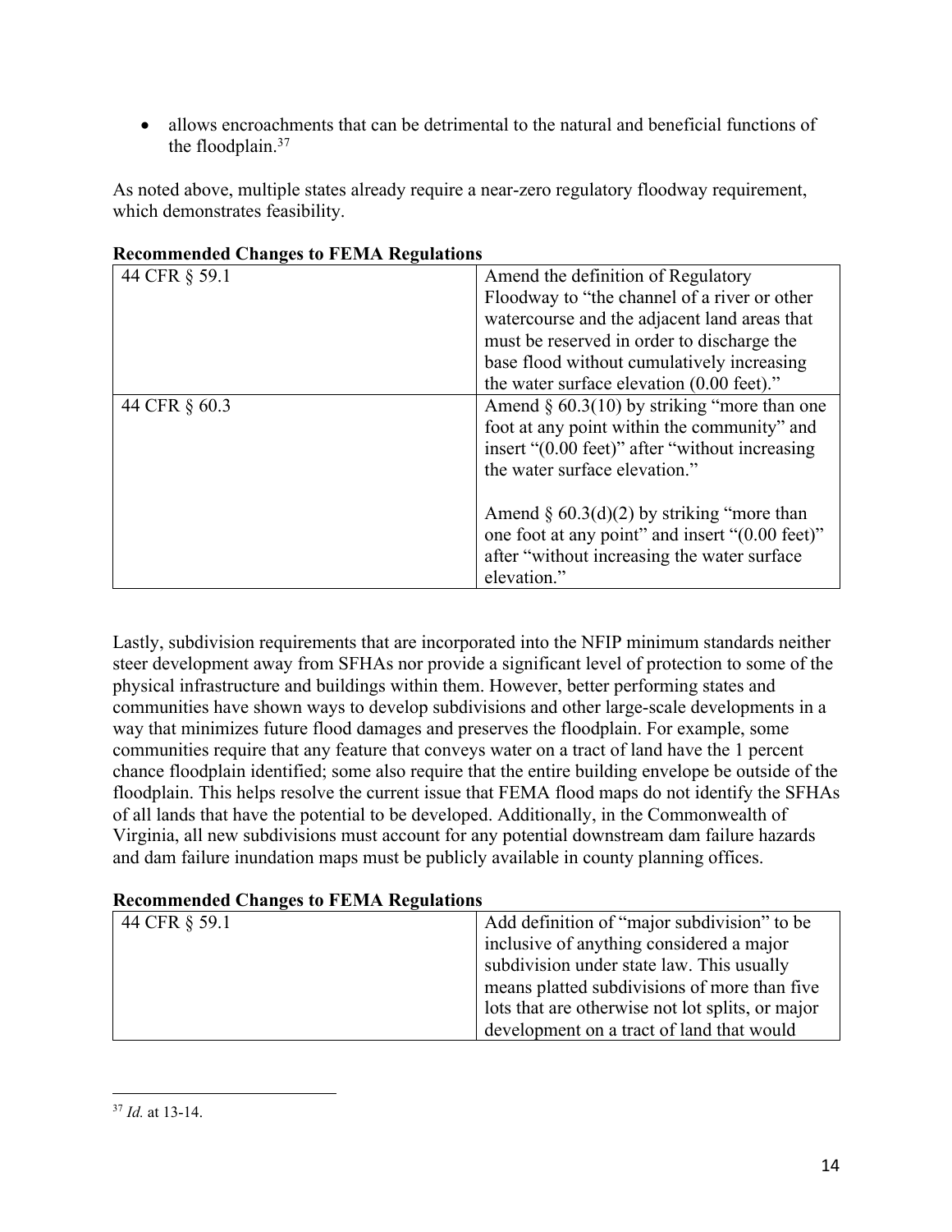- allows encroachments that can be detrimental to the natural and beneficial functions of the floodplain.[37]

As noted above, multiple states already require a near-zero regulatory floodway requirement, which demonstrates feasibility.

**Recommended Changes to FEMA Regulations**

| 44 CFR § 59.1 | Amend the definition of Regulatory Floodway to "the channel of a river or other watercourse and the adjacent land areas that must be reserved in order to discharge the base flood without cumulatively increasing the water surface elevation (0.00 feet)." |
|---|---|
| 44 CFR § 60.3 | Amend § 60.3(10) by striking "more than one foot at any point within the community" and insert "(0.00 feet)" after "without increasing the water surface elevation."<br><br>Amend § 60.3(d)(2) by striking "more than one foot at any point" and insert "(0.00 feet)" after "without increasing the water surface elevation." |

Lastly, subdivision requirements that are incorporated into the NFIP minimum standards neither steer development away from SFHAs nor provide a significant level of protection to some of the physical infrastructure and buildings within them. However, better performing states and communities have shown ways to develop subdivisions and other large-scale developments in a way that minimizes future flood damages and preserves the floodplain. For example, some communities require that any feature that conveys water on a tract of land have the 1 percent chance floodplain identified; some also require that the entire building envelope be outside of the floodplain. This helps resolve the current issue that FEMA flood maps do not identify the SFHAs of all lands that have the potential to be developed. Additionally, in the Commonwealth of Virginia, all new subdivisions must account for any potential downstream dam failure hazards and dam failure inundation maps must be publicly available in county planning offices.

**Recommended Changes to FEMA Regulations**

| 44 CFR § 59.1 | Add definition of "major subdivision" to be inclusive of anything considered a major subdivision under state law. This usually means platted subdivisions of more than five lots that are otherwise not lot splits, or major development on a tract of land that would |
|---|---|

[37] *Id.* at 13-14.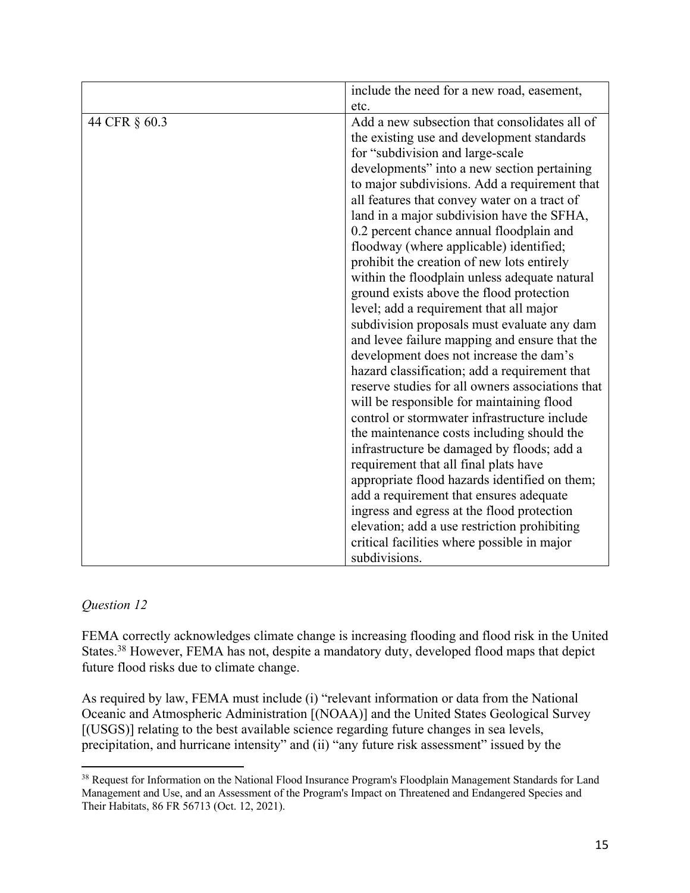| | |
|---|---|
| | include the need for a new road, easement, etc. |
| 44 CFR § 60.3 | Add a new subsection that consolidates all of the existing use and development standards for "subdivision and large-scale developments" into a new section pertaining to major subdivisions. Add a requirement that all features that convey water on a tract of land in a major subdivision have the SFHA, 0.2 percent chance annual floodplain and floodway (where applicable) identified; prohibit the creation of new lots entirely within the floodplain unless adequate natural ground exists above the flood protection level; add a requirement that all major subdivision proposals must evaluate any dam and levee failure mapping and ensure that the development does not increase the dam's hazard classification; add a requirement that reserve studies for all owners associations that will be responsible for maintaining flood control or stormwater infrastructure include the maintenance costs including should the infrastructure be damaged by floods; add a requirement that all final plats have appropriate flood hazards identified on them; add a requirement that ensures adequate ingress and egress at the flood protection elevation; add a use restriction prohibiting critical facilities where possible in major subdivisions. |

*Question 12*

FEMA correctly acknowledges climate change is increasing flooding and flood risk in the United States.[38] However, FEMA has not, despite a mandatory duty, developed flood maps that depict future flood risks due to climate change.

As required by law, FEMA must include (i) "relevant information or data from the National Oceanic and Atmospheric Administration [(NOAA)] and the United States Geological Survey [(USGS)] relating to the best available science regarding future changes in sea levels, precipitation, and hurricane intensity" and (ii) "any future risk assessment" issued by the

[38] Request for Information on the National Flood Insurance Program's Floodplain Management Standards for Land Management and Use, and an Assessment of the Program's Impact on Threatened and Endangered Species and Their Habitats, 86 FR 56713 (Oct. 12, 2021).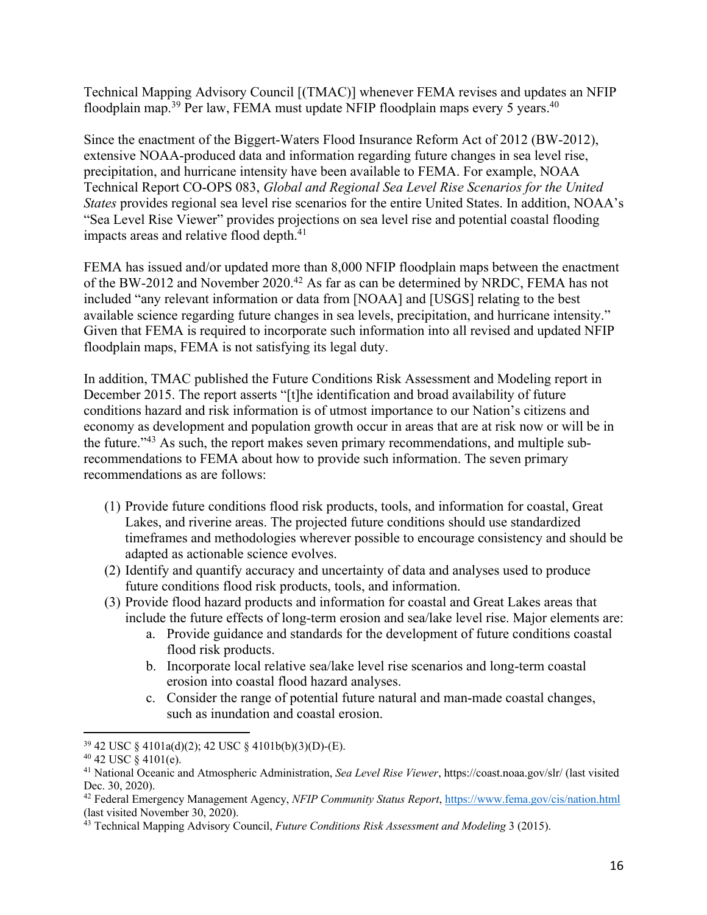Technical Mapping Advisory Council [(TMAC)] whenever FEMA revises and updates an NFIP floodplain map.[39] Per law, FEMA must update NFIP floodplain maps every 5 years.[40]

Since the enactment of the Biggert-Waters Flood Insurance Reform Act of 2012 (BW-2012), extensive NOAA-produced data and information regarding future changes in sea level rise, precipitation, and hurricane intensity have been available to FEMA. For example, NOAA Technical Report CO-OPS 083, *Global and Regional Sea Level Rise Scenarios for the United States* provides regional sea level rise scenarios for the entire United States. In addition, NOAA's "Sea Level Rise Viewer" provides projections on sea level rise and potential coastal flooding impacts areas and relative flood depth.[41]

FEMA has issued and/or updated more than 8,000 NFIP floodplain maps between the enactment of the BW-2012 and November 2020.[42] As far as can be determined by NRDC, FEMA has not included "any relevant information or data from [NOAA] and [USGS] relating to the best available science regarding future changes in sea levels, precipitation, and hurricane intensity." Given that FEMA is required to incorporate such information into all revised and updated NFIP floodplain maps, FEMA is not satisfying its legal duty.

In addition, TMAC published the Future Conditions Risk Assessment and Modeling report in December 2015. The report asserts "[t]he identification and broad availability of future conditions hazard and risk information is of utmost importance to our Nation's citizens and economy as development and population growth occur in areas that are at risk now or will be in the future."[43] As such, the report makes seven primary recommendations, and multiple sub-recommendations to FEMA about how to provide such information. The seven primary recommendations as are follows:

(1) Provide future conditions flood risk products, tools, and information for coastal, Great Lakes, and riverine areas. The projected future conditions should use standardized timeframes and methodologies wherever possible to encourage consistency and should be adapted as actionable science evolves.
(2) Identify and quantify accuracy and uncertainty of data and analyses used to produce future conditions flood risk products, tools, and information.
(3) Provide flood hazard products and information for coastal and Great Lakes areas that include the future effects of long-term erosion and sea/lake level rise. Major elements are:
    a. Provide guidance and standards for the development of future conditions coastal flood risk products.
    b. Incorporate local relative sea/lake level rise scenarios and long-term coastal erosion into coastal flood hazard analyses.
    c. Consider the range of potential future natural and man-made coastal changes, such as inundation and coastal erosion.

---

[39] 42 USC § 4101a(d)(2); 42 USC § 4101b(b)(3)(D)-(E).

[40] 42 USC § 4101(e).

[41] National Oceanic and Atmospheric Administration, *Sea Level Rise Viewer*, https://coast.noaa.gov/slr/ (last visited Dec. 30, 2020).

[42] Federal Emergency Management Agency, *NFIP Community Status Report*, https://www.fema.gov/cis/nation.html (last visited November 30, 2020).

[43] Technical Mapping Advisory Council, *Future Conditions Risk Assessment and Modeling* 3 (2015).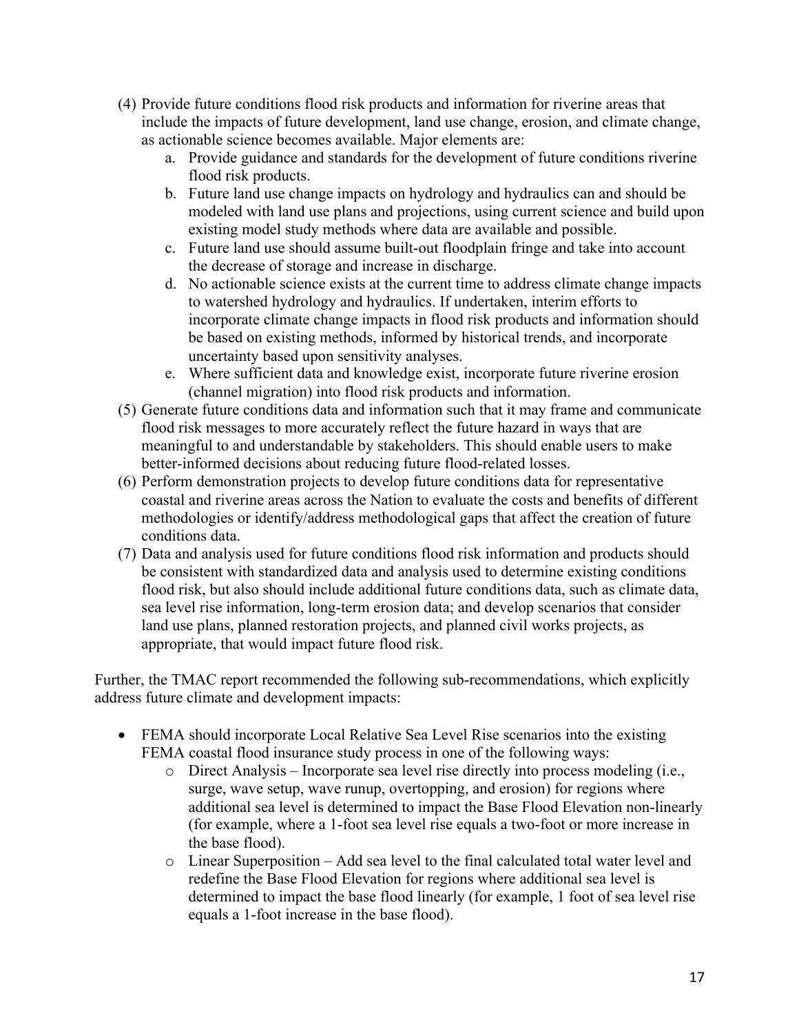(4) Provide future conditions flood risk products and information for riverine areas that include the impacts of future development, land use change, erosion, and climate change, as actionable science becomes available. Major elements are:
    a. Provide guidance and standards for the development of future conditions riverine flood risk products.
    b. Future land use change impacts on hydrology and hydraulics can and should be modeled with land use plans and projections, using current science and build upon existing model study methods where data are available and possible.
    c. Future land use should assume built-out floodplain fringe and take into account the decrease of storage and increase in discharge.
    d. No actionable science exists at the current time to address climate change impacts to watershed hydrology and hydraulics. If undertaken, interim efforts to incorporate climate change impacts in flood risk products and information should be based on existing methods, informed by historical trends, and incorporate uncertainty based upon sensitivity analyses.
    e. Where sufficient data and knowledge exist, incorporate future riverine erosion (channel migration) into flood risk products and information.

(5) Generate future conditions data and information such that it may frame and communicate flood risk messages to more accurately reflect the future hazard in ways that are meaningful to and understandable by stakeholders. This should enable users to make better-informed decisions about reducing future flood-related losses.

(6) Perform demonstration projects to develop future conditions data for representative coastal and riverine areas across the Nation to evaluate the costs and benefits of different methodologies or identify/address methodological gaps that affect the creation of future conditions data.

(7) Data and analysis used for future conditions flood risk information and products should be consistent with standardized data and analysis used to determine existing conditions flood risk, but also should include additional future conditions data, such as climate data, sea level rise information, long-term erosion data; and develop scenarios that consider land use plans, planned restoration projects, and planned civil works projects, as appropriate, that would impact future flood risk.

Further, the TMAC report recommended the following sub-recommendations, which explicitly address future climate and development impacts:

- FEMA should incorporate Local Relative Sea Level Rise scenarios into the existing FEMA coastal flood insurance study process in one of the following ways:
    - Direct Analysis – Incorporate sea level rise directly into process modeling (i.e., surge, wave setup, wave runup, overtopping, and erosion) for regions where additional sea level is determined to impact the Base Flood Elevation non-linearly (for example, where a 1-foot sea level rise equals a two-foot or more increase in the base flood).
    - Linear Superposition – Add sea level to the final calculated total water level and redefine the Base Flood Elevation for regions where additional sea level is determined to impact the base flood linearly (for example, 1 foot of sea level rise equals a 1-foot increase in the base flood).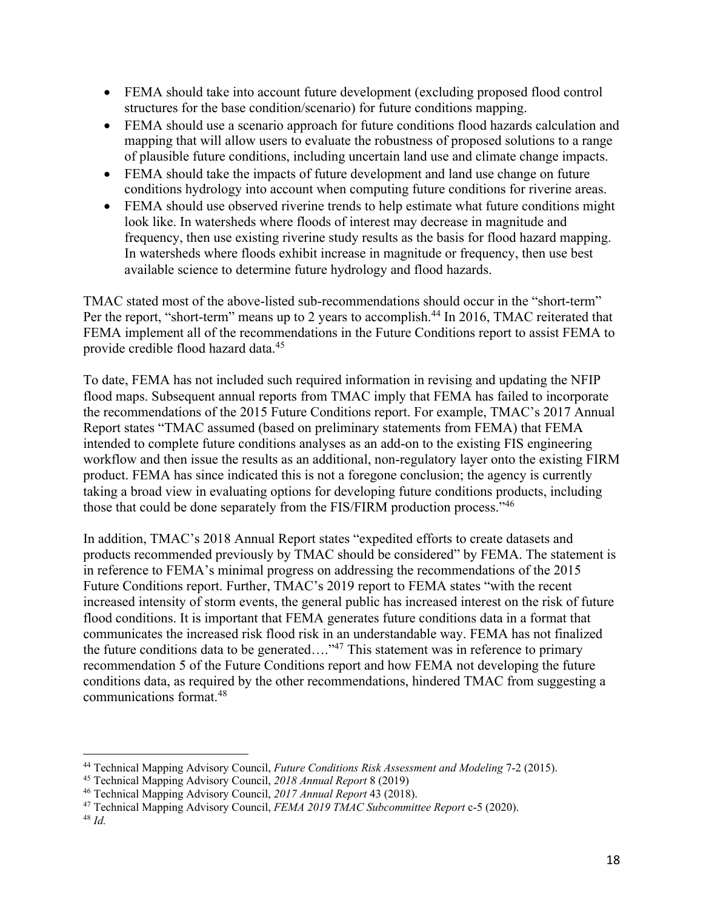- FEMA should take into account future development (excluding proposed flood control structures for the base condition/scenario) for future conditions mapping.
- FEMA should use a scenario approach for future conditions flood hazards calculation and mapping that will allow users to evaluate the robustness of proposed solutions to a range of plausible future conditions, including uncertain land use and climate change impacts.
- FEMA should take the impacts of future development and land use change on future conditions hydrology into account when computing future conditions for riverine areas.
- FEMA should use observed riverine trends to help estimate what future conditions might look like. In watersheds where floods of interest may decrease in magnitude and frequency, then use existing riverine study results as the basis for flood hazard mapping. In watersheds where floods exhibit increase in magnitude or frequency, then use best available science to determine future hydrology and flood hazards.

TMAC stated most of the above-listed sub-recommendations should occur in the "short-term" Per the report, "short-term" means up to 2 years to accomplish.[44] In 2016, TMAC reiterated that FEMA implement all of the recommendations in the Future Conditions report to assist FEMA to provide credible flood hazard data.[45]

To date, FEMA has not included such required information in revising and updating the NFIP flood maps. Subsequent annual reports from TMAC imply that FEMA has failed to incorporate the recommendations of the 2015 Future Conditions report. For example, TMAC's 2017 Annual Report states "TMAC assumed (based on preliminary statements from FEMA) that FEMA intended to complete future conditions analyses as an add-on to the existing FIS engineering workflow and then issue the results as an additional, non-regulatory layer onto the existing FIRM product. FEMA has since indicated this is not a foregone conclusion; the agency is currently taking a broad view in evaluating options for developing future conditions products, including those that could be done separately from the FIS/FIRM production process."[46]

In addition, TMAC's 2018 Annual Report states "expedited efforts to create datasets and products recommended previously by TMAC should be considered" by FEMA. The statement is in reference to FEMA's minimal progress on addressing the recommendations of the 2015 Future Conditions report. Further, TMAC's 2019 report to FEMA states "with the recent increased intensity of storm events, the general public has increased interest on the risk of future flood conditions. It is important that FEMA generates future conditions data in a format that communicates the increased risk flood risk in an understandable way. FEMA has not finalized the future conditions data to be generated…."[47] This statement was in reference to primary recommendation 5 of the Future Conditions report and how FEMA not developing the future conditions data, as required by the other recommendations, hindered TMAC from suggesting a communications format.[48]

---

[44] Technical Mapping Advisory Council, *Future Conditions Risk Assessment and Modeling* 7-2 (2015).

[45] Technical Mapping Advisory Council, *2018 Annual Report* 8 (2019)

[46] Technical Mapping Advisory Council, *2017 Annual Report* 43 (2018).

[47] Technical Mapping Advisory Council, *FEMA 2019 TMAC Subcommittee Report* c-5 (2020).

[48] *Id.*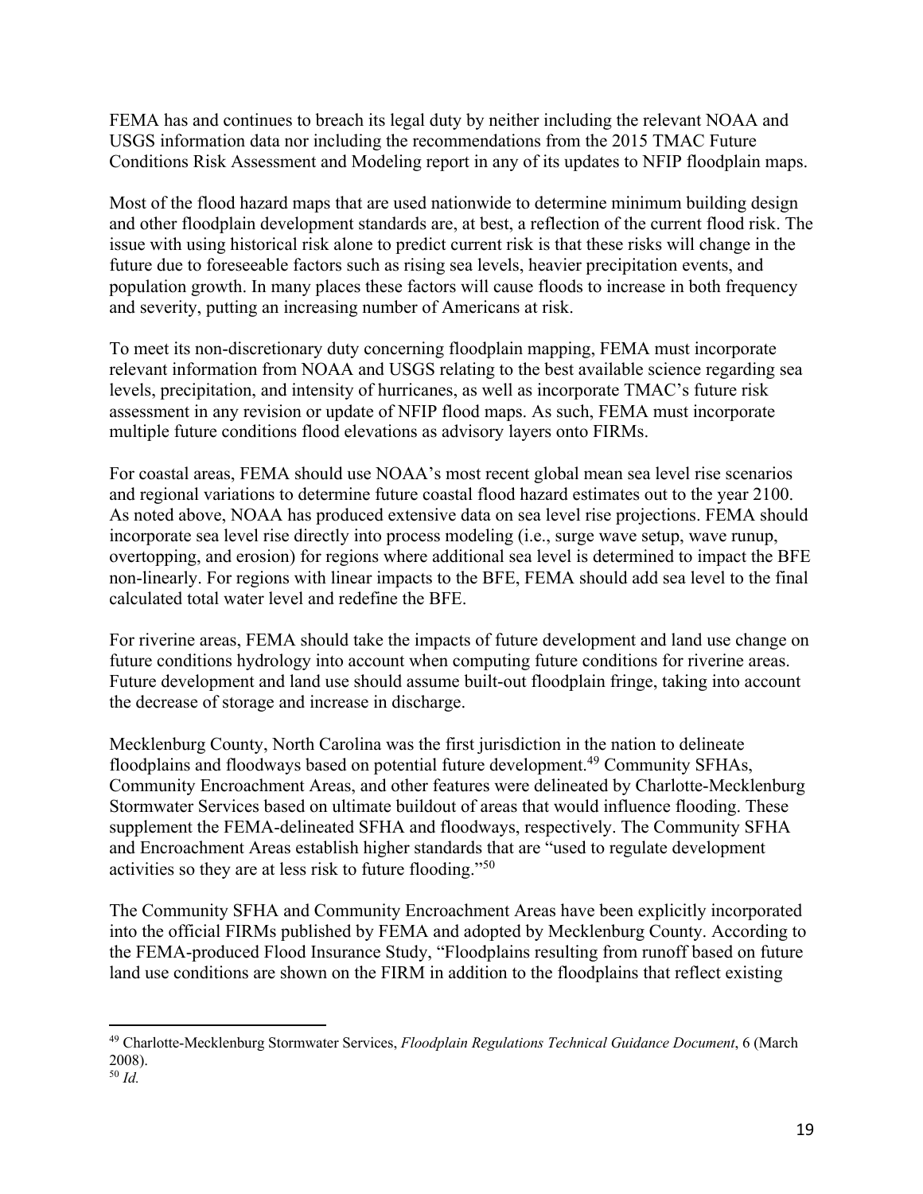FEMA has and continues to breach its legal duty by neither including the relevant NOAA and USGS information data nor including the recommendations from the 2015 TMAC Future Conditions Risk Assessment and Modeling report in any of its updates to NFIP floodplain maps.

Most of the flood hazard maps that are used nationwide to determine minimum building design and other floodplain development standards are, at best, a reflection of the current flood risk. The issue with using historical risk alone to predict current risk is that these risks will change in the future due to foreseeable factors such as rising sea levels, heavier precipitation events, and population growth. In many places these factors will cause floods to increase in both frequency and severity, putting an increasing number of Americans at risk.

To meet its non-discretionary duty concerning floodplain mapping, FEMA must incorporate relevant information from NOAA and USGS relating to the best available science regarding sea levels, precipitation, and intensity of hurricanes, as well as incorporate TMAC's future risk assessment in any revision or update of NFIP flood maps. As such, FEMA must incorporate multiple future conditions flood elevations as advisory layers onto FIRMs.

For coastal areas, FEMA should use NOAA's most recent global mean sea level rise scenarios and regional variations to determine future coastal flood hazard estimates out to the year 2100. As noted above, NOAA has produced extensive data on sea level rise projections. FEMA should incorporate sea level rise directly into process modeling (i.e., surge wave setup, wave runup, overtopping, and erosion) for regions where additional sea level is determined to impact the BFE non-linearly. For regions with linear impacts to the BFE, FEMA should add sea level to the final calculated total water level and redefine the BFE.

For riverine areas, FEMA should take the impacts of future development and land use change on future conditions hydrology into account when computing future conditions for riverine areas. Future development and land use should assume built-out floodplain fringe, taking into account the decrease of storage and increase in discharge.

Mecklenburg County, North Carolina was the first jurisdiction in the nation to delineate floodplains and floodways based on potential future development.[49] Community SFHAs, Community Encroachment Areas, and other features were delineated by Charlotte-Mecklenburg Stormwater Services based on ultimate buildout of areas that would influence flooding. These supplement the FEMA-delineated SFHA and floodways, respectively. The Community SFHA and Encroachment Areas establish higher standards that are "used to regulate development activities so they are at less risk to future flooding."[50]

The Community SFHA and Community Encroachment Areas have been explicitly incorporated into the official FIRMs published by FEMA and adopted by Mecklenburg County. According to the FEMA-produced Flood Insurance Study, "Floodplains resulting from runoff based on future land use conditions are shown on the FIRM in addition to the floodplains that reflect existing

---

[49] Charlotte-Mecklenburg Stormwater Services, *Floodplain Regulations Technical Guidance Document*, 6 (March 2008).

[50] *Id.*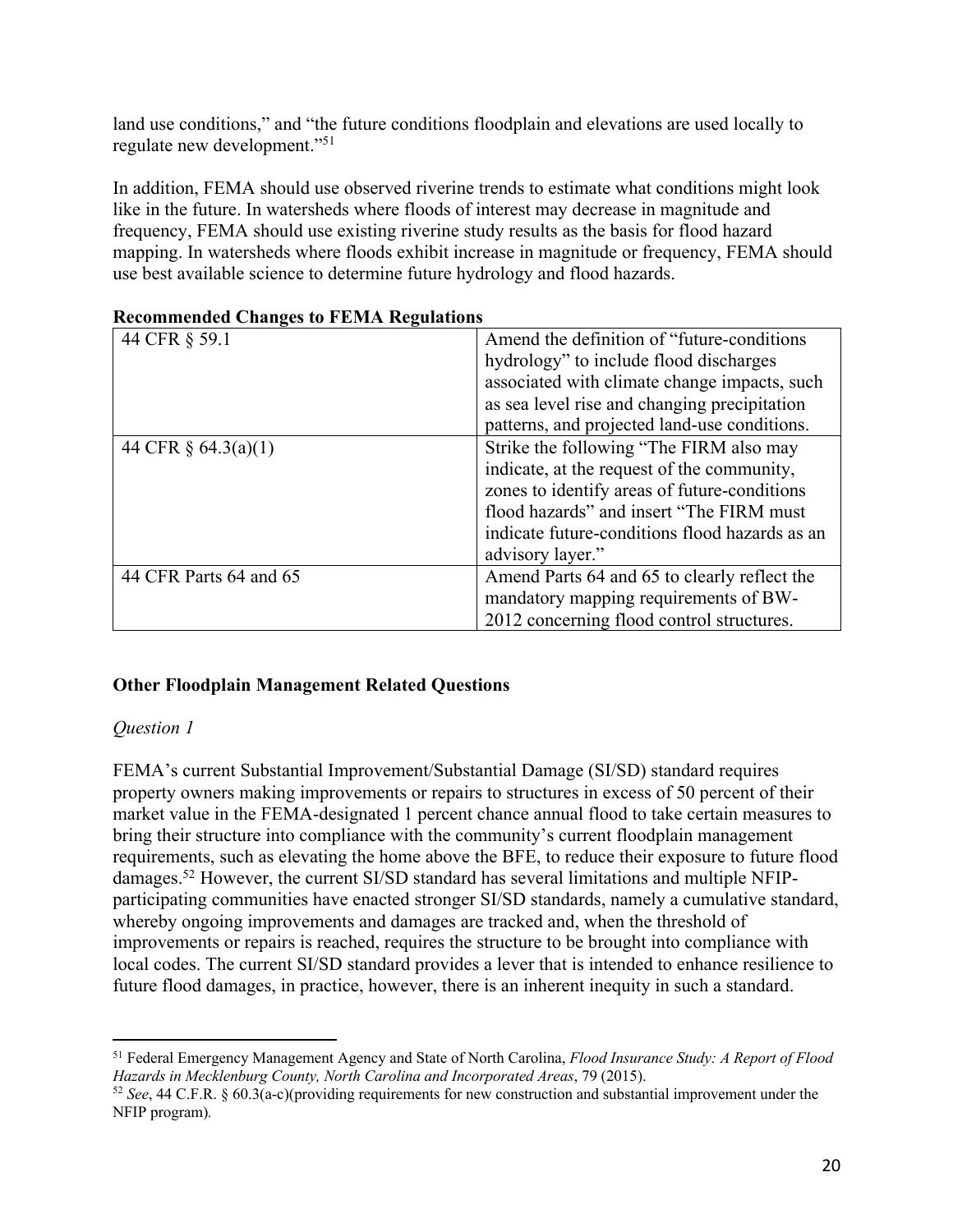land use conditions," and "the future conditions floodplain and elevations are used locally to regulate new development."[51]

In addition, FEMA should use observed riverine trends to estimate what conditions might look like in the future. In watersheds where floods of interest may decrease in magnitude and frequency, FEMA should use existing riverine study results as the basis for flood hazard mapping. In watersheds where floods exhibit increase in magnitude or frequency, FEMA should use best available science to determine future hydrology and flood hazards.

**Recommended Changes to FEMA Regulations**

| | |
|---|---|
| 44 CFR § 59.1 | Amend the definition of "future-conditions hydrology" to include flood discharges associated with climate change impacts, such as sea level rise and changing precipitation patterns, and projected land-use conditions. |
| 44 CFR § 64.3(a)(1) | Strike the following "The FIRM also may indicate, at the request of the community, zones to identify areas of future-conditions flood hazards" and insert "The FIRM must indicate future-conditions flood hazards as an advisory layer." |
| 44 CFR Parts 64 and 65 | Amend Parts 64 and 65 to clearly reflect the mandatory mapping requirements of BW-2012 concerning flood control structures. |

**Other Floodplain Management Related Questions**

*Question 1*

FEMA's current Substantial Improvement/Substantial Damage (SI/SD) standard requires property owners making improvements or repairs to structures in excess of 50 percent of their market value in the FEMA-designated 1 percent chance annual flood to take certain measures to bring their structure into compliance with the community's current floodplain management requirements, such as elevating the home above the BFE, to reduce their exposure to future flood damages.[52] However, the current SI/SD standard has several limitations and multiple NFIP-participating communities have enacted stronger SI/SD standards, namely a cumulative standard, whereby ongoing improvements and damages are tracked and, when the threshold of improvements or repairs is reached, requires the structure to be brought into compliance with local codes. The current SI/SD standard provides a lever that is intended to enhance resilience to future flood damages, in practice, however, there is an inherent inequity in such a standard.

---

[51] Federal Emergency Management Agency and State of North Carolina, *Flood Insurance Study: A Report of Flood Hazards in Mecklenburg County, North Carolina and Incorporated Areas*, 79 (2015).

[52] *See*, 44 C.F.R. § 60.3(a-c)(providing requirements for new construction and substantial improvement under the NFIP program).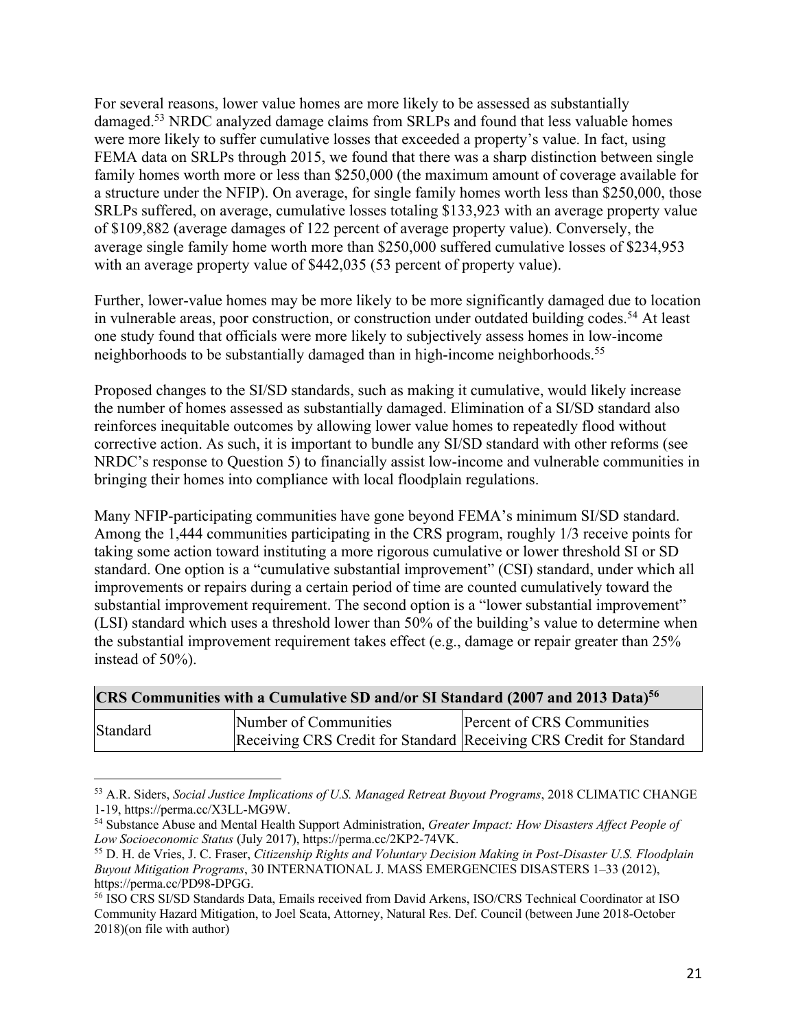For several reasons, lower value homes are more likely to be assessed as substantially damaged.[53] NRDC analyzed damage claims from SRLPs and found that less valuable homes were more likely to suffer cumulative losses that exceeded a property's value. In fact, using FEMA data on SRLPs through 2015, we found that there was a sharp distinction between single family homes worth more or less than $250,000 (the maximum amount of coverage available for a structure under the NFIP). On average, for single family homes worth less than $250,000, those SRLPs suffered, on average, cumulative losses totaling $133,923 with an average property value of $109,882 (average damages of 122 percent of average property value). Conversely, the average single family home worth more than $250,000 suffered cumulative losses of $234,953 with an average property value of $442,035 (53 percent of property value).

Further, lower-value homes may be more likely to be more significantly damaged due to location in vulnerable areas, poor construction, or construction under outdated building codes.[54] At least one study found that officials were more likely to subjectively assess homes in low-income neighborhoods to be substantially damaged than in high-income neighborhoods.[55]

Proposed changes to the SI/SD standards, such as making it cumulative, would likely increase the number of homes assessed as substantially damaged. Elimination of a SI/SD standard also reinforces inequitable outcomes by allowing lower value homes to repeatedly flood without corrective action. As such, it is important to bundle any SI/SD standard with other reforms (see NRDC's response to Question 5) to financially assist low-income and vulnerable communities in bringing their homes into compliance with local floodplain regulations.

Many NFIP-participating communities have gone beyond FEMA's minimum SI/SD standard. Among the 1,444 communities participating in the CRS program, roughly 1/3 receive points for taking some action toward instituting a more rigorous cumulative or lower threshold SI or SD standard. One option is a "cumulative substantial improvement" (CSI) standard, under which all improvements or repairs during a certain period of time are counted cumulatively toward the substantial improvement requirement. The second option is a "lower substantial improvement" (LSI) standard which uses a threshold lower than 50% of the building's value to determine when the substantial improvement requirement takes effect (e.g., damage or repair greater than 25% instead of 50%).

| **CRS Communities with a Cumulative SD and/or SI Standard (2007 and 2013 Data)[56]** | | |
|---|---|---|
| Standard | Number of Communities Receiving CRS Credit for Standard | Percent of CRS Communities Receiving CRS Credit for Standard |

[53] A.R. Siders, *Social Justice Implications of U.S. Managed Retreat Buyout Programs*, 2018 CLIMATIC CHANGE 1-19, https://perma.cc/X3LL-MG9W.

[54] Substance Abuse and Mental Health Support Administration, *Greater Impact: How Disasters Affect People of Low Socioeconomic Status* (July 2017), https://perma.cc/2KP2-74VK.

[55] D. H. de Vries, J. C. Fraser, *Citizenship Rights and Voluntary Decision Making in Post-Disaster U.S. Floodplain Buyout Mitigation Programs*, 30 INTERNATIONAL J. MASS EMERGENCIES DISASTERS 1–33 (2012), https://perma.cc/PD98-DPGG.

[56] ISO CRS SI/SD Standards Data, Emails received from David Arkens, ISO/CRS Technical Coordinator at ISO Community Hazard Mitigation, to Joel Scata, Attorney, Natural Res. Def. Council (between June 2018-October 2018)(on file with author)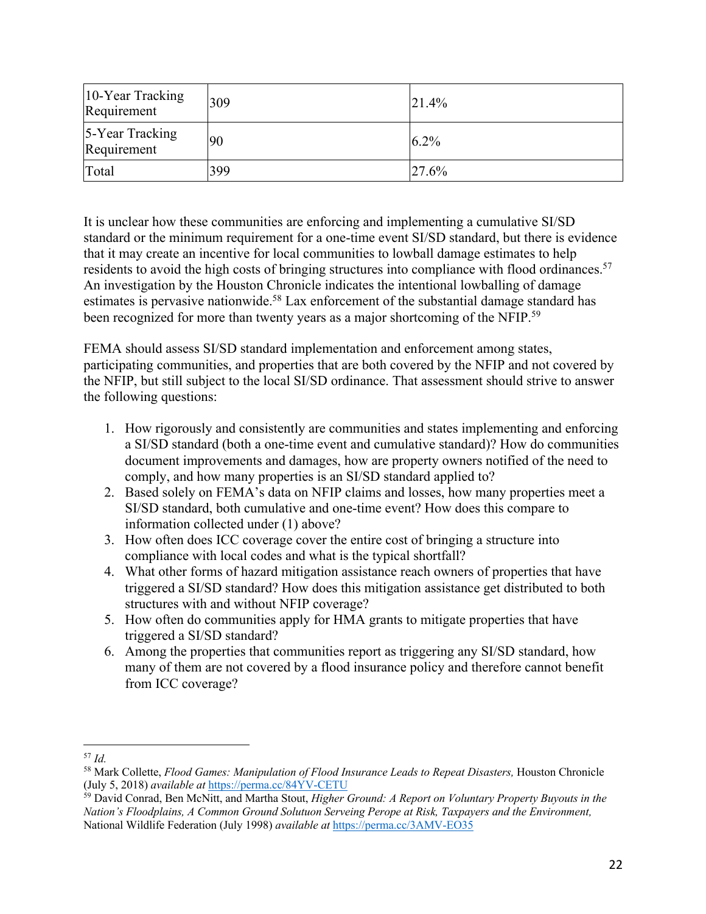| 10-Year Tracking Requirement | 309 | 21.4% |
|---|---|---|
| 5-Year Tracking Requirement | 90 | 6.2% |
| Total | 399 | 27.6% |

It is unclear how these communities are enforcing and implementing a cumulative SI/SD standard or the minimum requirement for a one-time event SI/SD standard, but there is evidence that it may create an incentive for local communities to lowball damage estimates to help residents to avoid the high costs of bringing structures into compliance with flood ordinances.[57] An investigation by the Houston Chronicle indicates the intentional lowballing of damage estimates is pervasive nationwide.[58] Lax enforcement of the substantial damage standard has been recognized for more than twenty years as a major shortcoming of the NFIP.[59]

FEMA should assess SI/SD standard implementation and enforcement among states, participating communities, and properties that are both covered by the NFIP and not covered by the NFIP, but still subject to the local SI/SD ordinance. That assessment should strive to answer the following questions:

1. How rigorously and consistently are communities and states implementing and enforcing a SI/SD standard (both a one-time event and cumulative standard)? How do communities document improvements and damages, how are property owners notified of the need to comply, and how many properties is an SI/SD standard applied to?
2. Based solely on FEMA's data on NFIP claims and losses, how many properties meet a SI/SD standard, both cumulative and one-time event? How does this compare to information collected under (1) above?
3. How often does ICC coverage cover the entire cost of bringing a structure into compliance with local codes and what is the typical shortfall?
4. What other forms of hazard mitigation assistance reach owners of properties that have triggered a SI/SD standard? How does this mitigation assistance get distributed to both structures with and without NFIP coverage?
5. How often do communities apply for HMA grants to mitigate properties that have triggered a SI/SD standard?
6. Among the properties that communities report as triggering any SI/SD standard, how many of them are not covered by a flood insurance policy and therefore cannot benefit from ICC coverage?

---

[57] *Id.*

[58] Mark Collette, *Flood Games: Manipulation of Flood Insurance Leads to Repeat Disasters,* Houston Chronicle (July 5, 2018) *available at* https://perma.cc/84YV-CETU

[59] David Conrad, Ben McNitt, and Martha Stout, *Higher Ground: A Report on Voluntary Property Buyouts in the Nation's Floodplains, A Common Ground Solutuon Serveing Perope at Risk, Taxpayers and the Environment,* National Wildlife Federation (July 1998) *available at* https://perma.cc/3AMV-EO35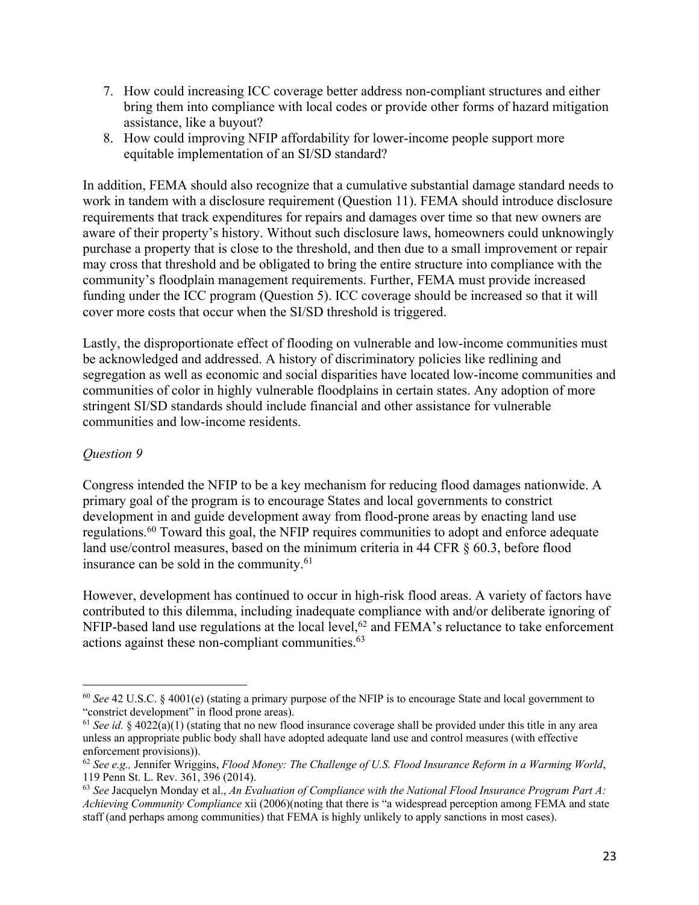7. How could increasing ICC coverage better address non-compliant structures and either bring them into compliance with local codes or provide other forms of hazard mitigation assistance, like a buyout?
8. How could improving NFIP affordability for lower-income people support more equitable implementation of an SI/SD standard?

In addition, FEMA should also recognize that a cumulative substantial damage standard needs to work in tandem with a disclosure requirement (Question 11). FEMA should introduce disclosure requirements that track expenditures for repairs and damages over time so that new owners are aware of their property's history. Without such disclosure laws, homeowners could unknowingly purchase a property that is close to the threshold, and then due to a small improvement or repair may cross that threshold and be obligated to bring the entire structure into compliance with the community's floodplain management requirements. Further, FEMA must provide increased funding under the ICC program (Question 5). ICC coverage should be increased so that it will cover more costs that occur when the SI/SD threshold is triggered.

Lastly, the disproportionate effect of flooding on vulnerable and low-income communities must be acknowledged and addressed. A history of discriminatory policies like redlining and segregation as well as economic and social disparities have located low-income communities and communities of color in highly vulnerable floodplains in certain states. Any adoption of more stringent SI/SD standards should include financial and other assistance for vulnerable communities and low-income residents.

*Question 9*

Congress intended the NFIP to be a key mechanism for reducing flood damages nationwide. A primary goal of the program is to encourage States and local governments to constrict development in and guide development away from flood-prone areas by enacting land use regulations.[60] Toward this goal, the NFIP requires communities to adopt and enforce adequate land use/control measures, based on the minimum criteria in 44 CFR § 60.3, before flood insurance can be sold in the community.[61]

However, development has continued to occur in high-risk flood areas. A variety of factors have contributed to this dilemma, including inadequate compliance with and/or deliberate ignoring of NFIP-based land use regulations at the local level,[62] and FEMA's reluctance to take enforcement actions against these non-compliant communities.[63]

---

[60] *See* 42 U.S.C. § 4001(e) (stating a primary purpose of the NFIP is to encourage State and local government to "constrict development" in flood prone areas).

[61] *See id.* § 4022(a)(1) (stating that no new flood insurance coverage shall be provided under this title in any area unless an appropriate public body shall have adopted adequate land use and control measures (with effective enforcement provisions)).

[62] *See e.g.,* Jennifer Wriggins, *Flood Money: The Challenge of U.S. Flood Insurance Reform in a Warming World*, 119 Penn St. L. Rev. 361, 396 (2014).

[63] *See* Jacquelyn Monday et al., *An Evaluation of Compliance with the National Flood Insurance Program Part A: Achieving Community Compliance* xii (2006)(noting that there is "a widespread perception among FEMA and state staff (and perhaps among communities) that FEMA is highly unlikely to apply sanctions in most cases).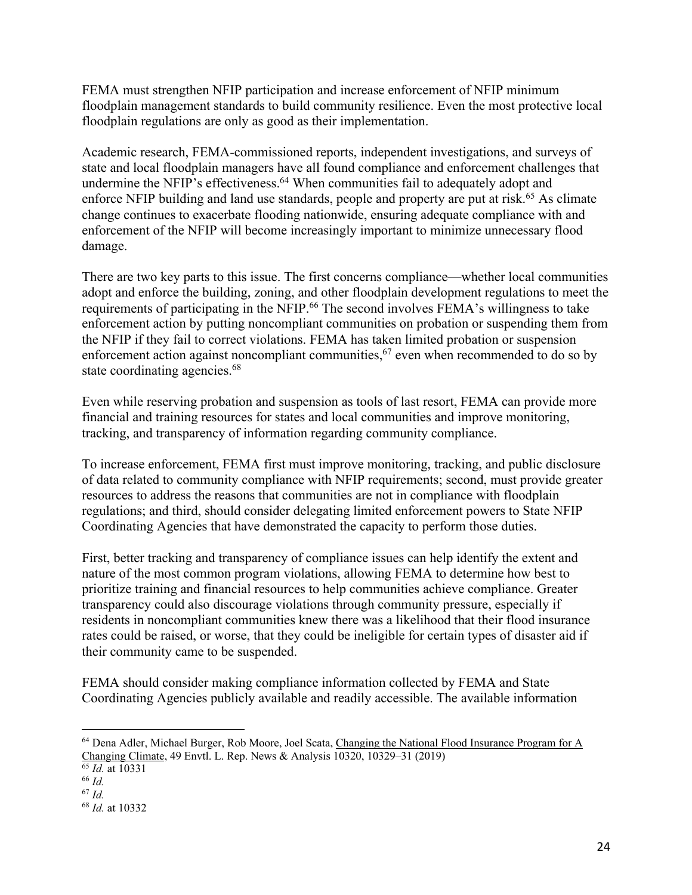FEMA must strengthen NFIP participation and increase enforcement of NFIP minimum floodplain management standards to build community resilience. Even the most protective local floodplain regulations are only as good as their implementation.

Academic research, FEMA-commissioned reports, independent investigations, and surveys of state and local floodplain managers have all found compliance and enforcement challenges that undermine the NFIP's effectiveness.[64] When communities fail to adequately adopt and enforce NFIP building and land use standards, people and property are put at risk.[65] As climate change continues to exacerbate flooding nationwide, ensuring adequate compliance with and enforcement of the NFIP will become increasingly important to minimize unnecessary flood damage.

There are two key parts to this issue. The first concerns compliance—whether local communities adopt and enforce the building, zoning, and other floodplain development regulations to meet the requirements of participating in the NFIP.[66] The second involves FEMA's willingness to take enforcement action by putting noncompliant communities on probation or suspending them from the NFIP if they fail to correct violations. FEMA has taken limited probation or suspension enforcement action against noncompliant communities,[67] even when recommended to do so by state coordinating agencies.[68]

Even while reserving probation and suspension as tools of last resort, FEMA can provide more financial and training resources for states and local communities and improve monitoring, tracking, and transparency of information regarding community compliance.

To increase enforcement, FEMA first must improve monitoring, tracking, and public disclosure of data related to community compliance with NFIP requirements; second, must provide greater resources to address the reasons that communities are not in compliance with floodplain regulations; and third, should consider delegating limited enforcement powers to State NFIP Coordinating Agencies that have demonstrated the capacity to perform those duties.

First, better tracking and transparency of compliance issues can help identify the extent and nature of the most common program violations, allowing FEMA to determine how best to prioritize training and financial resources to help communities achieve compliance. Greater transparency could also discourage violations through community pressure, especially if residents in noncompliant communities knew there was a likelihood that their flood insurance rates could be raised, or worse, that they could be ineligible for certain types of disaster aid if their community came to be suspended.

FEMA should consider making compliance information collected by FEMA and State Coordinating Agencies publicly available and readily accessible. The available information

---

[64] Dena Adler, Michael Burger, Rob Moore, Joel Scata, Changing the National Flood Insurance Program for A Changing Climate, 49 Envtl. L. Rep. News & Analysis 10320, 10329–31 (2019)

[65] *Id.* at 10331

[66] *Id.*

[67] *Id.*

[68] *Id.* at 10332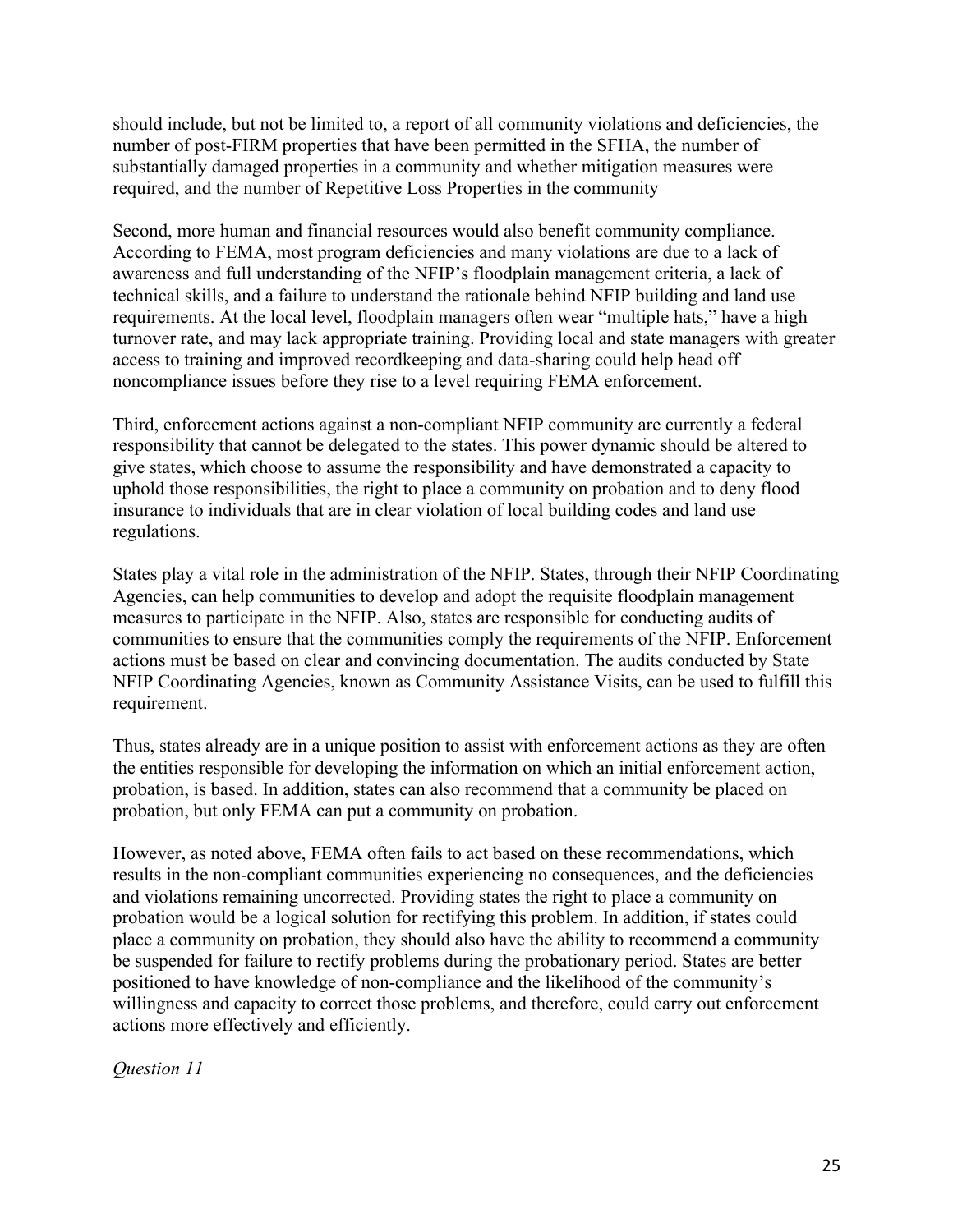should include, but not be limited to, a report of all community violations and deficiencies, the number of post-FIRM properties that have been permitted in the SFHA, the number of substantially damaged properties in a community and whether mitigation measures were required, and the number of Repetitive Loss Properties in the community

Second, more human and financial resources would also benefit community compliance. According to FEMA, most program deficiencies and many violations are due to a lack of awareness and full understanding of the NFIP's floodplain management criteria, a lack of technical skills, and a failure to understand the rationale behind NFIP building and land use requirements. At the local level, floodplain managers often wear "multiple hats," have a high turnover rate, and may lack appropriate training. Providing local and state managers with greater access to training and improved recordkeeping and data-sharing could help head off noncompliance issues before they rise to a level requiring FEMA enforcement.

Third, enforcement actions against a non-compliant NFIP community are currently a federal responsibility that cannot be delegated to the states. This power dynamic should be altered to give states, which choose to assume the responsibility and have demonstrated a capacity to uphold those responsibilities, the right to place a community on probation and to deny flood insurance to individuals that are in clear violation of local building codes and land use regulations.

States play a vital role in the administration of the NFIP. States, through their NFIP Coordinating Agencies, can help communities to develop and adopt the requisite floodplain management measures to participate in the NFIP. Also, states are responsible for conducting audits of communities to ensure that the communities comply the requirements of the NFIP. Enforcement actions must be based on clear and convincing documentation. The audits conducted by State NFIP Coordinating Agencies, known as Community Assistance Visits, can be used to fulfill this requirement.

Thus, states already are in a unique position to assist with enforcement actions as they are often the entities responsible for developing the information on which an initial enforcement action, probation, is based. In addition, states can also recommend that a community be placed on probation, but only FEMA can put a community on probation.

However, as noted above, FEMA often fails to act based on these recommendations, which results in the non-compliant communities experiencing no consequences, and the deficiencies and violations remaining uncorrected. Providing states the right to place a community on probation would be a logical solution for rectifying this problem. In addition, if states could place a community on probation, they should also have the ability to recommend a community be suspended for failure to rectify problems during the probationary period. States are better positioned to have knowledge of non-compliance and the likelihood of the community's willingness and capacity to correct those problems, and therefore, could carry out enforcement actions more effectively and efficiently.

*Question 11*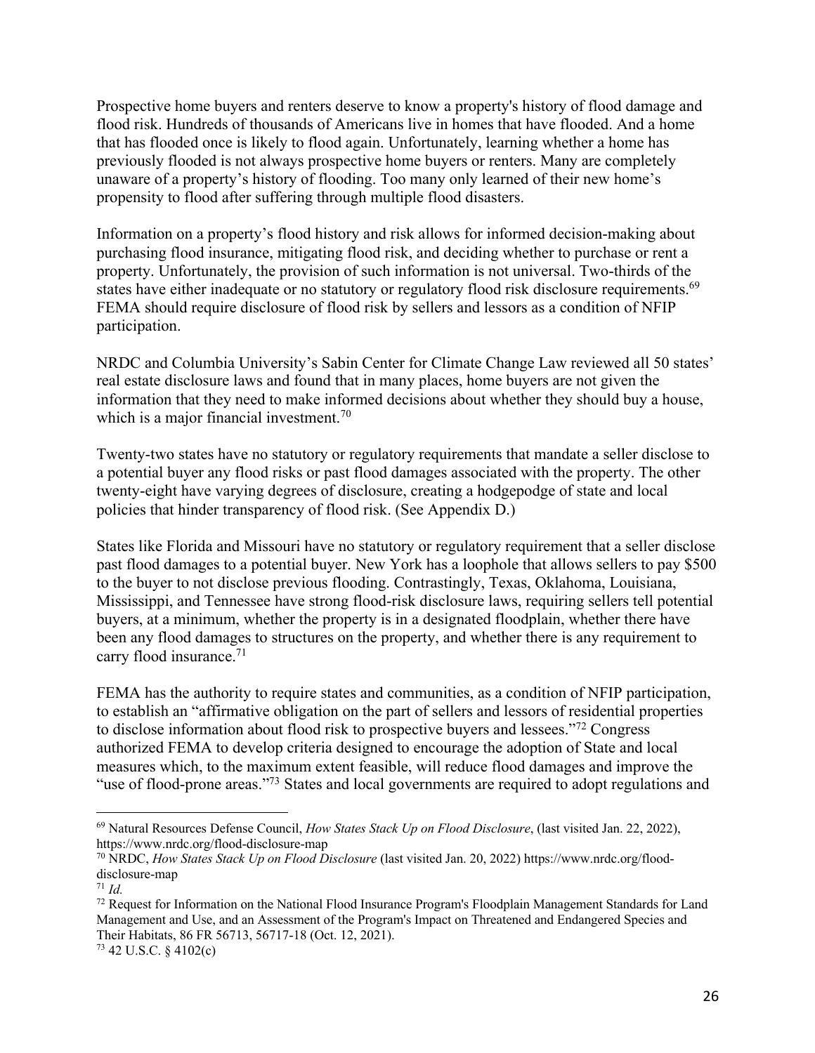Prospective home buyers and renters deserve to know a property's history of flood damage and flood risk. Hundreds of thousands of Americans live in homes that have flooded. And a home that has flooded once is likely to flood again. Unfortunately, learning whether a home has previously flooded is not always prospective home buyers or renters. Many are completely unaware of a property's history of flooding. Too many only learned of their new home's propensity to flood after suffering through multiple flood disasters.

Information on a property's flood history and risk allows for informed decision-making about purchasing flood insurance, mitigating flood risk, and deciding whether to purchase or rent a property. Unfortunately, the provision of such information is not universal. Two-thirds of the states have either inadequate or no statutory or regulatory flood risk disclosure requirements.[69] FEMA should require disclosure of flood risk by sellers and lessors as a condition of NFIP participation.

NRDC and Columbia University's Sabin Center for Climate Change Law reviewed all 50 states' real estate disclosure laws and found that in many places, home buyers are not given the information that they need to make informed decisions about whether they should buy a house, which is a major financial investment.[70]

Twenty-two states have no statutory or regulatory requirements that mandate a seller disclose to a potential buyer any flood risks or past flood damages associated with the property. The other twenty-eight have varying degrees of disclosure, creating a hodgepodge of state and local policies that hinder transparency of flood risk. (See Appendix D.)

States like Florida and Missouri have no statutory or regulatory requirement that a seller disclose past flood damages to a potential buyer. New York has a loophole that allows sellers to pay $500 to the buyer to not disclose previous flooding. Contrastingly, Texas, Oklahoma, Louisiana, Mississippi, and Tennessee have strong flood-risk disclosure laws, requiring sellers tell potential buyers, at a minimum, whether the property is in a designated floodplain, whether there have been any flood damages to structures on the property, and whether there is any requirement to carry flood insurance.[71]

FEMA has the authority to require states and communities, as a condition of NFIP participation, to establish an "affirmative obligation on the part of sellers and lessors of residential properties to disclose information about flood risk to prospective buyers and lessees."[72] Congress authorized FEMA to develop criteria designed to encourage the adoption of State and local measures which, to the maximum extent feasible, will reduce flood damages and improve the "use of flood-prone areas."[73] States and local governments are required to adopt regulations and

---

[69] Natural Resources Defense Council, *How States Stack Up on Flood Disclosure*, (last visited Jan. 22, 2022), https://www.nrdc.org/flood-disclosure-map

[70] NRDC, *How States Stack Up on Flood Disclosure* (last visited Jan. 20, 2022) https://www.nrdc.org/flood-disclosure-map

[71] *Id.*

[72] Request for Information on the National Flood Insurance Program's Floodplain Management Standards for Land Management and Use, and an Assessment of the Program's Impact on Threatened and Endangered Species and Their Habitats, 86 FR 56713, 56717-18 (Oct. 12, 2021).

[73] 42 U.S.C. § 4102(c)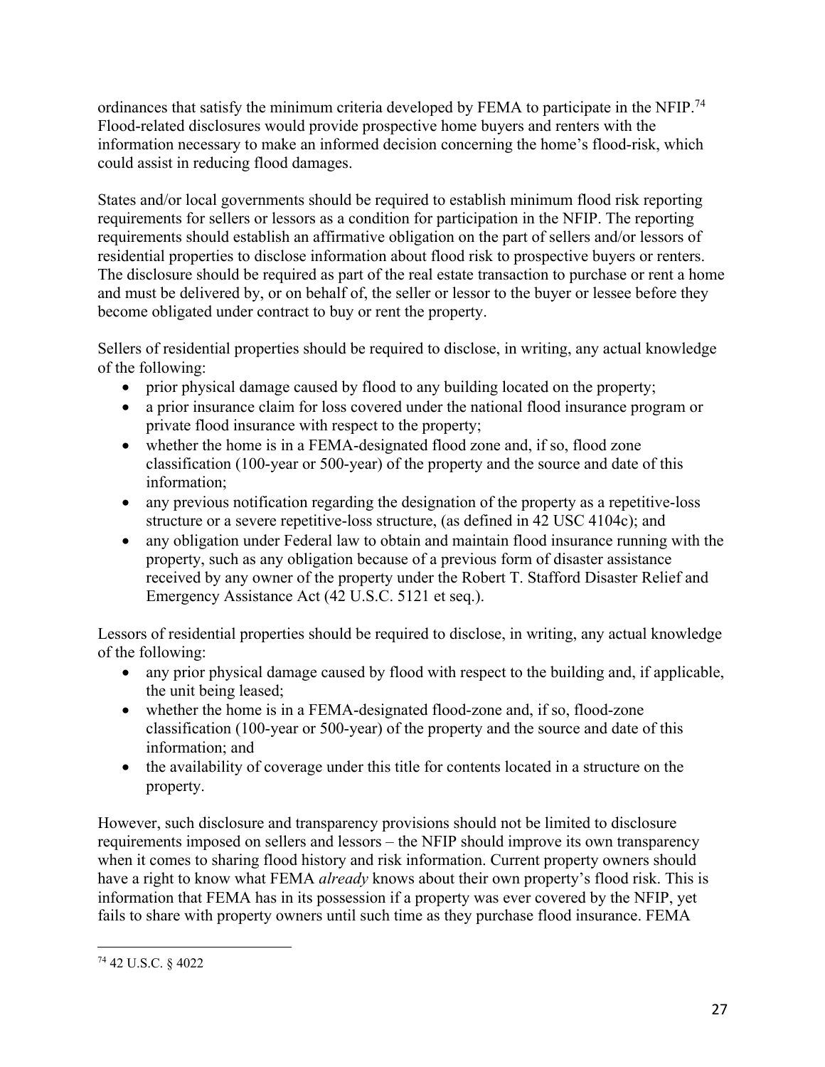ordinances that satisfy the minimum criteria developed by FEMA to participate in the NFIP.[74] Flood-related disclosures would provide prospective home buyers and renters with the information necessary to make an informed decision concerning the home's flood-risk, which could assist in reducing flood damages.

States and/or local governments should be required to establish minimum flood risk reporting requirements for sellers or lessors as a condition for participation in the NFIP. The reporting requirements should establish an affirmative obligation on the part of sellers and/or lessors of residential properties to disclose information about flood risk to prospective buyers or renters. The disclosure should be required as part of the real estate transaction to purchase or rent a home and must be delivered by, or on behalf of, the seller or lessor to the buyer or lessee before they become obligated under contract to buy or rent the property.

Sellers of residential properties should be required to disclose, in writing, any actual knowledge of the following:

- prior physical damage caused by flood to any building located on the property;
- a prior insurance claim for loss covered under the national flood insurance program or private flood insurance with respect to the property;
- whether the home is in a FEMA-designated flood zone and, if so, flood zone classification (100-year or 500-year) of the property and the source and date of this information;
- any previous notification regarding the designation of the property as a repetitive-loss structure or a severe repetitive-loss structure, (as defined in 42 USC 4104c); and
- any obligation under Federal law to obtain and maintain flood insurance running with the property, such as any obligation because of a previous form of disaster assistance received by any owner of the property under the Robert T. Stafford Disaster Relief and Emergency Assistance Act (42 U.S.C. 5121 et seq.).

Lessors of residential properties should be required to disclose, in writing, any actual knowledge of the following:

- any prior physical damage caused by flood with respect to the building and, if applicable, the unit being leased;
- whether the home is in a FEMA-designated flood-zone and, if so, flood-zone classification (100-year or 500-year) of the property and the source and date of this information; and
- the availability of coverage under this title for contents located in a structure on the property.

However, such disclosure and transparency provisions should not be limited to disclosure requirements imposed on sellers and lessors – the NFIP should improve its own transparency when it comes to sharing flood history and risk information. Current property owners should have a right to know what FEMA *already* knows about their own property's flood risk. This is information that FEMA has in its possession if a property was ever covered by the NFIP, yet fails to share with property owners until such time as they purchase flood insurance. FEMA

[74] 42 U.S.C. § 4022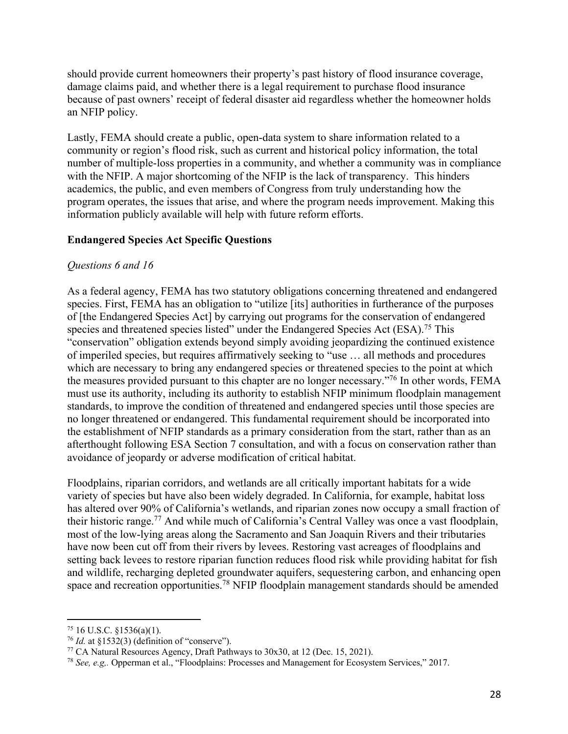should provide current homeowners their property's past history of flood insurance coverage, damage claims paid, and whether there is a legal requirement to purchase flood insurance because of past owners' receipt of federal disaster aid regardless whether the homeowner holds an NFIP policy.

Lastly, FEMA should create a public, open-data system to share information related to a community or region's flood risk, such as current and historical policy information, the total number of multiple-loss properties in a community, and whether a community was in compliance with the NFIP. A major shortcoming of the NFIP is the lack of transparency. This hinders academics, the public, and even members of Congress from truly understanding how the program operates, the issues that arise, and where the program needs improvement. Making this information publicly available will help with future reform efforts.

**Endangered Species Act Specific Questions**

*Questions 6 and 16*

As a federal agency, FEMA has two statutory obligations concerning threatened and endangered species. First, FEMA has an obligation to "utilize [its] authorities in furtherance of the purposes of [the Endangered Species Act] by carrying out programs for the conservation of endangered species and threatened species listed" under the Endangered Species Act (ESA).[75] This "conservation" obligation extends beyond simply avoiding jeopardizing the continued existence of imperiled species, but requires affirmatively seeking to "use … all methods and procedures which are necessary to bring any endangered species or threatened species to the point at which the measures provided pursuant to this chapter are no longer necessary."[76] In other words, FEMA must use its authority, including its authority to establish NFIP minimum floodplain management standards, to improve the condition of threatened and endangered species until those species are no longer threatened or endangered. This fundamental requirement should be incorporated into the establishment of NFIP standards as a primary consideration from the start, rather than as an afterthought following ESA Section 7 consultation, and with a focus on conservation rather than avoidance of jeopardy or adverse modification of critical habitat.

Floodplains, riparian corridors, and wetlands are all critically important habitats for a wide variety of species but have also been widely degraded. In California, for example, habitat loss has altered over 90% of California's wetlands, and riparian zones now occupy a small fraction of their historic range.[77] And while much of California's Central Valley was once a vast floodplain, most of the low-lying areas along the Sacramento and San Joaquin Rivers and their tributaries have now been cut off from their rivers by levees. Restoring vast acreages of floodplains and setting back levees to restore riparian function reduces flood risk while providing habitat for fish and wildlife, recharging depleted groundwater aquifers, sequestering carbon, and enhancing open space and recreation opportunities.[78] NFIP floodplain management standards should be amended

---

[75] 16 U.S.C. §1536(a)(1).

[76] *Id.* at §1532(3) (definition of "conserve").

[77] CA Natural Resources Agency, Draft Pathways to 30x30, at 12 (Dec. 15, 2021).

[78] *See, e.g,.* Opperman et al., "Floodplains: Processes and Management for Ecosystem Services," 2017.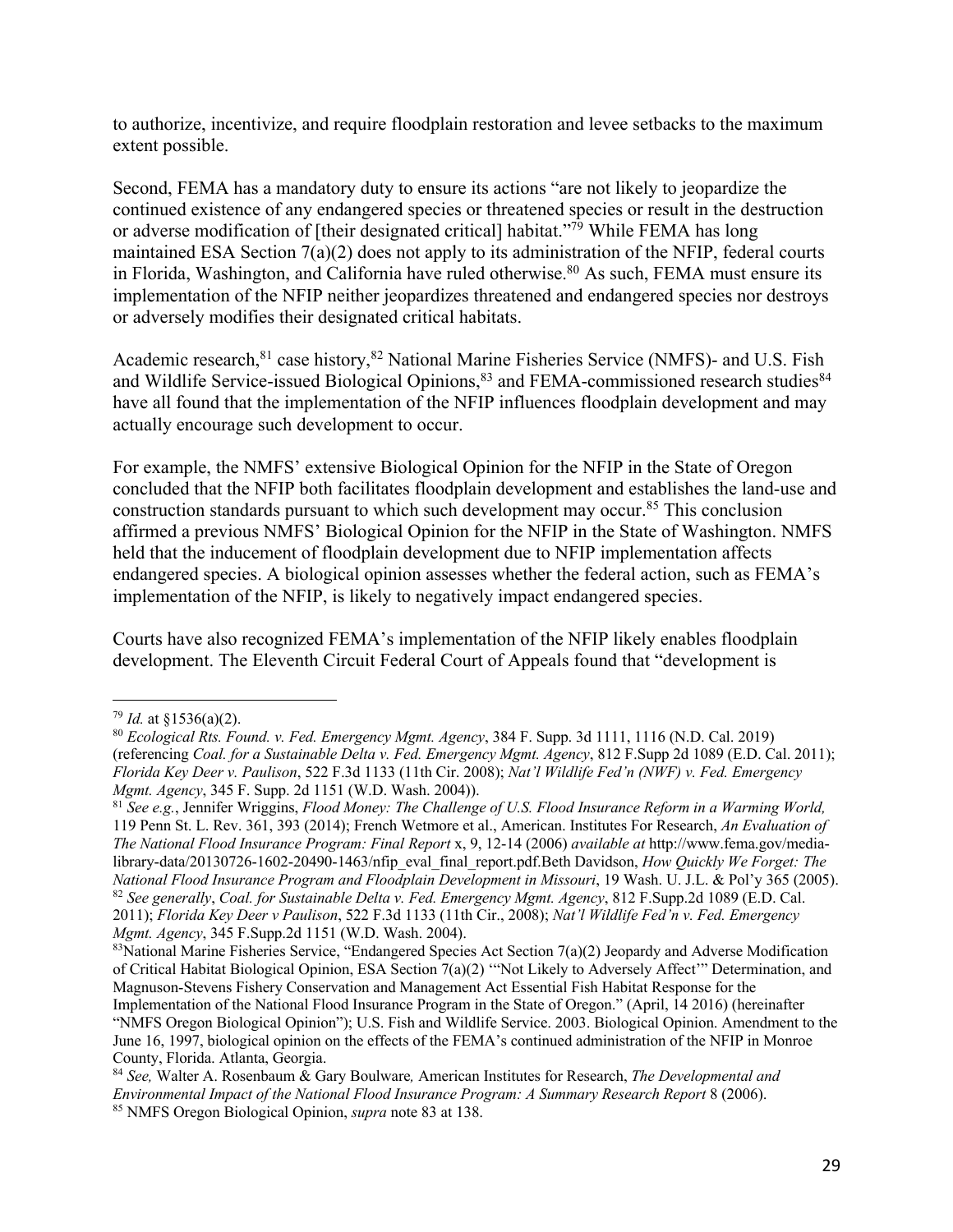to authorize, incentivize, and require floodplain restoration and levee setbacks to the maximum extent possible.

Second, FEMA has a mandatory duty to ensure its actions "are not likely to jeopardize the continued existence of any endangered species or threatened species or result in the destruction or adverse modification of [their designated critical] habitat."[79] While FEMA has long maintained ESA Section 7(a)(2) does not apply to its administration of the NFIP, federal courts in Florida, Washington, and California have ruled otherwise.[80] As such, FEMA must ensure its implementation of the NFIP neither jeopardizes threatened and endangered species nor destroys or adversely modifies their designated critical habitats.

Academic research,[81] case history,[82] National Marine Fisheries Service (NMFS)- and U.S. Fish and Wildlife Service-issued Biological Opinions,[83] and FEMA-commissioned research studies[84] have all found that the implementation of the NFIP influences floodplain development and may actually encourage such development to occur.

For example, the NMFS' extensive Biological Opinion for the NFIP in the State of Oregon concluded that the NFIP both facilitates floodplain development and establishes the land-use and construction standards pursuant to which such development may occur.[85] This conclusion affirmed a previous NMFS' Biological Opinion for the NFIP in the State of Washington. NMFS held that the inducement of floodplain development due to NFIP implementation affects endangered species. A biological opinion assesses whether the federal action, such as FEMA's implementation of the NFIP, is likely to negatively impact endangered species.

Courts have also recognized FEMA's implementation of the NFIP likely enables floodplain development. The Eleventh Circuit Federal Court of Appeals found that "development is

---

[79] *Id.* at §1536(a)(2).

[80] *Ecological Rts. Found. v. Fed. Emergency Mgmt. Agency*, 384 F. Supp. 3d 1111, 1116 (N.D. Cal. 2019) (referencing *Coal. for a Sustainable Delta v. Fed. Emergency Mgmt. Agency*, 812 F.Supp 2d 1089 (E.D. Cal. 2011); *Florida Key Deer v. Paulison*, 522 F.3d 1133 (11th Cir. 2008); *Nat'l Wildlife Fed'n (NWF) v. Fed. Emergency Mgmt. Agency*, 345 F. Supp. 2d 1151 (W.D. Wash. 2004)).

[81] *See e.g.*, Jennifer Wriggins, *Flood Money: The Challenge of U.S. Flood Insurance Reform in a Warming World,* 119 Penn St. L. Rev. 361, 393 (2014); French Wetmore et al., American. Institutes For Research, *An Evaluation of The National Flood Insurance Program: Final Report* x, 9, 12-14 (2006) *available at* http://www.fema.gov/media-library-data/20130726-1602-20490-1463/nfip_eval_final_report.pdf.Beth Davidson, *How Quickly We Forget: The National Flood Insurance Program and Floodplain Development in Missouri*, 19 Wash. U. J.L. & Pol'y 365 (2005).

[82] *See generally*, *Coal. for Sustainable Delta v. Fed. Emergency Mgmt. Agency*, 812 F.Supp.2d 1089 (E.D. Cal. 2011); *Florida Key Deer v Paulison*, 522 F.3d 1133 (11th Cir., 2008); *Nat'l Wildlife Fed'n v. Fed. Emergency Mgmt. Agency*, 345 F.Supp.2d 1151 (W.D. Wash. 2004).

[83] National Marine Fisheries Service, "Endangered Species Act Section 7(a)(2) Jeopardy and Adverse Modification of Critical Habitat Biological Opinion, ESA Section 7(a)(2) '"Not Likely to Adversely Affect'" Determination, and Magnuson-Stevens Fishery Conservation and Management Act Essential Fish Habitat Response for the Implementation of the National Flood Insurance Program in the State of Oregon." (April, 14 2016) (hereinafter "NMFS Oregon Biological Opinion"); U.S. Fish and Wildlife Service. 2003. Biological Opinion. Amendment to the June 16, 1997, biological opinion on the effects of the FEMA's continued administration of the NFIP in Monroe County, Florida. Atlanta, Georgia.

[84] *See,* Walter A. Rosenbaum & Gary Boulware*,* American Institutes for Research, *The Developmental and Environmental Impact of the National Flood Insurance Program: A Summary Research Report* 8 (2006).

[85] NMFS Oregon Biological Opinion, *supra* note 83 at 138.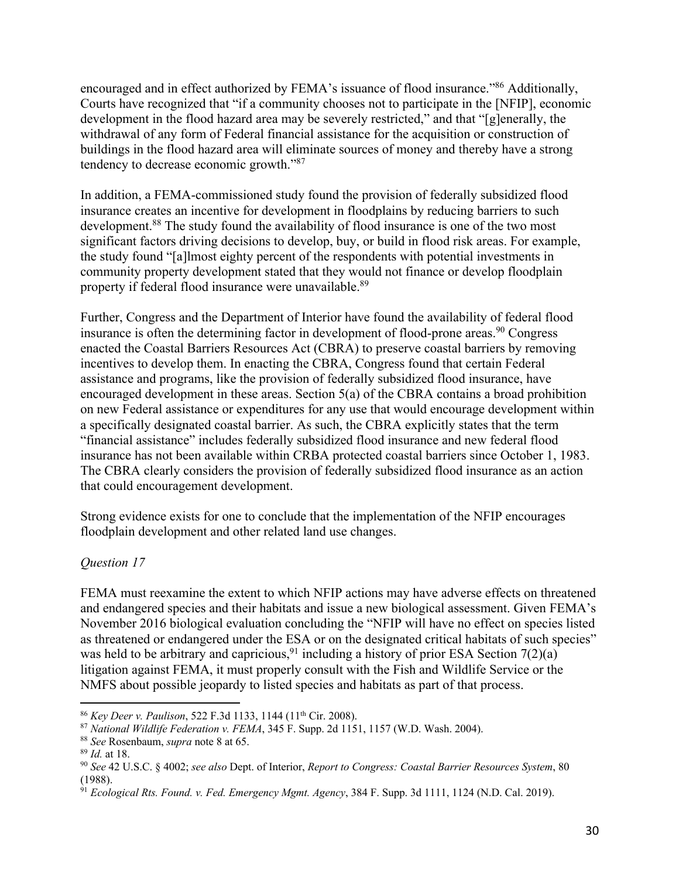encouraged and in effect authorized by FEMA's issuance of flood insurance."[86] Additionally, Courts have recognized that "if a community chooses not to participate in the [NFIP], economic development in the flood hazard area may be severely restricted," and that "[g]enerally, the withdrawal of any form of Federal financial assistance for the acquisition or construction of buildings in the flood hazard area will eliminate sources of money and thereby have a strong tendency to decrease economic growth."[87]

In addition, a FEMA-commissioned study found the provision of federally subsidized flood insurance creates an incentive for development in floodplains by reducing barriers to such development.[88] The study found the availability of flood insurance is one of the two most significant factors driving decisions to develop, buy, or build in flood risk areas. For example, the study found "[a]lmost eighty percent of the respondents with potential investments in community property development stated that they would not finance or develop floodplain property if federal flood insurance were unavailable.[89]

Further, Congress and the Department of Interior have found the availability of federal flood insurance is often the determining factor in development of flood-prone areas.[90] Congress enacted the Coastal Barriers Resources Act (CBRA) to preserve coastal barriers by removing incentives to develop them. In enacting the CBRA, Congress found that certain Federal assistance and programs, like the provision of federally subsidized flood insurance, have encouraged development in these areas. Section 5(a) of the CBRA contains a broad prohibition on new Federal assistance or expenditures for any use that would encourage development within a specifically designated coastal barrier. As such, the CBRA explicitly states that the term "financial assistance" includes federally subsidized flood insurance and new federal flood insurance has not been available within CRBA protected coastal barriers since October 1, 1983. The CBRA clearly considers the provision of federally subsidized flood insurance as an action that could encouragement development.

Strong evidence exists for one to conclude that the implementation of the NFIP encourages floodplain development and other related land use changes.

*Question 17*

FEMA must reexamine the extent to which NFIP actions may have adverse effects on threatened and endangered species and their habitats and issue a new biological assessment. Given FEMA's November 2016 biological evaluation concluding the "NFIP will have no effect on species listed as threatened or endangered under the ESA or on the designated critical habitats of such species" was held to be arbitrary and capricious,[91] including a history of prior ESA Section 7(2)(a) litigation against FEMA, it must properly consult with the Fish and Wildlife Service or the NMFS about possible jeopardy to listed species and habitats as part of that process.

---

[86] *Key Deer v. Paulison*, 522 F.3d 1133, 1144 (11th Cir. 2008).

[87] *National Wildlife Federation v. FEMA*, 345 F. Supp. 2d 1151, 1157 (W.D. Wash. 2004).

[88] *See* Rosenbaum, *supra* note 8 at 65.

[89] *Id.* at 18.

[90] *See* 42 U.S.C. § 4002; *see also* Dept. of Interior, *Report to Congress: Coastal Barrier Resources System*, 80 (1988).

[91] *Ecological Rts. Found. v. Fed. Emergency Mgmt. Agency*, 384 F. Supp. 3d 1111, 1124 (N.D. Cal. 2019).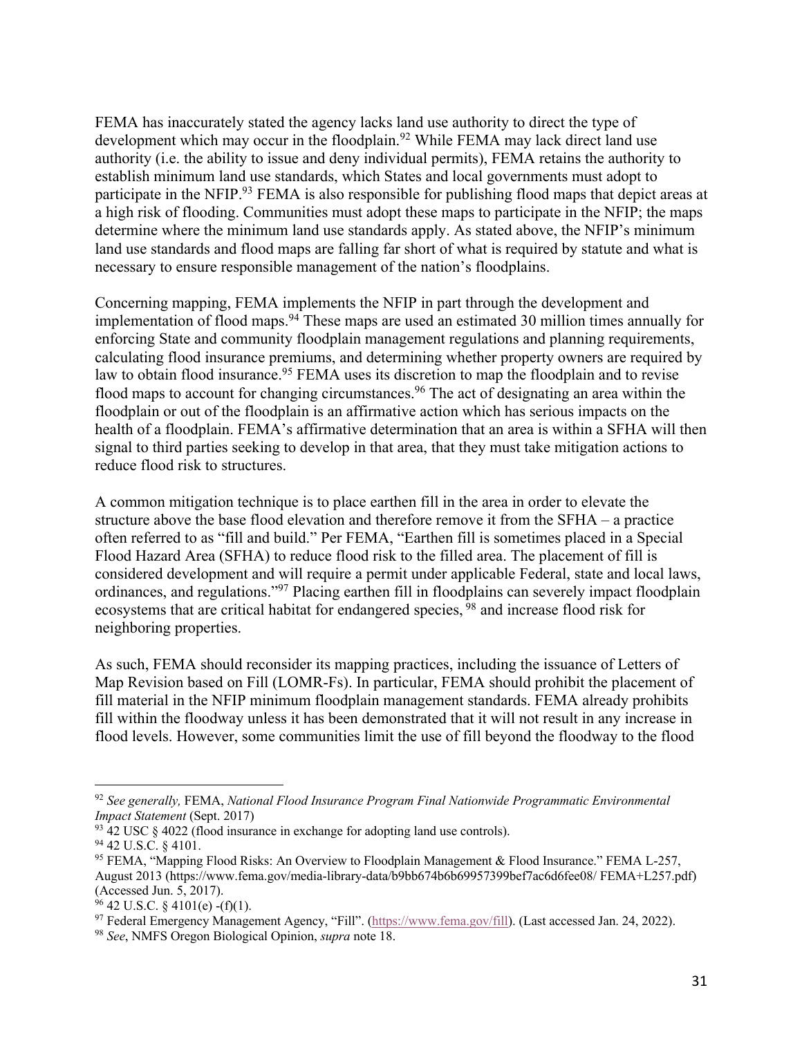FEMA has inaccurately stated the agency lacks land use authority to direct the type of development which may occur in the floodplain.[92] While FEMA may lack direct land use authority (i.e. the ability to issue and deny individual permits), FEMA retains the authority to establish minimum land use standards, which States and local governments must adopt to participate in the NFIP.[93] FEMA is also responsible for publishing flood maps that depict areas at a high risk of flooding. Communities must adopt these maps to participate in the NFIP; the maps determine where the minimum land use standards apply. As stated above, the NFIP's minimum land use standards and flood maps are falling far short of what is required by statute and what is necessary to ensure responsible management of the nation's floodplains.

Concerning mapping, FEMA implements the NFIP in part through the development and implementation of flood maps.[94] These maps are used an estimated 30 million times annually for enforcing State and community floodplain management regulations and planning requirements, calculating flood insurance premiums, and determining whether property owners are required by law to obtain flood insurance.[95] FEMA uses its discretion to map the floodplain and to revise flood maps to account for changing circumstances.[96] The act of designating an area within the floodplain or out of the floodplain is an affirmative action which has serious impacts on the health of a floodplain. FEMA's affirmative determination that an area is within a SFHA will then signal to third parties seeking to develop in that area, that they must take mitigation actions to reduce flood risk to structures.

A common mitigation technique is to place earthen fill in the area in order to elevate the structure above the base flood elevation and therefore remove it from the SFHA – a practice often referred to as "fill and build." Per FEMA, "Earthen fill is sometimes placed in a Special Flood Hazard Area (SFHA) to reduce flood risk to the filled area. The placement of fill is considered development and will require a permit under applicable Federal, state and local laws, ordinances, and regulations."[97] Placing earthen fill in floodplains can severely impact floodplain ecosystems that are critical habitat for endangered species,[98] and increase flood risk for neighboring properties.

As such, FEMA should reconsider its mapping practices, including the issuance of Letters of Map Revision based on Fill (LOMR-Fs). In particular, FEMA should prohibit the placement of fill material in the NFIP minimum floodplain management standards. FEMA already prohibits fill within the floodway unless it has been demonstrated that it will not result in any increase in flood levels. However, some communities limit the use of fill beyond the floodway to the flood

---

[92] *See generally,* FEMA, *National Flood Insurance Program Final Nationwide Programmatic Environmental Impact Statement* (Sept. 2017)

[93] 42 USC § 4022 (flood insurance in exchange for adopting land use controls).

[94] 42 U.S.C. § 4101.

[95] FEMA, "Mapping Flood Risks: An Overview to Floodplain Management & Flood Insurance." FEMA L-257, August 2013 (https://www.fema.gov/media-library-data/b9bb674b6b69957399bef7ac6d6fee08/ FEMA+L257.pdf) (Accessed Jun. 5, 2017).

[96] 42 U.S.C. § 4101(e) -(f)(1).

[97] Federal Emergency Management Agency, "Fill". (https://www.fema.gov/fill). (Last accessed Jan. 24, 2022).

[98] *See*, NMFS Oregon Biological Opinion, *supra* note 18.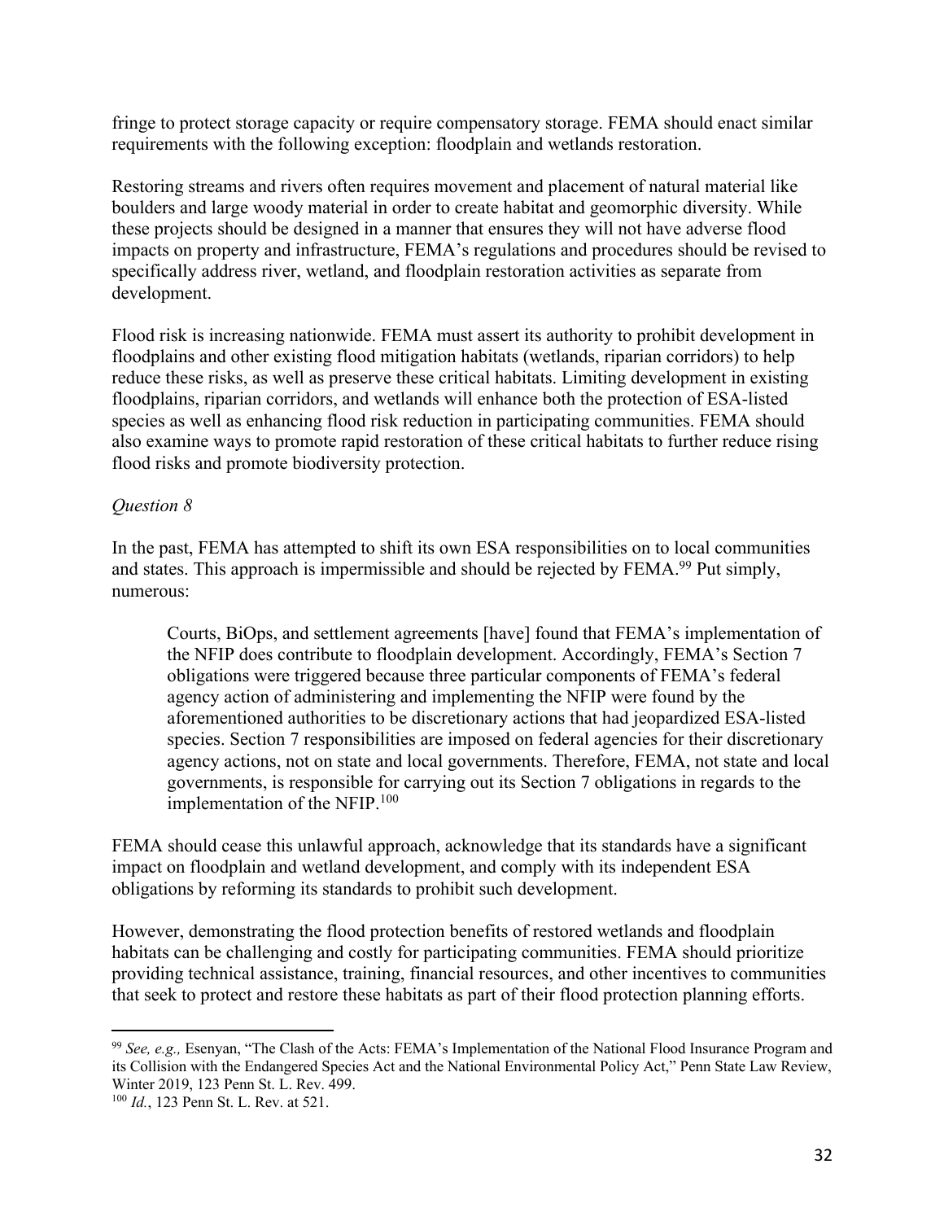fringe to protect storage capacity or require compensatory storage. FEMA should enact similar requirements with the following exception: floodplain and wetlands restoration.

Restoring streams and rivers often requires movement and placement of natural material like boulders and large woody material in order to create habitat and geomorphic diversity. While these projects should be designed in a manner that ensures they will not have adverse flood impacts on property and infrastructure, FEMA's regulations and procedures should be revised to specifically address river, wetland, and floodplain restoration activities as separate from development.

Flood risk is increasing nationwide. FEMA must assert its authority to prohibit development in floodplains and other existing flood mitigation habitats (wetlands, riparian corridors) to help reduce these risks, as well as preserve these critical habitats. Limiting development in existing floodplains, riparian corridors, and wetlands will enhance both the protection of ESA-listed species as well as enhancing flood risk reduction in participating communities. FEMA should also examine ways to promote rapid restoration of these critical habitats to further reduce rising flood risks and promote biodiversity protection.

*Question 8*

In the past, FEMA has attempted to shift its own ESA responsibilities on to local communities and states. This approach is impermissible and should be rejected by FEMA.[99] Put simply, numerous:

> Courts, BiOps, and settlement agreements [have] found that FEMA's implementation of the NFIP does contribute to floodplain development. Accordingly, FEMA's Section 7 obligations were triggered because three particular components of FEMA's federal agency action of administering and implementing the NFIP were found by the aforementioned authorities to be discretionary actions that had jeopardized ESA-listed species. Section 7 responsibilities are imposed on federal agencies for their discretionary agency actions, not on state and local governments. Therefore, FEMA, not state and local governments, is responsible for carrying out its Section 7 obligations in regards to the implementation of the NFIP.[100]

FEMA should cease this unlawful approach, acknowledge that its standards have a significant impact on floodplain and wetland development, and comply with its independent ESA obligations by reforming its standards to prohibit such development.

However, demonstrating the flood protection benefits of restored wetlands and floodplain habitats can be challenging and costly for participating communities. FEMA should prioritize providing technical assistance, training, financial resources, and other incentives to communities that seek to protect and restore these habitats as part of their flood protection planning efforts.

---

[99] *See, e.g.,* Esenyan, "The Clash of the Acts: FEMA's Implementation of the National Flood Insurance Program and its Collision with the Endangered Species Act and the National Environmental Policy Act," Penn State Law Review, Winter 2019, 123 Penn St. L. Rev. 499.

[100] *Id.*, 123 Penn St. L. Rev. at 521.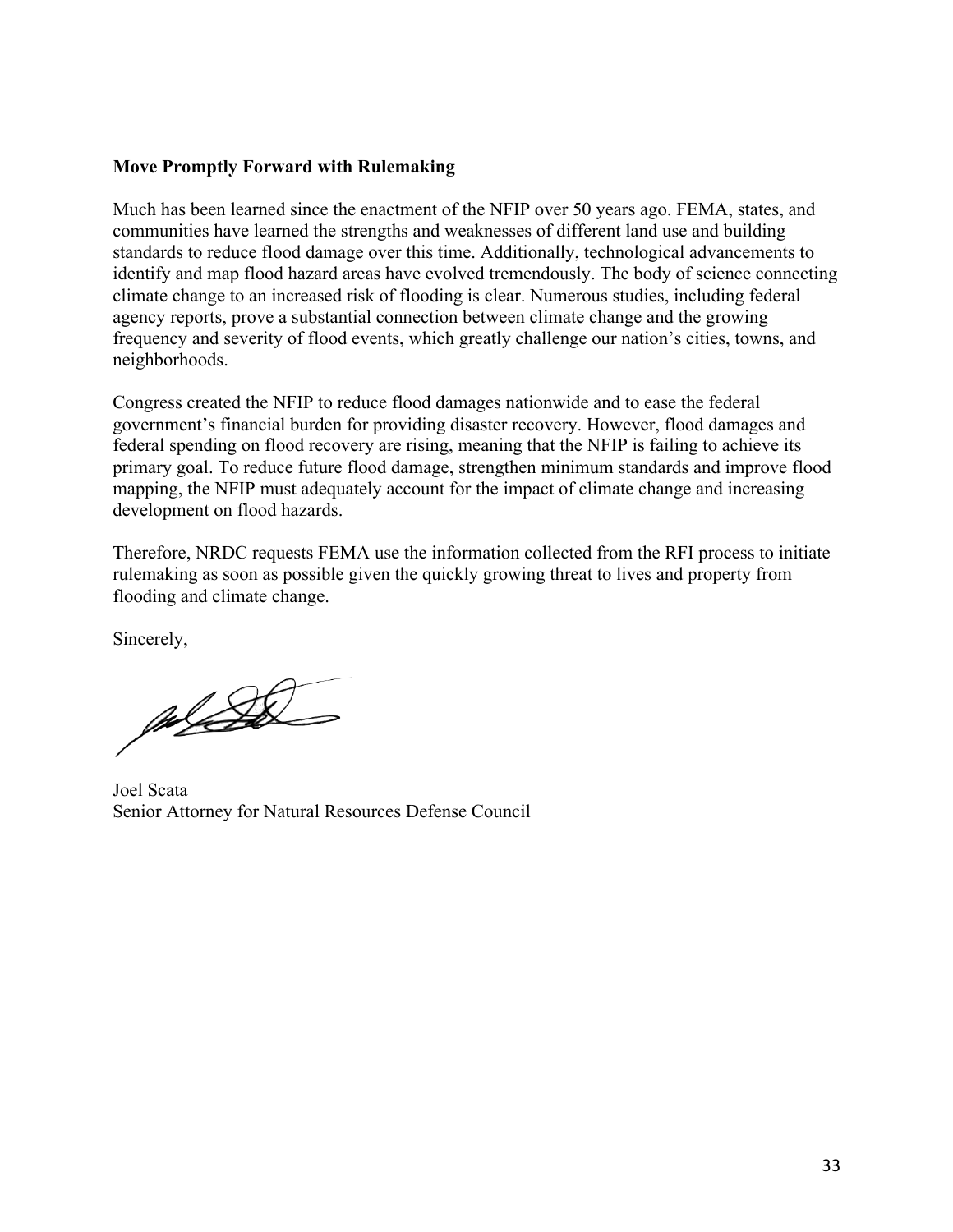**Move Promptly Forward with Rulemaking**

Much has been learned since the enactment of the NFIP over 50 years ago. FEMA, states, and communities have learned the strengths and weaknesses of different land use and building standards to reduce flood damage over this time. Additionally, technological advancements to identify and map flood hazard areas have evolved tremendously. The body of science connecting climate change to an increased risk of flooding is clear. Numerous studies, including federal agency reports, prove a substantial connection between climate change and the growing frequency and severity of flood events, which greatly challenge our nation's cities, towns, and neighborhoods.

Congress created the NFIP to reduce flood damages nationwide and to ease the federal government's financial burden for providing disaster recovery. However, flood damages and federal spending on flood recovery are rising, meaning that the NFIP is failing to achieve its primary goal. To reduce future flood damage, strengthen minimum standards and improve flood mapping, the NFIP must adequately account for the impact of climate change and increasing development on flood hazards.

Therefore, NRDC requests FEMA use the information collected from the RFI process to initiate rulemaking as soon as possible given the quickly growing threat to lives and property from flooding and climate change.

Sincerely,

Joel Scata
Senior Attorney for Natural Resources Defense Council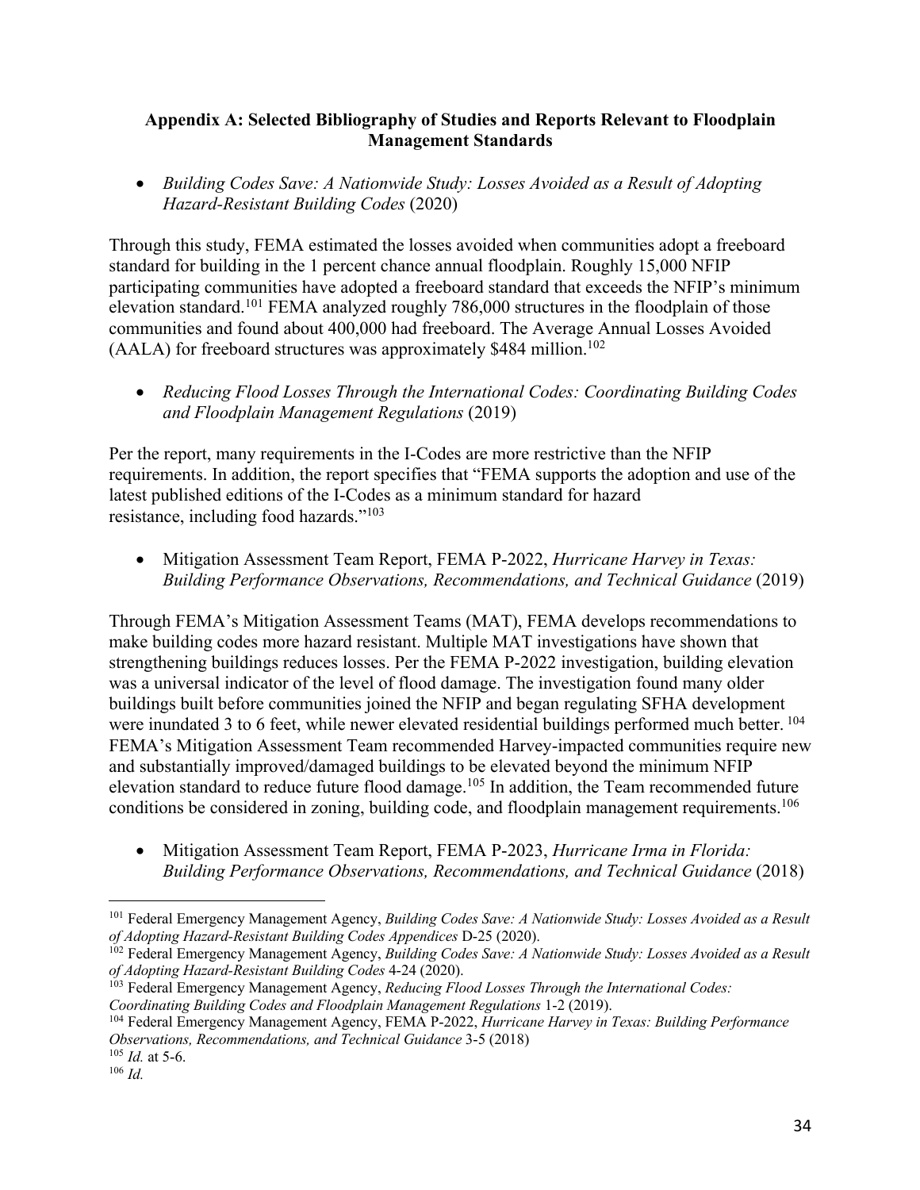**Appendix A: Selected Bibliography of Studies and Reports Relevant to Floodplain Management Standards**

- *Building Codes Save: A Nationwide Study: Losses Avoided as a Result of Adopting Hazard-Resistant Building Codes* (2020)

Through this study, FEMA estimated the losses avoided when communities adopt a freeboard standard for building in the 1 percent chance annual floodplain. Roughly 15,000 NFIP participating communities have adopted a freeboard standard that exceeds the NFIP's minimum elevation standard.[101] FEMA analyzed roughly 786,000 structures in the floodplain of those communities and found about 400,000 had freeboard. The Average Annual Losses Avoided (AALA) for freeboard structures was approximately $484 million.[102]

- *Reducing Flood Losses Through the International Codes: Coordinating Building Codes and Floodplain Management Regulations* (2019)

Per the report, many requirements in the I-Codes are more restrictive than the NFIP requirements. In addition, the report specifies that "FEMA supports the adoption and use of the latest published editions of the I-Codes as a minimum standard for hazard resistance, including food hazards."[103]

- Mitigation Assessment Team Report, FEMA P-2022, *Hurricane Harvey in Texas: Building Performance Observations, Recommendations, and Technical Guidance* (2019)

Through FEMA's Mitigation Assessment Teams (MAT), FEMA develops recommendations to make building codes more hazard resistant. Multiple MAT investigations have shown that strengthening buildings reduces losses. Per the FEMA P-2022 investigation, building elevation was a universal indicator of the level of flood damage. The investigation found many older buildings built before communities joined the NFIP and began regulating SFHA development were inundated 3 to 6 feet, while newer elevated residential buildings performed much better.[104] FEMA's Mitigation Assessment Team recommended Harvey-impacted communities require new and substantially improved/damaged buildings to be elevated beyond the minimum NFIP elevation standard to reduce future flood damage.[105] In addition, the Team recommended future conditions be considered in zoning, building code, and floodplain management requirements.[106]

- Mitigation Assessment Team Report, FEMA P-2023, *Hurricane Irma in Florida: Building Performance Observations, Recommendations, and Technical Guidance* (2018)

---

[101] Federal Emergency Management Agency, *Building Codes Save: A Nationwide Study: Losses Avoided as a Result of Adopting Hazard-Resistant Building Codes Appendices* D-25 (2020).

[102] Federal Emergency Management Agency, *Building Codes Save: A Nationwide Study: Losses Avoided as a Result of Adopting Hazard-Resistant Building Codes* 4-24 (2020).

[103] Federal Emergency Management Agency, *Reducing Flood Losses Through the International Codes: Coordinating Building Codes and Floodplain Management Regulations* 1-2 (2019).

[104] Federal Emergency Management Agency, FEMA P-2022, *Hurricane Harvey in Texas: Building Performance Observations, Recommendations, and Technical Guidance* 3-5 (2018)

[105] *Id.* at 5-6.

[106] *Id.*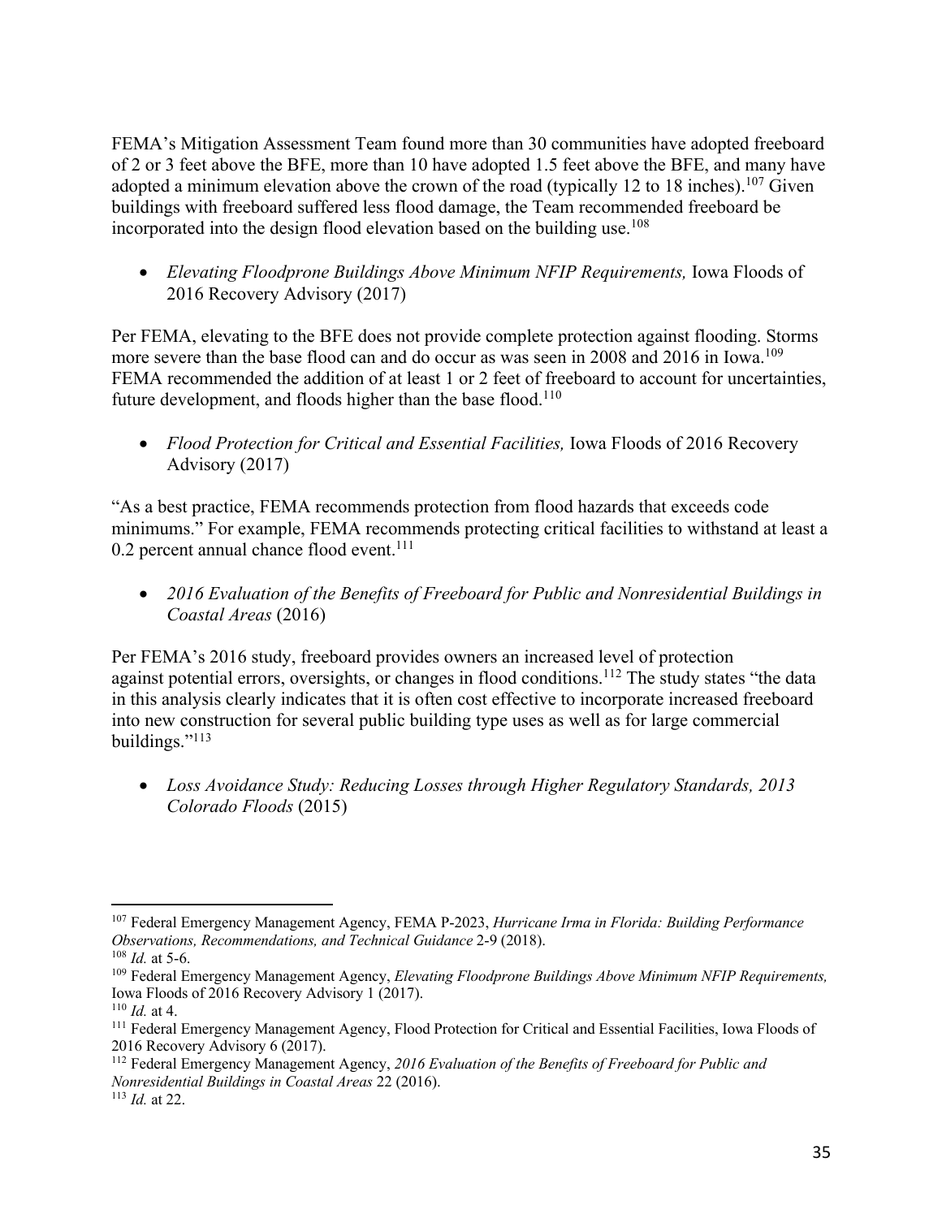FEMA's Mitigation Assessment Team found more than 30 communities have adopted freeboard of 2 or 3 feet above the BFE, more than 10 have adopted 1.5 feet above the BFE, and many have adopted a minimum elevation above the crown of the road (typically 12 to 18 inches).[107] Given buildings with freeboard suffered less flood damage, the Team recommended freeboard be incorporated into the design flood elevation based on the building use.[108]

- *Elevating Floodprone Buildings Above Minimum NFIP Requirements,* Iowa Floods of 2016 Recovery Advisory (2017)

Per FEMA, elevating to the BFE does not provide complete protection against flooding. Storms more severe than the base flood can and do occur as was seen in 2008 and 2016 in Iowa.[109] FEMA recommended the addition of at least 1 or 2 feet of freeboard to account for uncertainties, future development, and floods higher than the base flood.[110]

- *Flood Protection for Critical and Essential Facilities,* Iowa Floods of 2016 Recovery Advisory (2017)

"As a best practice, FEMA recommends protection from flood hazards that exceeds code minimums." For example, FEMA recommends protecting critical facilities to withstand at least a 0.2 percent annual chance flood event.[111]

- *2016 Evaluation of the Benefits of Freeboard for Public and Nonresidential Buildings in Coastal Areas* (2016)

Per FEMA's 2016 study, freeboard provides owners an increased level of protection against potential errors, oversights, or changes in flood conditions.[112] The study states "the data in this analysis clearly indicates that it is often cost effective to incorporate increased freeboard into new construction for several public building type uses as well as for large commercial buildings."[113]

- *Loss Avoidance Study: Reducing Losses through Higher Regulatory Standards, 2013 Colorado Floods* (2015)

---

[107] Federal Emergency Management Agency, FEMA P-2023, *Hurricane Irma in Florida: Building Performance Observations, Recommendations, and Technical Guidance* 2-9 (2018).

[108] *Id.* at 5-6.

[109] Federal Emergency Management Agency, *Elevating Floodprone Buildings Above Minimum NFIP Requirements,* Iowa Floods of 2016 Recovery Advisory 1 (2017).

[110] *Id.* at 4.

[111] Federal Emergency Management Agency, Flood Protection for Critical and Essential Facilities, Iowa Floods of 2016 Recovery Advisory 6 (2017).

[112] Federal Emergency Management Agency, *2016 Evaluation of the Benefits of Freeboard for Public and Nonresidential Buildings in Coastal Areas* 22 (2016).

[113] *Id.* at 22.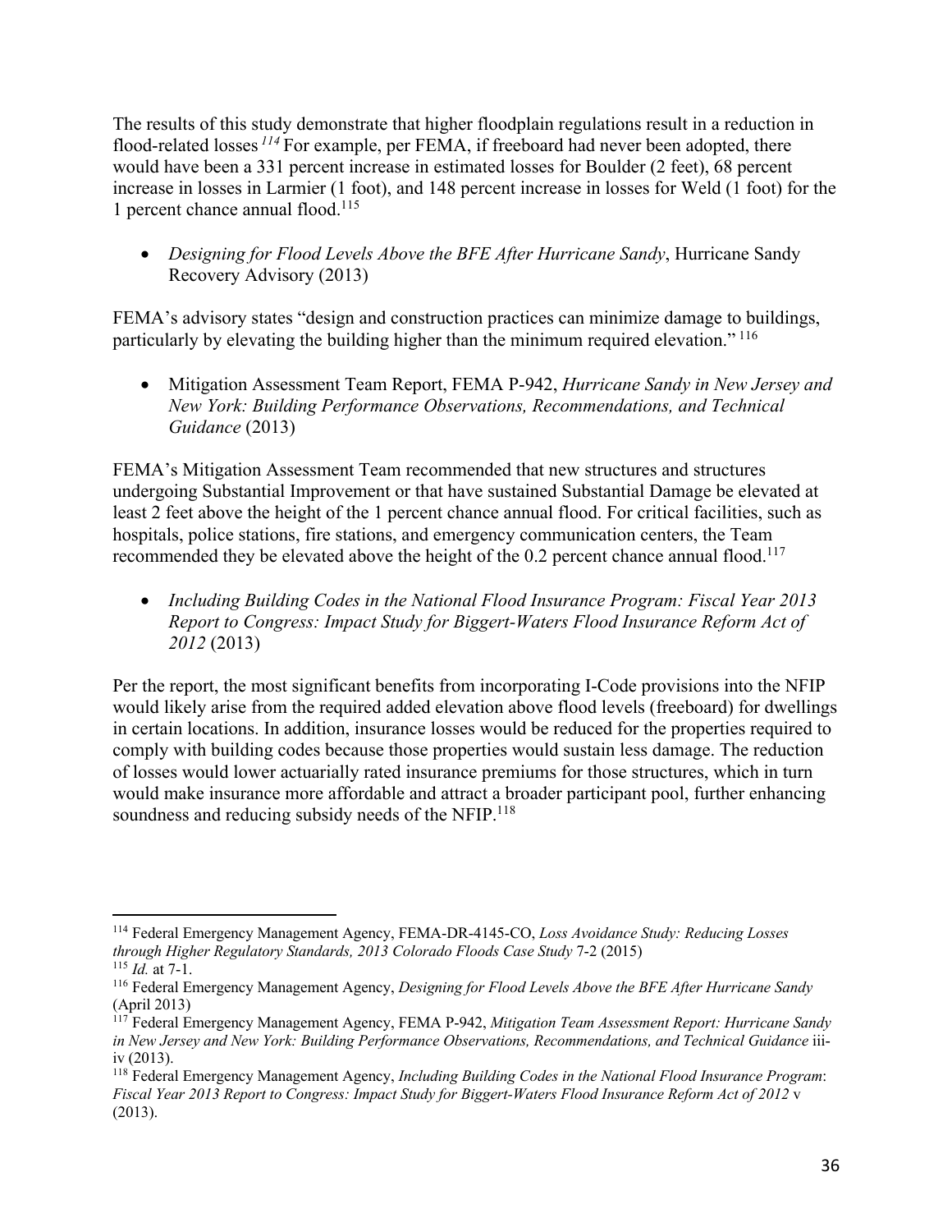The results of this study demonstrate that higher floodplain regulations result in a reduction in flood-related losses [114] For example, per FEMA, if freeboard had never been adopted, there would have been a 331 percent increase in estimated losses for Boulder (2 feet), 68 percent increase in losses in Larmier (1 foot), and 148 percent increase in losses for Weld (1 foot) for the 1 percent chance annual flood.[115]

- *Designing for Flood Levels Above the BFE After Hurricane Sandy*, Hurricane Sandy Recovery Advisory (2013)

FEMA's advisory states "design and construction practices can minimize damage to buildings, particularly by elevating the building higher than the minimum required elevation." [116]

- Mitigation Assessment Team Report, FEMA P-942, *Hurricane Sandy in New Jersey and New York: Building Performance Observations, Recommendations, and Technical Guidance* (2013)

FEMA's Mitigation Assessment Team recommended that new structures and structures undergoing Substantial Improvement or that have sustained Substantial Damage be elevated at least 2 feet above the height of the 1 percent chance annual flood. For critical facilities, such as hospitals, police stations, fire stations, and emergency communication centers, the Team recommended they be elevated above the height of the 0.2 percent chance annual flood.[117]

- *Including Building Codes in the National Flood Insurance Program: Fiscal Year 2013 Report to Congress: Impact Study for Biggert-Waters Flood Insurance Reform Act of 2012* (2013)

Per the report, the most significant benefits from incorporating I-Code provisions into the NFIP would likely arise from the required added elevation above flood levels (freeboard) for dwellings in certain locations. In addition, insurance losses would be reduced for the properties required to comply with building codes because those properties would sustain less damage. The reduction of losses would lower actuarially rated insurance premiums for those structures, which in turn would make insurance more affordable and attract a broader participant pool, further enhancing soundness and reducing subsidy needs of the NFIP.[118]

---

[114] Federal Emergency Management Agency, FEMA-DR-4145-CO, *Loss Avoidance Study: Reducing Losses through Higher Regulatory Standards, 2013 Colorado Floods Case Study* 7-2 (2015)

[115] *Id.* at 7-1.

[116] Federal Emergency Management Agency, *Designing for Flood Levels Above the BFE After Hurricane Sandy* (April 2013)

[117] Federal Emergency Management Agency, FEMA P-942, *Mitigation Team Assessment Report: Hurricane Sandy in New Jersey and New York: Building Performance Observations, Recommendations, and Technical Guidance* iii-iv (2013).

[118] Federal Emergency Management Agency, *Including Building Codes in the National Flood Insurance Program*: *Fiscal Year 2013 Report to Congress: Impact Study for Biggert-Waters Flood Insurance Reform Act of 2012* v (2013).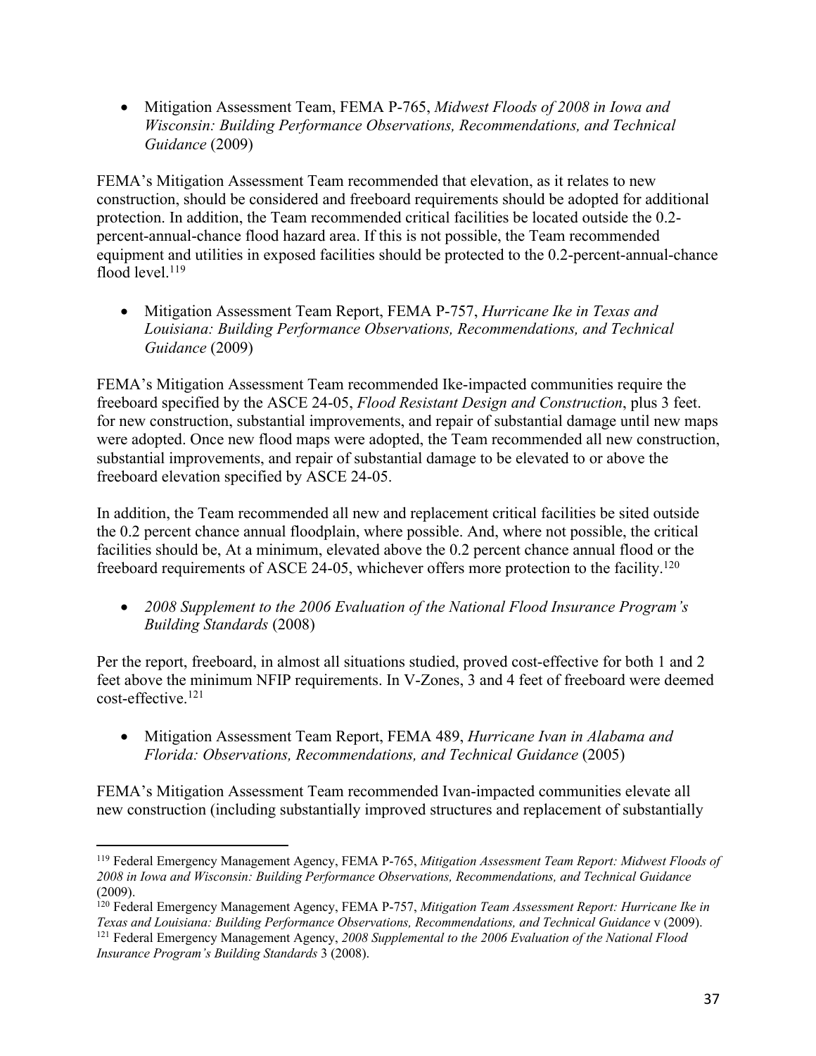- Mitigation Assessment Team, FEMA P-765, *Midwest Floods of 2008 in Iowa and Wisconsin: Building Performance Observations, Recommendations, and Technical Guidance* (2009)

FEMA's Mitigation Assessment Team recommended that elevation, as it relates to new construction, should be considered and freeboard requirements should be adopted for additional protection. In addition, the Team recommended critical facilities be located outside the 0.2-percent-annual-chance flood hazard area. If this is not possible, the Team recommended equipment and utilities in exposed facilities should be protected to the 0.2-percent-annual-chance flood level.[119]

- Mitigation Assessment Team Report, FEMA P-757, *Hurricane Ike in Texas and Louisiana: Building Performance Observations, Recommendations, and Technical Guidance* (2009)

FEMA's Mitigation Assessment Team recommended Ike-impacted communities require the freeboard specified by the ASCE 24-05, *Flood Resistant Design and Construction*, plus 3 feet. for new construction, substantial improvements, and repair of substantial damage until new maps were adopted. Once new flood maps were adopted, the Team recommended all new construction, substantial improvements, and repair of substantial damage to be elevated to or above the freeboard elevation specified by ASCE 24-05.

In addition, the Team recommended all new and replacement critical facilities be sited outside the 0.2 percent chance annual floodplain, where possible. And, where not possible, the critical facilities should be, At a minimum, elevated above the 0.2 percent chance annual flood or the freeboard requirements of ASCE 24-05, whichever offers more protection to the facility.[120]

- *2008 Supplement to the 2006 Evaluation of the National Flood Insurance Program's Building Standards* (2008)

Per the report, freeboard, in almost all situations studied, proved cost-effective for both 1 and 2 feet above the minimum NFIP requirements. In V-Zones, 3 and 4 feet of freeboard were deemed cost-effective.[121]

- Mitigation Assessment Team Report, FEMA 489, *Hurricane Ivan in Alabama and Florida: Observations, Recommendations, and Technical Guidance* (2005)

FEMA's Mitigation Assessment Team recommended Ivan-impacted communities elevate all new construction (including substantially improved structures and replacement of substantially

---

[119] Federal Emergency Management Agency, FEMA P-765, *Mitigation Assessment Team Report: Midwest Floods of 2008 in Iowa and Wisconsin: Building Performance Observations, Recommendations, and Technical Guidance* (2009).

[120] Federal Emergency Management Agency, FEMA P-757, *Mitigation Team Assessment Report: Hurricane Ike in Texas and Louisiana: Building Performance Observations, Recommendations, and Technical Guidance* v (2009).

[121] Federal Emergency Management Agency, *2008 Supplemental to the 2006 Evaluation of the National Flood Insurance Program's Building Standards* 3 (2008).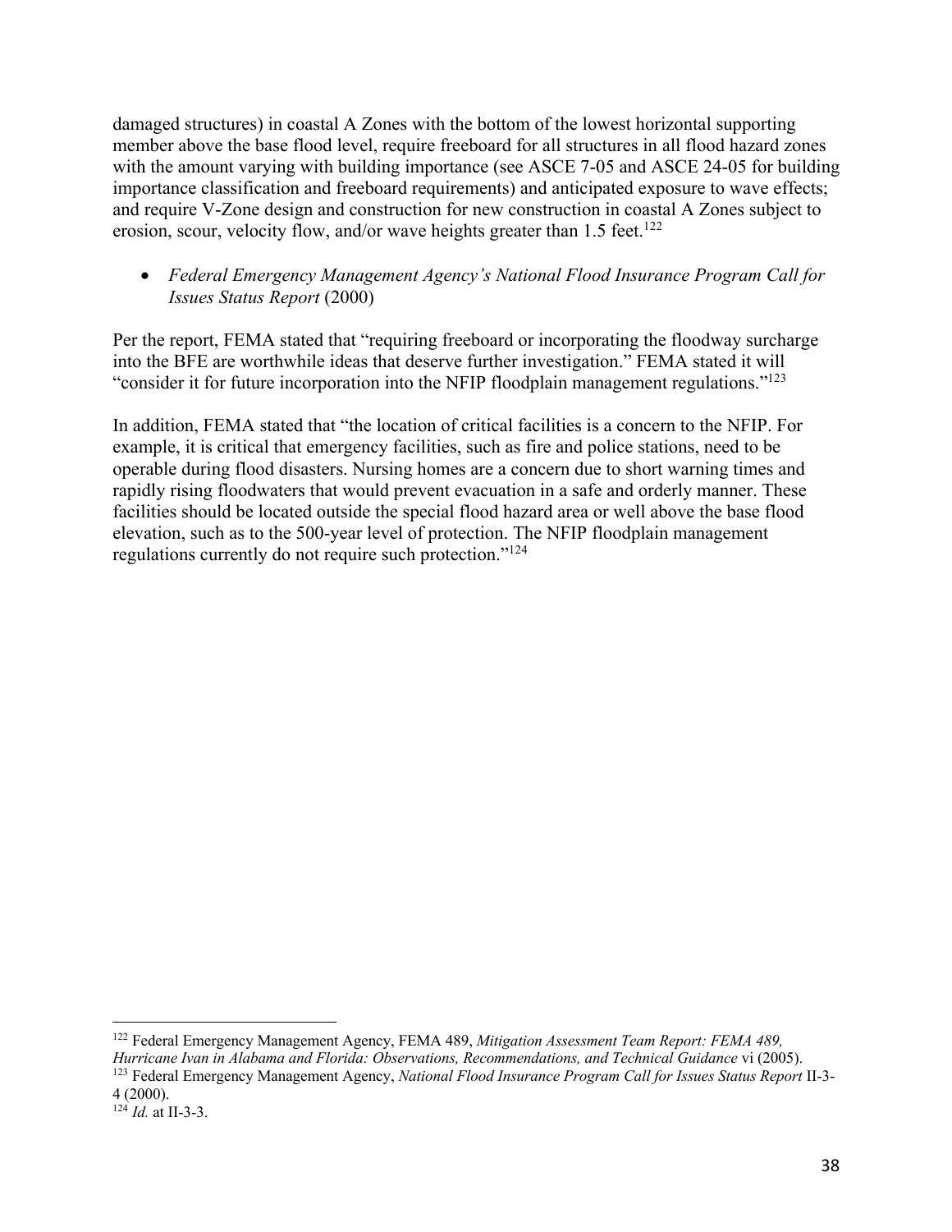damaged structures) in coastal A Zones with the bottom of the lowest horizontal supporting member above the base flood level, require freeboard for all structures in all flood hazard zones with the amount varying with building importance (see ASCE 7-05 and ASCE 24-05 for building importance classification and freeboard requirements) and anticipated exposure to wave effects; and require V-Zone design and construction for new construction in coastal A Zones subject to erosion, scour, velocity flow, and/or wave heights greater than 1.5 feet.[122]

- *Federal Emergency Management Agency's National Flood Insurance Program Call for Issues Status Report* (2000)

Per the report, FEMA stated that "requiring freeboard or incorporating the floodway surcharge into the BFE are worthwhile ideas that deserve further investigation." FEMA stated it will "consider it for future incorporation into the NFIP floodplain management regulations."[123]

In addition, FEMA stated that "the location of critical facilities is a concern to the NFIP. For example, it is critical that emergency facilities, such as fire and police stations, need to be operable during flood disasters. Nursing homes are a concern due to short warning times and rapidly rising floodwaters that would prevent evacuation in a safe and orderly manner. These facilities should be located outside the special flood hazard area or well above the base flood elevation, such as to the 500-year level of protection. The NFIP floodplain management regulations currently do not require such protection."[124]

---

[122] Federal Emergency Management Agency, FEMA 489, *Mitigation Assessment Team Report: FEMA 489, Hurricane Ivan in Alabama and Florida: Observations, Recommendations, and Technical Guidance* vi (2005).

[123] Federal Emergency Management Agency, *National Flood Insurance Program Call for Issues Status Report* II-3-4 (2000).

[124] *Id.* at II-3-3.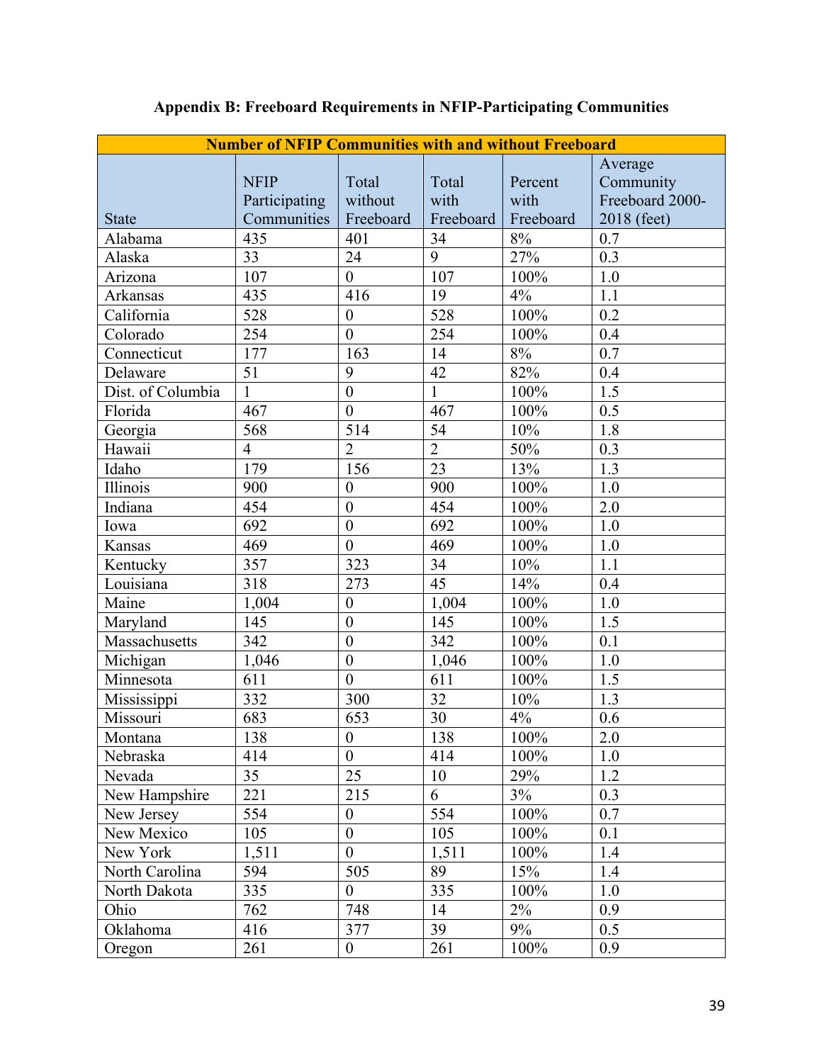**Appendix B: Freeboard Requirements in NFIP-Participating Communities**

| Number of NFIP Communities with and without Freeboard | | | | | |
|---|---|---|---|---|---|
| State | NFIP Participating Communities | Total without Freeboard | Total with Freeboard | Percent with Freeboard | Average Community Freeboard 2000-2018 (feet) |
| Alabama | 435 | 401 | 34 | 8% | 0.7 |
| Alaska | 33 | 24 | 9 | 27% | 0.3 |
| Arizona | 107 | 0 | 107 | 100% | 1.0 |
| Arkansas | 435 | 416 | 19 | 4% | 1.1 |
| California | 528 | 0 | 528 | 100% | 0.2 |
| Colorado | 254 | 0 | 254 | 100% | 0.4 |
| Connecticut | 177 | 163 | 14 | 8% | 0.7 |
| Delaware | 51 | 9 | 42 | 82% | 0.4 |
| Dist. of Columbia | 1 | 0 | 1 | 100% | 1.5 |
| Florida | 467 | 0 | 467 | 100% | 0.5 |
| Georgia | 568 | 514 | 54 | 10% | 1.8 |
| Hawaii | 4 | 2 | 2 | 50% | 0.3 |
| Idaho | 179 | 156 | 23 | 13% | 1.3 |
| Illinois | 900 | 0 | 900 | 100% | 1.0 |
| Indiana | 454 | 0 | 454 | 100% | 2.0 |
| Iowa | 692 | 0 | 692 | 100% | 1.0 |
| Kansas | 469 | 0 | 469 | 100% | 1.0 |
| Kentucky | 357 | 323 | 34 | 10% | 1.1 |
| Louisiana | 318 | 273 | 45 | 14% | 0.4 |
| Maine | 1,004 | 0 | 1,004 | 100% | 1.0 |
| Maryland | 145 | 0 | 145 | 100% | 1.5 |
| Massachusetts | 342 | 0 | 342 | 100% | 0.1 |
| Michigan | 1,046 | 0 | 1,046 | 100% | 1.0 |
| Minnesota | 611 | 0 | 611 | 100% | 1.5 |
| Mississippi | 332 | 300 | 32 | 10% | 1.3 |
| Missouri | 683 | 653 | 30 | 4% | 0.6 |
| Montana | 138 | 0 | 138 | 100% | 2.0 |
| Nebraska | 414 | 0 | 414 | 100% | 1.0 |
| Nevada | 35 | 25 | 10 | 29% | 1.2 |
| New Hampshire | 221 | 215 | 6 | 3% | 0.3 |
| New Jersey | 554 | 0 | 554 | 100% | 0.7 |
| New Mexico | 105 | 0 | 105 | 100% | 0.1 |
| New York | 1,511 | 0 | 1,511 | 100% | 1.4 |
| North Carolina | 594 | 505 | 89 | 15% | 1.4 |
| North Dakota | 335 | 0 | 335 | 100% | 1.0 |
| Ohio | 762 | 748 | 14 | 2% | 0.9 |
| Oklahoma | 416 | 377 | 39 | 9% | 0.5 |
| Oregon | 261 | 0 | 261 | 100% | 0.9 |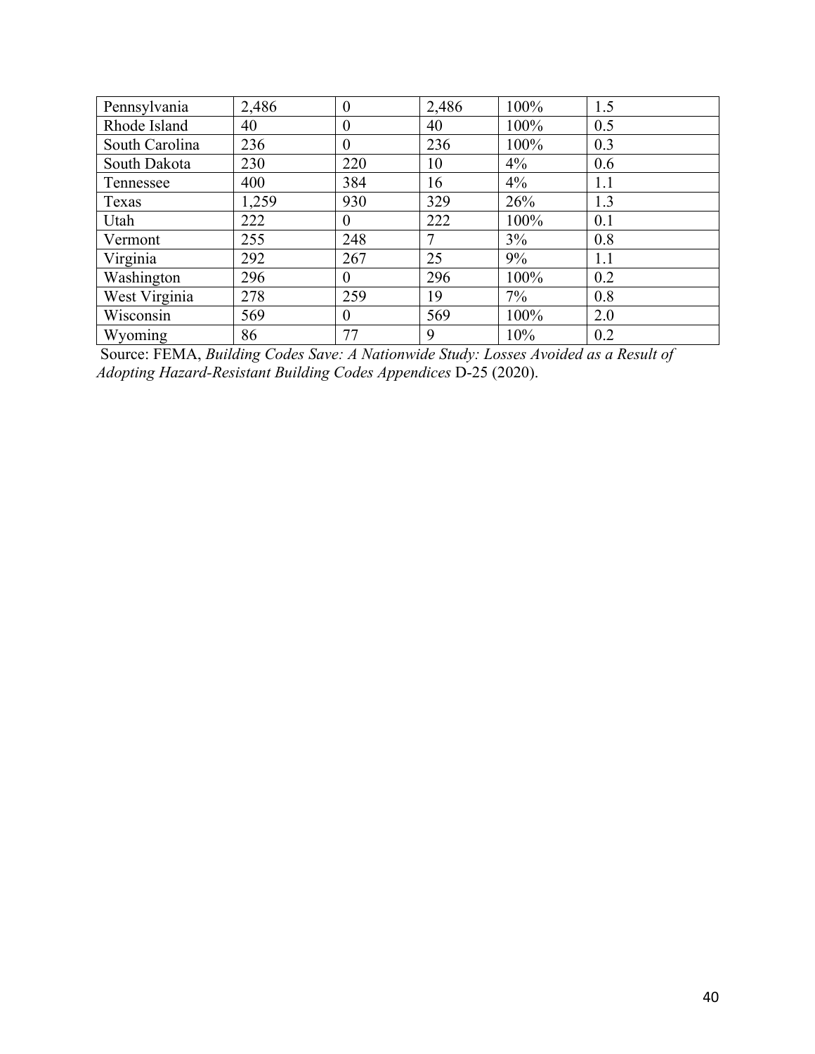| | | | | | |
|---|---|---|---|---|---|
| Pennsylvania | 2,486 | 0 | 2,486 | 100% | 1.5 |
| Rhode Island | 40 | 0 | 40 | 100% | 0.5 |
| South Carolina | 236 | 0 | 236 | 100% | 0.3 |
| South Dakota | 230 | 220 | 10 | 4% | 0.6 |
| Tennessee | 400 | 384 | 16 | 4% | 1.1 |
| Texas | 1,259 | 930 | 329 | 26% | 1.3 |
| Utah | 222 | 0 | 222 | 100% | 0.1 |
| Vermont | 255 | 248 | 7 | 3% | 0.8 |
| Virginia | 292 | 267 | 25 | 9% | 1.1 |
| Washington | 296 | 0 | 296 | 100% | 0.2 |
| West Virginia | 278 | 259 | 19 | 7% | 0.8 |
| Wisconsin | 569 | 0 | 569 | 100% | 2.0 |
| Wyoming | 86 | 77 | 9 | 10% | 0.2 |

Source: FEMA, *Building Codes Save: A Nationwide Study: Losses Avoided as a Result of Adopting Hazard-Resistant Building Codes Appendices* D-25 (2020).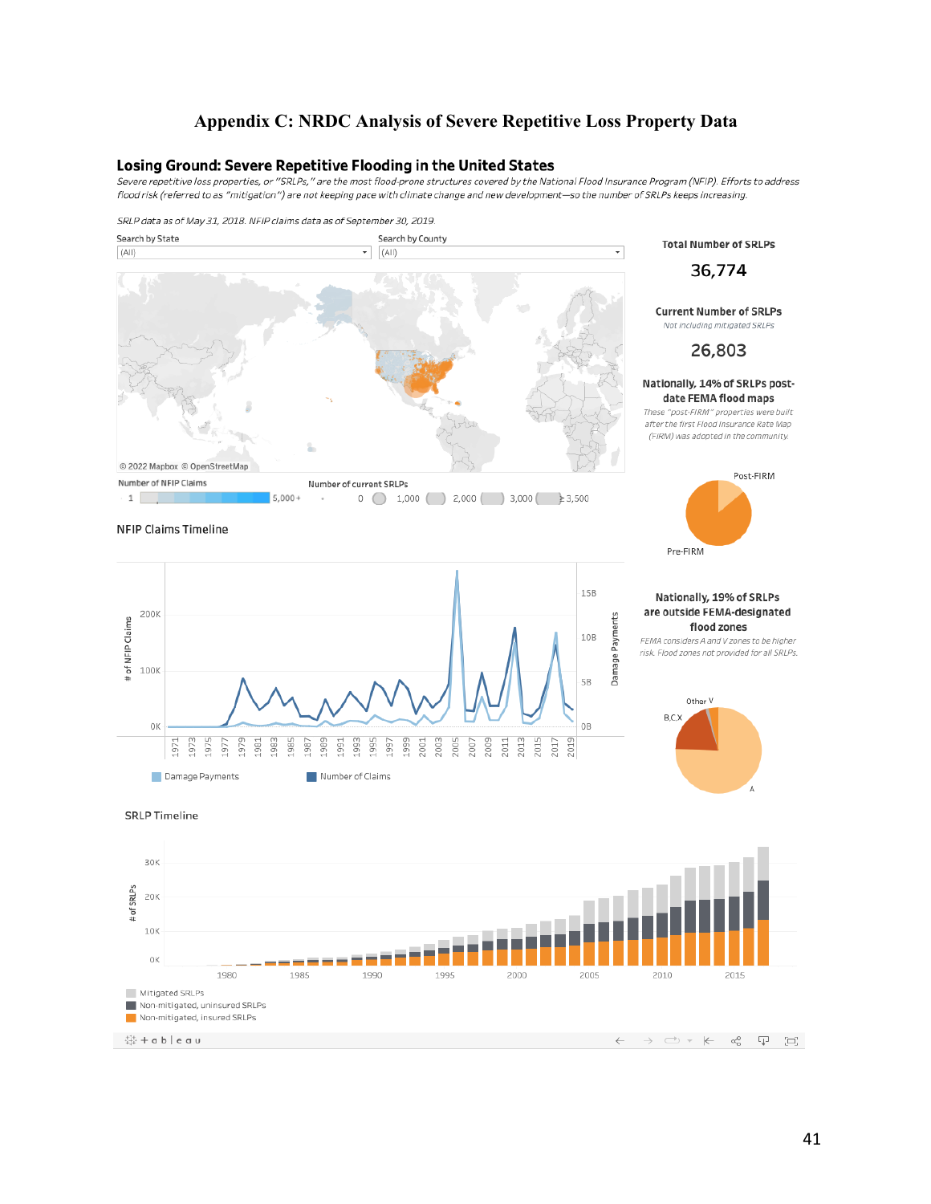# Appendix C: NRDC Analysis of Severe Repetitive Loss Property Data

## Losing Ground: Severe Repetitive Flooding in the United States

*Severe repetitive loss properties, or "SRLPs," are the most flood-prone structures covered by the National Flood Insurance Program (NFIP). Efforts to address flood risk (referred to as "mitigation") are not keeping pace with climate change and new development—so the number of SRLPs keeps increasing.*

*SRLP data as of May 31, 2018. NFIP claims data as of September 30, 2019.*

Search by State: (All)

Search by County: (All)

© 2022 Mapbox © OpenStreetMap

Number of NFIP Claims: 1 – 5,000+

Number of current SRLPs: 0, 1,000, 2,000, 3,000, ≥3,500

**Total Number of SRLPs**

**36,774**

**Current Number of SRLPs**

*Not including mitigated SRLPs*

**26,803**

**Nationally, 14% of SRLPs post-date FEMA flood maps**

*These "post-FIRM" properties were built after the first Flood Insurance Rate Map (FIRM) was adopted in the community.*

Post-FIRM / Pre-FIRM

### NFIP Claims Timeline

\# of NFIP Claims: 0K, 100K, 200K

Damage Payments: 0B, 5B, 10B, 15B

1971 – 2019

Damage Payments / Number of Claims

**Nationally, 19% of SRLPs are outside FEMA-designated flood zones**

*FEMA considers A and V zones to be higher risk. Flood zones not provided for all SRLPs.*

Other, V, B,C,X, A

### SRLP Timeline

\# of SRLPs: 0K, 10K, 20K, 30K

1980, 1985, 1990, 1995, 2000, 2005, 2010, 2015

- Mitigated SRLPs
- Non-mitigated, uninsured SRLPs
- Non-mitigated, insured SRLPs

tableau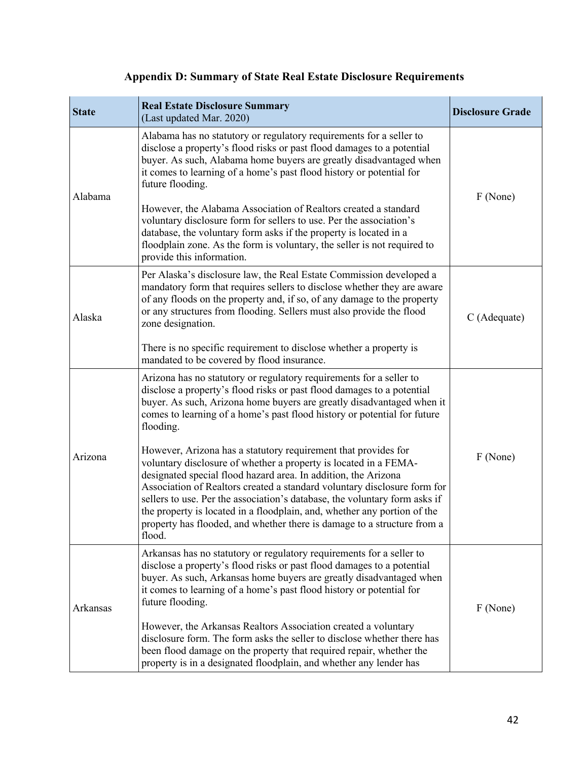## Appendix D: Summary of State Real Estate Disclosure Requirements

| State | Real Estate Disclosure Summary (Last updated Mar. 2020) | Disclosure Grade |
|---|---|---|
| Alabama | Alabama has no statutory or regulatory requirements for a seller to disclose a property's flood risks or past flood damages to a potential buyer. As such, Alabama home buyers are greatly disadvantaged when it comes to learning of a home's past flood history or potential for future flooding.<br><br>However, the Alabama Association of Realtors created a standard voluntary disclosure form for sellers to use. Per the association's database, the voluntary form asks if the property is located in a floodplain zone. As the form is voluntary, the seller is not required to provide this information. | F (None) |
| Alaska | Per Alaska's disclosure law, the Real Estate Commission developed a mandatory form that requires sellers to disclose whether they are aware of any floods on the property and, if so, of any damage to the property or any structures from flooding. Sellers must also provide the flood zone designation.<br><br>There is no specific requirement to disclose whether a property is mandated to be covered by flood insurance. | C (Adequate) |
| Arizona | Arizona has no statutory or regulatory requirements for a seller to disclose a property's flood risks or past flood damages to a potential buyer. As such, Arizona home buyers are greatly disadvantaged when it comes to learning of a home's past flood history or potential for future flooding.<br><br>However, Arizona has a statutory requirement that provides for voluntary disclosure of whether a property is located in a FEMA-designated special flood hazard area. In addition, the Arizona Association of Realtors created a standard voluntary disclosure form for sellers to use. Per the association's database, the voluntary form asks if the property is located in a floodplain, and, whether any portion of the property has flooded, and whether there is damage to a structure from a flood. | F (None) |
| Arkansas | Arkansas has no statutory or regulatory requirements for a seller to disclose a property's flood risks or past flood damages to a potential buyer. As such, Arkansas home buyers are greatly disadvantaged when it comes to learning of a home's past flood history or potential for future flooding.<br><br>However, the Arkansas Realtors Association created a voluntary disclosure form. The form asks the seller to disclose whether there has been flood damage on the property that required repair, whether the property is in a designated floodplain, and whether any lender has | F (None) |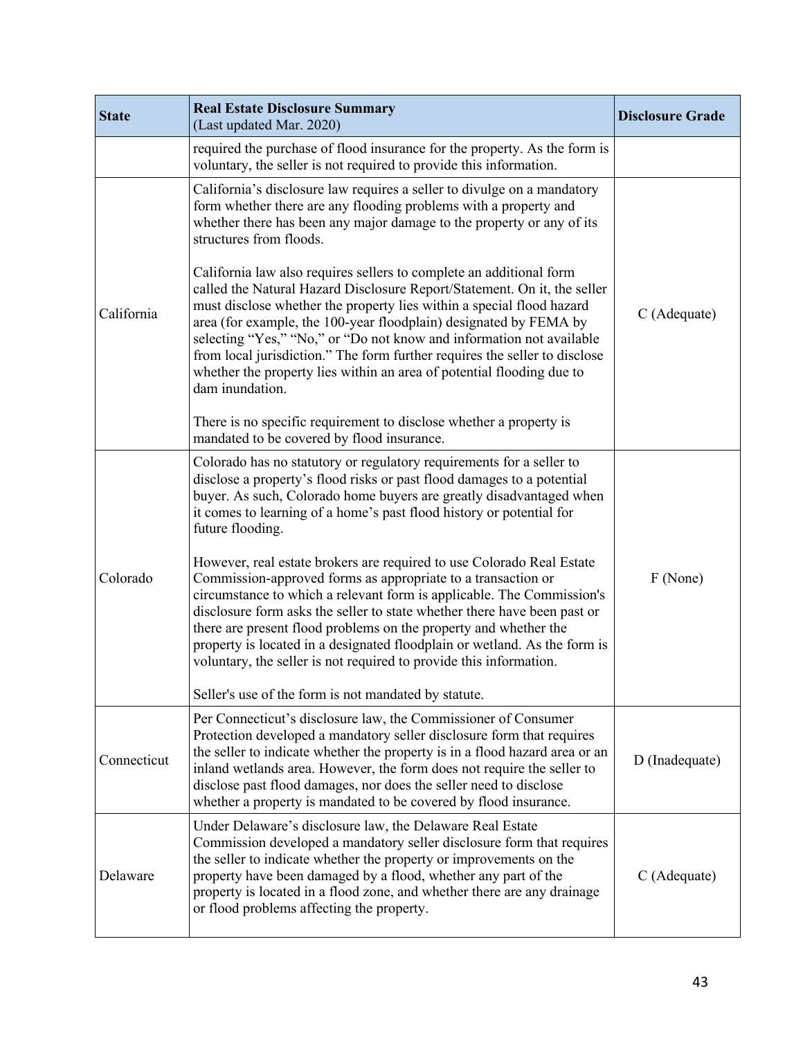| State | Real Estate Disclosure Summary (Last updated Mar. 2020) | Disclosure Grade |
|---|---|---|
| | required the purchase of flood insurance for the property. As the form is voluntary, the seller is not required to provide this information. | |
| California | California's disclosure law requires a seller to divulge on a mandatory form whether there are any flooding problems with a property and whether there has been any major damage to the property or any of its structures from floods.<br><br>California law also requires sellers to complete an additional form called the Natural Hazard Disclosure Report/Statement. On it, the seller must disclose whether the property lies within a special flood hazard area (for example, the 100-year floodplain) designated by FEMA by selecting "Yes," "No," or "Do not know and information not available from local jurisdiction." The form further requires the seller to disclose whether the property lies within an area of potential flooding due to dam inundation.<br><br>There is no specific requirement to disclose whether a property is mandated to be covered by flood insurance. | C (Adequate) |
| Colorado | Colorado has no statutory or regulatory requirements for a seller to disclose a property's flood risks or past flood damages to a potential buyer. As such, Colorado home buyers are greatly disadvantaged when it comes to learning of a home's past flood history or potential for future flooding.<br><br>However, real estate brokers are required to use Colorado Real Estate Commission-approved forms as appropriate to a transaction or circumstance to which a relevant form is applicable. The Commission's disclosure form asks the seller to state whether there have been past or there are present flood problems on the property and whether the property is located in a designated floodplain or wetland. As the form is voluntary, the seller is not required to provide this information.<br><br>Seller's use of the form is not mandated by statute. | F (None) |
| Connecticut | Per Connecticut's disclosure law, the Commissioner of Consumer Protection developed a mandatory seller disclosure form that requires the seller to indicate whether the property is in a flood hazard area or an inland wetlands area. However, the form does not require the seller to disclose past flood damages, nor does the seller need to disclose whether a property is mandated to be covered by flood insurance. | D (Inadequate) |
| Delaware | Under Delaware's disclosure law, the Delaware Real Estate Commission developed a mandatory seller disclosure form that requires the seller to indicate whether the property or improvements on the property have been damaged by a flood, whether any part of the property is located in a flood zone, and whether there are any drainage or flood problems affecting the property. | C (Adequate) |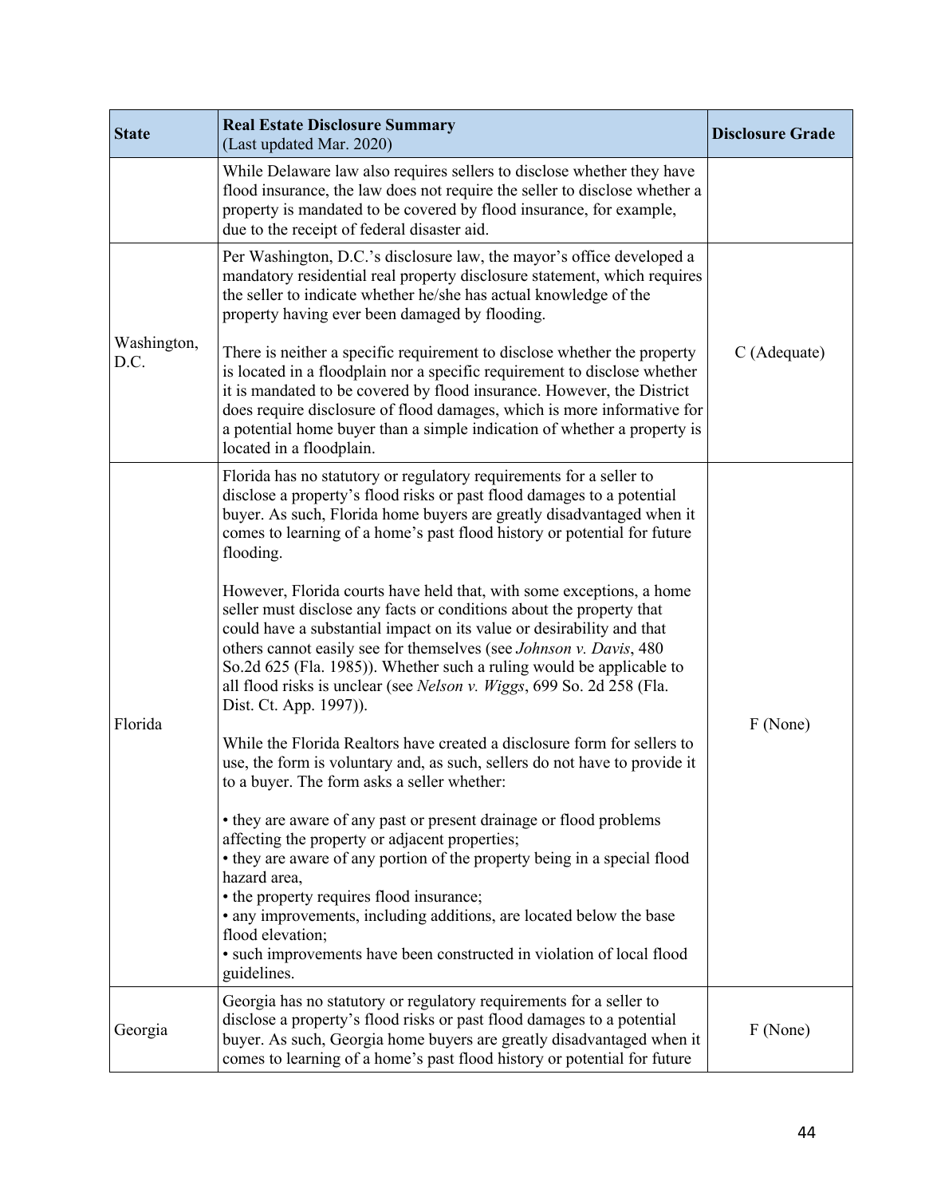| State | Real Estate Disclosure Summary (Last updated Mar. 2020) | Disclosure Grade |
|---|---|---|
| | While Delaware law also requires sellers to disclose whether they have flood insurance, the law does not require the seller to disclose whether a property is mandated to be covered by flood insurance, for example, due to the receipt of federal disaster aid. | |
| Washington, D.C. | Per Washington, D.C.'s disclosure law, the mayor's office developed a mandatory residential real property disclosure statement, which requires the seller to indicate whether he/she has actual knowledge of the property having ever been damaged by flooding.<br><br>There is neither a specific requirement to disclose whether the property is located in a floodplain nor a specific requirement to disclose whether it is mandated to be covered by flood insurance. However, the District does require disclosure of flood damages, which is more informative for a potential home buyer than a simple indication of whether a property is located in a floodplain. | C (Adequate) |
| Florida | Florida has no statutory or regulatory requirements for a seller to disclose a property's flood risks or past flood damages to a potential buyer. As such, Florida home buyers are greatly disadvantaged when it comes to learning of a home's past flood history or potential for future flooding.<br><br>However, Florida courts have held that, with some exceptions, a home seller must disclose any facts or conditions about the property that could have a substantial impact on its value or desirability and that others cannot easily see for themselves (see *Johnson v. Davis*, 480 So.2d 625 (Fla. 1985)). Whether such a ruling would be applicable to all flood risks is unclear (see *Nelson v. Wiggs*, 699 So. 2d 258 (Fla. Dist. Ct. App. 1997)).<br><br>While the Florida Realtors have created a disclosure form for sellers to use, the form is voluntary and, as such, sellers do not have to provide it to a buyer. The form asks a seller whether:<br><br>• they are aware of any past or present drainage or flood problems affecting the property or adjacent properties;<br>• they are aware of any portion of the property being in a special flood hazard area,<br>• the property requires flood insurance;<br>• any improvements, including additions, are located below the base flood elevation;<br>• such improvements have been constructed in violation of local flood guidelines. | F (None) |
| Georgia | Georgia has no statutory or regulatory requirements for a seller to disclose a property's flood risks or past flood damages to a potential buyer. As such, Georgia home buyers are greatly disadvantaged when it comes to learning of a home's past flood history or potential for future | F (None) |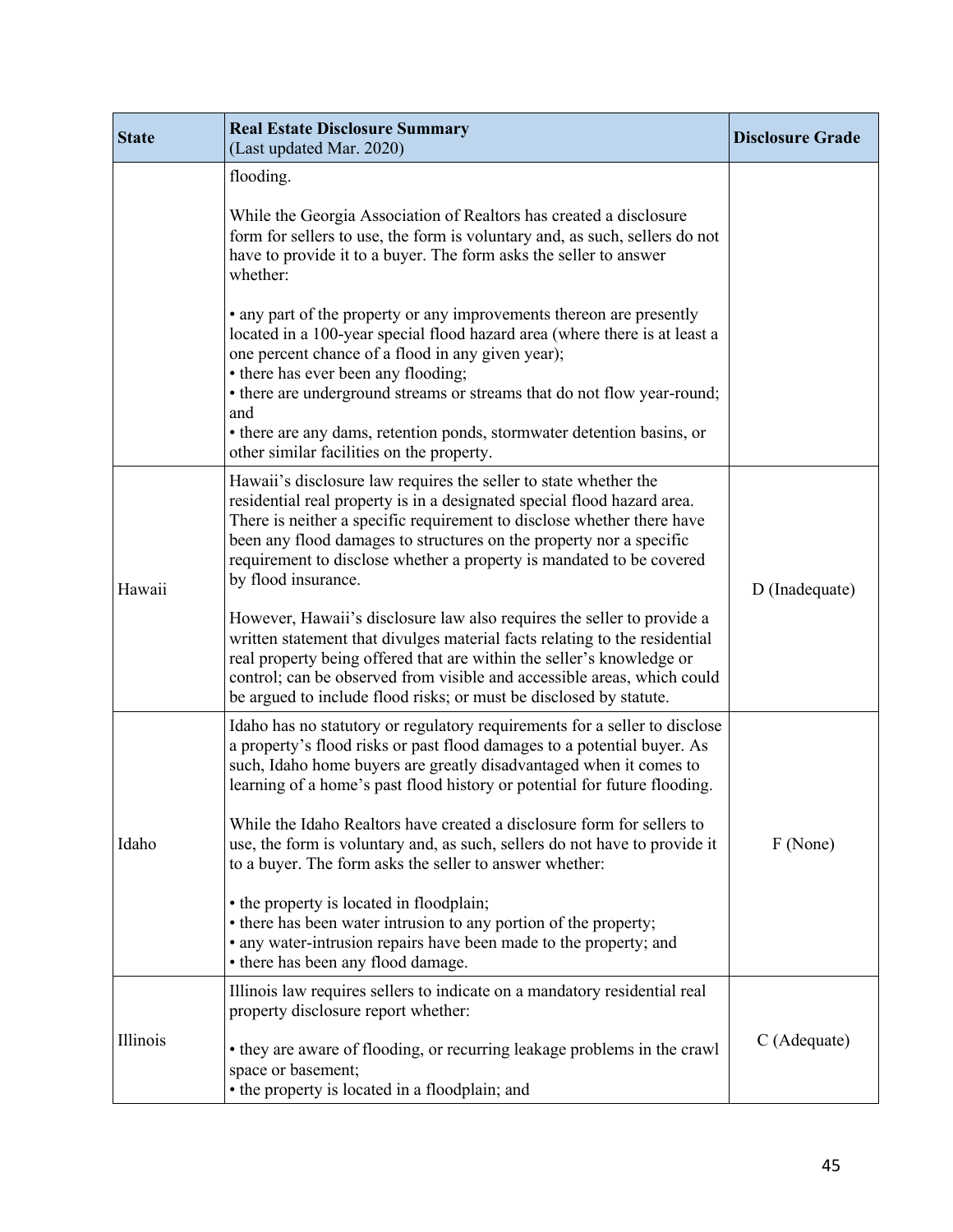| State | Real Estate Disclosure Summary (Last updated Mar. 2020) | Disclosure Grade |
|---|---|---|
| | flooding.<br><br>While the Georgia Association of Realtors has created a disclosure form for sellers to use, the form is voluntary and, as such, sellers do not have to provide it to a buyer. The form asks the seller to answer whether:<br><br>• any part of the property or any improvements thereon are presently located in a 100-year special flood hazard area (where there is at least a one percent chance of a flood in any given year);<br>• there has ever been any flooding;<br>• there are underground streams or streams that do not flow year-round; and<br>• there are any dams, retention ponds, stormwater detention basins, or other similar facilities on the property. | |
| Hawaii | Hawaii's disclosure law requires the seller to state whether the residential real property is in a designated special flood hazard area. There is neither a specific requirement to disclose whether there have been any flood damages to structures on the property nor a specific requirement to disclose whether a property is mandated to be covered by flood insurance.<br><br>However, Hawaii's disclosure law also requires the seller to provide a written statement that divulges material facts relating to the residential real property being offered that are within the seller's knowledge or control; can be observed from visible and accessible areas, which could be argued to include flood risks; or must be disclosed by statute. | D (Inadequate) |
| Idaho | Idaho has no statutory or regulatory requirements for a seller to disclose a property's flood risks or past flood damages to a potential buyer. As such, Idaho home buyers are greatly disadvantaged when it comes to learning of a home's past flood history or potential for future flooding.<br><br>While the Idaho Realtors have created a disclosure form for sellers to use, the form is voluntary and, as such, sellers do not have to provide it to a buyer. The form asks the seller to answer whether:<br><br>• the property is located in floodplain;<br>• there has been water intrusion to any portion of the property;<br>• any water-intrusion repairs have been made to the property; and<br>• there has been any flood damage. | F (None) |
| Illinois | Illinois law requires sellers to indicate on a mandatory residential real property disclosure report whether:<br><br>• they are aware of flooding, or recurring leakage problems in the crawl space or basement;<br>• the property is located in a floodplain; and | C (Adequate) |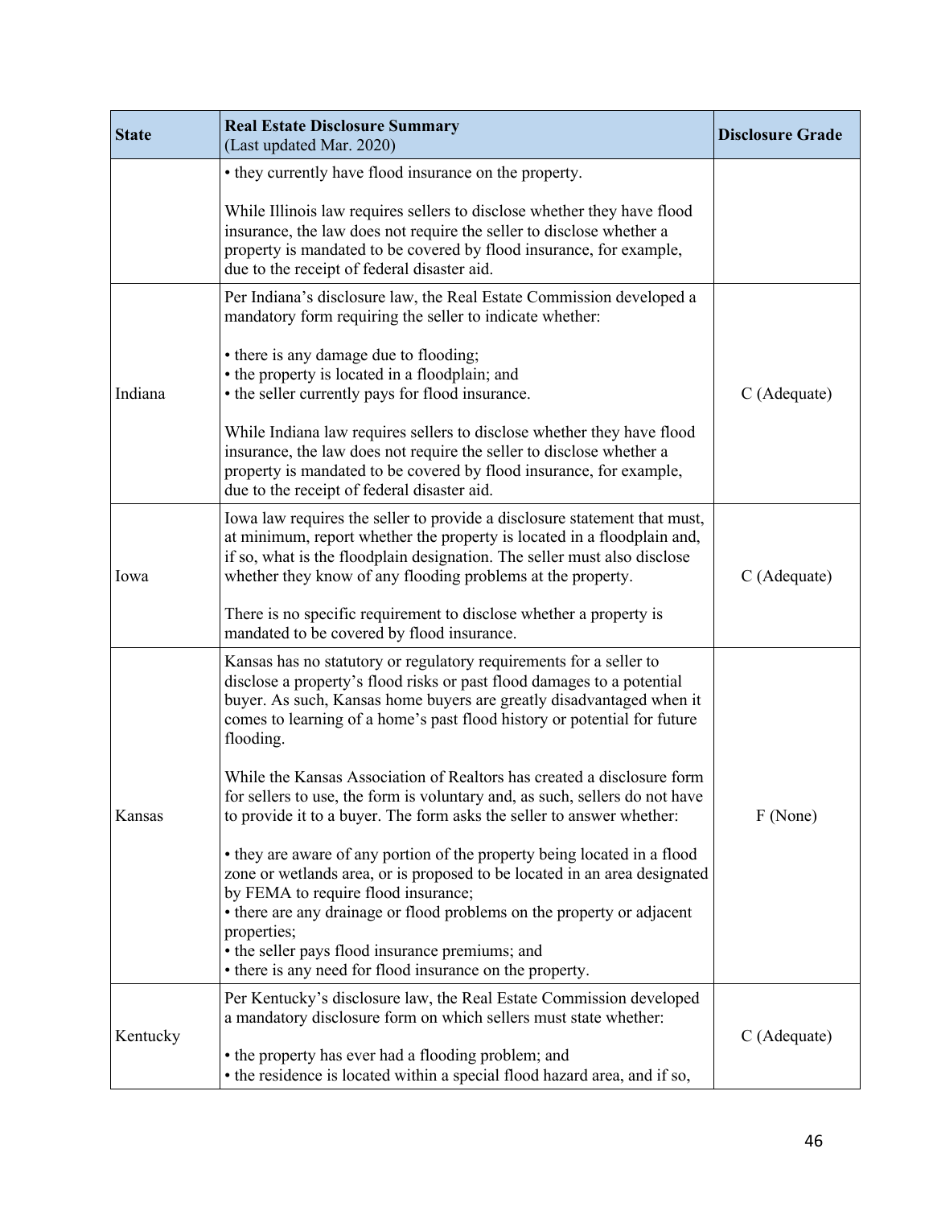| State | Real Estate Disclosure Summary (Last updated Mar. 2020) | Disclosure Grade |
| --- | --- | --- |
| | • they currently have flood insurance on the property.<br><br>While Illinois law requires sellers to disclose whether they have flood insurance, the law does not require the seller to disclose whether a property is mandated to be covered by flood insurance, for example, due to the receipt of federal disaster aid. | |
| Indiana | Per Indiana's disclosure law, the Real Estate Commission developed a mandatory form requiring the seller to indicate whether:<br><br>• there is any damage due to flooding;<br>• the property is located in a floodplain; and<br>• the seller currently pays for flood insurance.<br><br>While Indiana law requires sellers to disclose whether they have flood insurance, the law does not require the seller to disclose whether a property is mandated to be covered by flood insurance, for example, due to the receipt of federal disaster aid. | C (Adequate) |
| Iowa | Iowa law requires the seller to provide a disclosure statement that must, at minimum, report whether the property is located in a floodplain and, if so, what is the floodplain designation. The seller must also disclose whether they know of any flooding problems at the property.<br><br>There is no specific requirement to disclose whether a property is mandated to be covered by flood insurance. | C (Adequate) |
| Kansas | Kansas has no statutory or regulatory requirements for a seller to disclose a property's flood risks or past flood damages to a potential buyer. As such, Kansas home buyers are greatly disadvantaged when it comes to learning of a home's past flood history or potential for future flooding.<br><br>While the Kansas Association of Realtors has created a disclosure form for sellers to use, the form is voluntary and, as such, sellers do not have to provide it to a buyer. The form asks the seller to answer whether:<br><br>• they are aware of any portion of the property being located in a flood zone or wetlands area, or is proposed to be located in an area designated by FEMA to require flood insurance;<br>• there are any drainage or flood problems on the property or adjacent properties;<br>• the seller pays flood insurance premiums; and<br>• there is any need for flood insurance on the property. | F (None) |
| Kentucky | Per Kentucky's disclosure law, the Real Estate Commission developed a mandatory disclosure form on which sellers must state whether:<br><br>• the property has ever had a flooding problem; and<br>• the residence is located within a special flood hazard area, and if so, | C (Adequate) |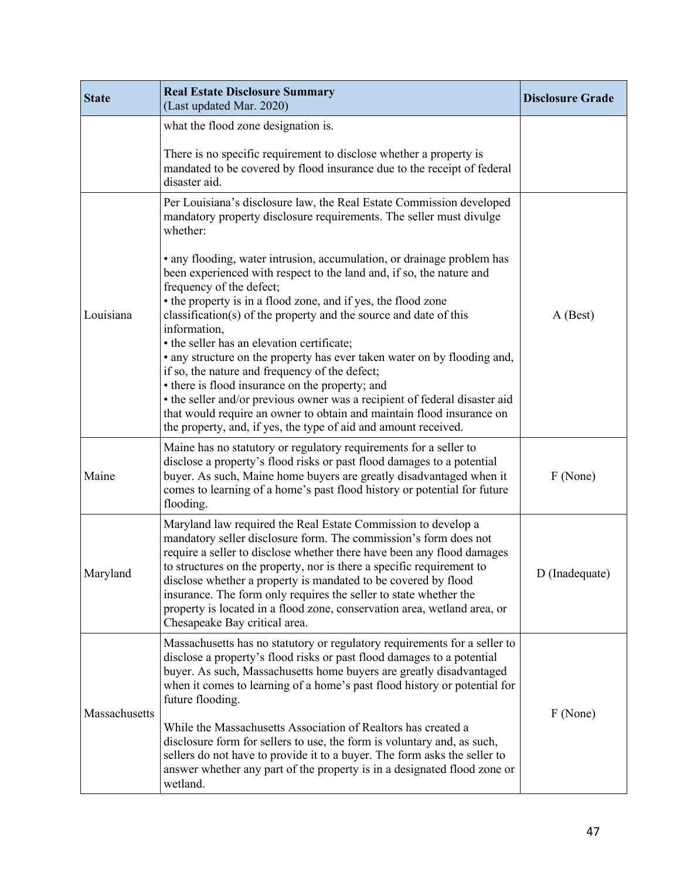| State | Real Estate Disclosure Summary (Last updated Mar. 2020) | Disclosure Grade |
|---|---|---|
| | what the flood zone designation is.<br><br>There is no specific requirement to disclose whether a property is mandated to be covered by flood insurance due to the receipt of federal disaster aid. | |
| Louisiana | Per Louisiana's disclosure law, the Real Estate Commission developed mandatory property disclosure requirements. The seller must divulge whether:<br><br>• any flooding, water intrusion, accumulation, or drainage problem has been experienced with respect to the land and, if so, the nature and frequency of the defect;<br>• the property is in a flood zone, and if yes, the flood zone classification(s) of the property and the source and date of this information,<br>• the seller has an elevation certificate;<br>• any structure on the property has ever taken water on by flooding and, if so, the nature and frequency of the defect;<br>• there is flood insurance on the property; and<br>• the seller and/or previous owner was a recipient of federal disaster aid that would require an owner to obtain and maintain flood insurance on the property, and, if yes, the type of aid and amount received. | A (Best) |
| Maine | Maine has no statutory or regulatory requirements for a seller to disclose a property's flood risks or past flood damages to a potential buyer. As such, Maine home buyers are greatly disadvantaged when it comes to learning of a home's past flood history or potential for future flooding. | F (None) |
| Maryland | Maryland law required the Real Estate Commission to develop a mandatory seller disclosure form. The commission's form does not require a seller to disclose whether there have been any flood damages to structures on the property, nor is there a specific requirement to disclose whether a property is mandated to be covered by flood insurance. The form only requires the seller to state whether the property is located in a flood zone, conservation area, wetland area, or Chesapeake Bay critical area. | D (Inadequate) |
| Massachusetts | Massachusetts has no statutory or regulatory requirements for a seller to disclose a property's flood risks or past flood damages to a potential buyer. As such, Massachusetts home buyers are greatly disadvantaged when it comes to learning of a home's past flood history or potential for future flooding.<br><br>While the Massachusetts Association of Realtors has created a disclosure form for sellers to use, the form is voluntary and, as such, sellers do not have to provide it to a buyer. The form asks the seller to answer whether any part of the property is in a designated flood zone or wetland. | F (None) |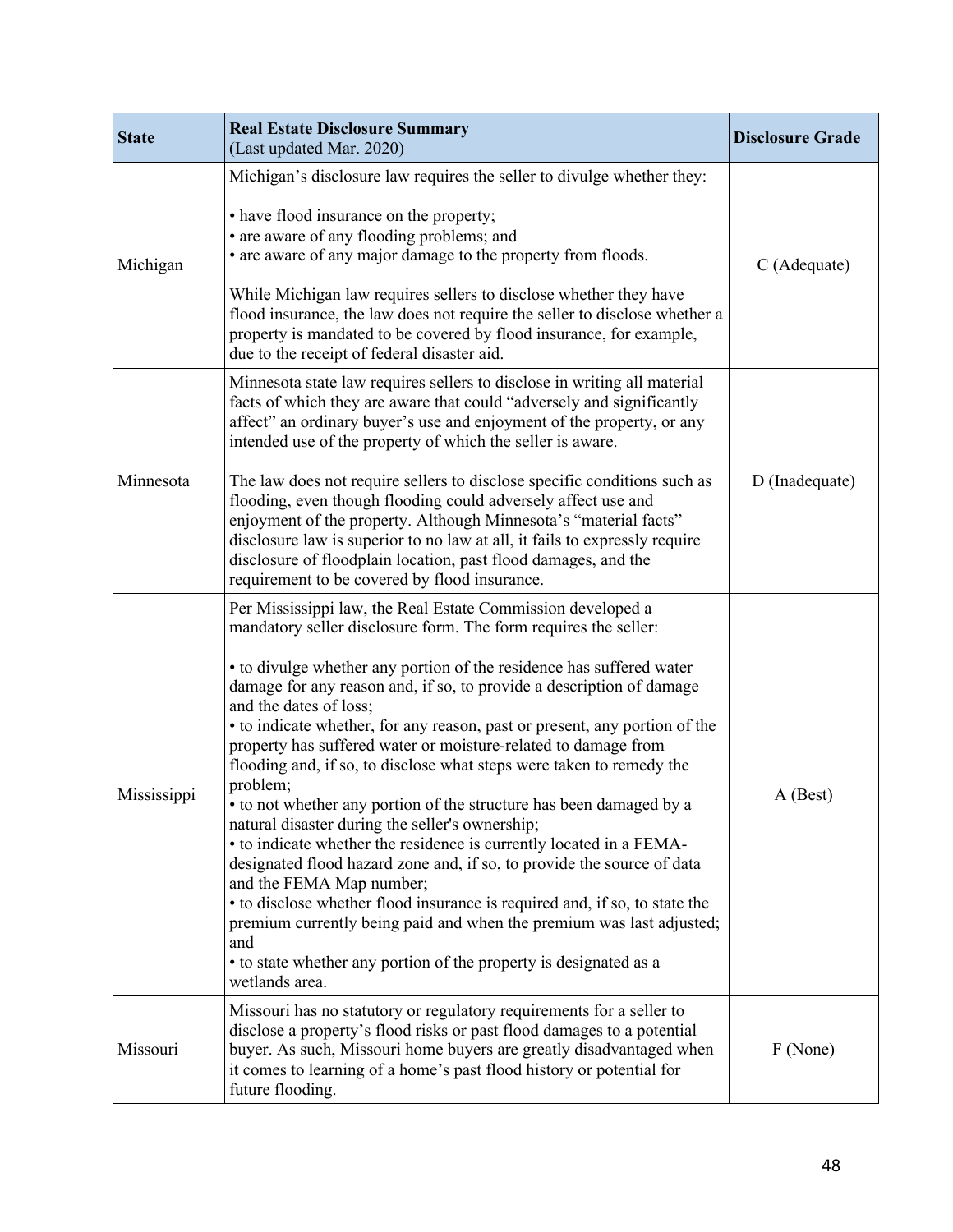| State | Real Estate Disclosure Summary (Last updated Mar. 2020) | Disclosure Grade |
| --- | --- | --- |
| Michigan | Michigan's disclosure law requires the seller to divulge whether they:<br><br>• have flood insurance on the property;<br>• are aware of any flooding problems; and<br>• are aware of any major damage to the property from floods.<br><br>While Michigan law requires sellers to disclose whether they have flood insurance, the law does not require the seller to disclose whether a property is mandated to be covered by flood insurance, for example, due to the receipt of federal disaster aid. | C (Adequate) |
| Minnesota | Minnesota state law requires sellers to disclose in writing all material facts of which they are aware that could "adversely and significantly affect" an ordinary buyer's use and enjoyment of the property, or any intended use of the property of which the seller is aware.<br><br>The law does not require sellers to disclose specific conditions such as flooding, even though flooding could adversely affect use and enjoyment of the property. Although Minnesota's "material facts" disclosure law is superior to no law at all, it fails to expressly require disclosure of floodplain location, past flood damages, and the requirement to be covered by flood insurance. | D (Inadequate) |
| Mississippi | Per Mississippi law, the Real Estate Commission developed a mandatory seller disclosure form. The form requires the seller:<br><br>• to divulge whether any portion of the residence has suffered water damage for any reason and, if so, to provide a description of damage and the dates of loss;<br>• to indicate whether, for any reason, past or present, any portion of the property has suffered water or moisture-related to damage from flooding and, if so, to disclose what steps were taken to remedy the problem;<br>• to not whether any portion of the structure has been damaged by a natural disaster during the seller's ownership;<br>• to indicate whether the residence is currently located in a FEMA-designated flood hazard zone and, if so, to provide the source of data and the FEMA Map number;<br>• to disclose whether flood insurance is required and, if so, to state the premium currently being paid and when the premium was last adjusted; and<br>• to state whether any portion of the property is designated as a wetlands area. | A (Best) |
| Missouri | Missouri has no statutory or regulatory requirements for a seller to disclose a property's flood risks or past flood damages to a potential buyer. As such, Missouri home buyers are greatly disadvantaged when it comes to learning of a home's past flood history or potential for future flooding. | F (None) |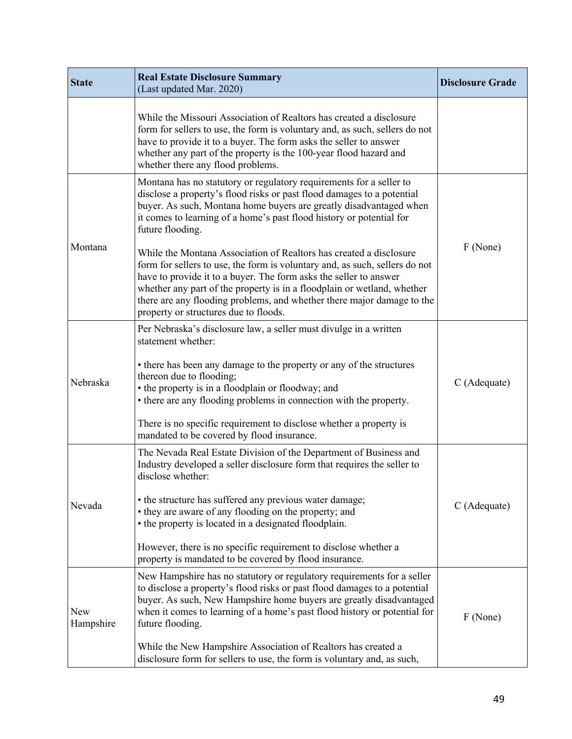| State | Real Estate Disclosure Summary (Last updated Mar. 2020) | Disclosure Grade |
|---|---|---|
| | While the Missouri Association of Realtors has created a disclosure form for sellers to use, the form is voluntary and, as such, sellers do not have to provide it to a buyer. The form asks the seller to answer whether any part of the property is the 100-year flood hazard and whether there any flood problems. | |
| Montana | Montana has no statutory or regulatory requirements for a seller to disclose a property's flood risks or past flood damages to a potential buyer. As such, Montana home buyers are greatly disadvantaged when it comes to learning of a home's past flood history or potential for future flooding.<br><br>While the Montana Association of Realtors has created a disclosure form for sellers to use, the form is voluntary and, as such, sellers do not have to provide it to a buyer. The form asks the seller to answer whether any part of the property is in a floodplain or wetland, whether there are any flooding problems, and whether there major damage to the property or structures due to floods. | F (None) |
| Nebraska | Per Nebraska's disclosure law, a seller must divulge in a written statement whether:<br><br>• there has been any damage to the property or any of the structures thereon due to flooding;<br>• the property is in a floodplain or floodway; and<br>• there are any flooding problems in connection with the property.<br><br>There is no specific requirement to disclose whether a property is mandated to be covered by flood insurance. | C (Adequate) |
| Nevada | The Nevada Real Estate Division of the Department of Business and Industry developed a seller disclosure form that requires the seller to disclose whether:<br><br>• the structure has suffered any previous water damage;<br>• they are aware of any flooding on the property; and<br>• the property is located in a designated floodplain.<br><br>However, there is no specific requirement to disclose whether a property is mandated to be covered by flood insurance. | C (Adequate) |
| New Hampshire | New Hampshire has no statutory or regulatory requirements for a seller to disclose a property's flood risks or past flood damages to a potential buyer. As such, New Hampshire home buyers are greatly disadvantaged when it comes to learning of a home's past flood history or potential for future flooding.<br><br>While the New Hampshire Association of Realtors has created a disclosure form for sellers to use, the form is voluntary and, as such, | F (None) |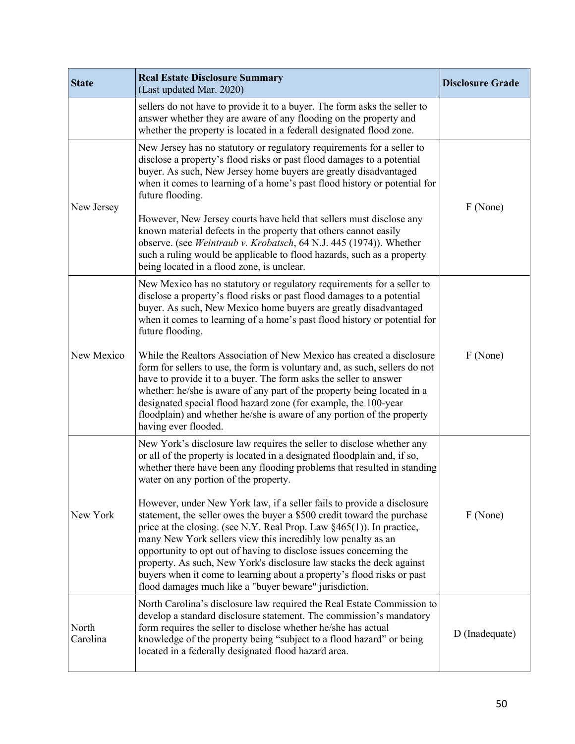| State | Real Estate Disclosure Summary (Last updated Mar. 2020) | Disclosure Grade |
|---|---|---|
| | sellers do not have to provide it to a buyer. The form asks the seller to answer whether they are aware of any flooding on the property and whether the property is located in a federall designated flood zone. | |
| New Jersey | New Jersey has no statutory or regulatory requirements for a seller to disclose a property's flood risks or past flood damages to a potential buyer. As such, New Jersey home buyers are greatly disadvantaged when it comes to learning of a home's past flood history or potential for future flooding.<br><br>However, New Jersey courts have held that sellers must disclose any known material defects in the property that others cannot easily observe. (see *Weintraub v. Krobatsch*, 64 N.J. 445 (1974)). Whether such a ruling would be applicable to flood hazards, such as a property being located in a flood zone, is unclear. | F (None) |
| New Mexico | New Mexico has no statutory or regulatory requirements for a seller to disclose a property's flood risks or past flood damages to a potential buyer. As such, New Mexico home buyers are greatly disadvantaged when it comes to learning of a home's past flood history or potential for future flooding.<br><br>While the Realtors Association of New Mexico has created a disclosure form for sellers to use, the form is voluntary and, as such, sellers do not have to provide it to a buyer. The form asks the seller to answer whether: he/she is aware of any part of the property being located in a designated special flood hazard zone (for example, the 100-year floodplain) and whether he/she is aware of any portion of the property having ever flooded. | F (None) |
| New York | New York's disclosure law requires the seller to disclose whether any or all of the property is located in a designated floodplain and, if so, whether there have been any flooding problems that resulted in standing water on any portion of the property.<br><br>However, under New York law, if a seller fails to provide a disclosure statement, the seller owes the buyer a $500 credit toward the purchase price at the closing. (see N.Y. Real Prop. Law §465(1)). In practice, many New York sellers view this incredibly low penalty as an opportunity to opt out of having to disclose issues concerning the property. As such, New York's disclosure law stacks the deck against buyers when it come to learning about a property's flood risks or past flood damages much like a "buyer beware" jurisdiction. | F (None) |
| North Carolina | North Carolina's disclosure law required the Real Estate Commission to develop a standard disclosure statement. The commission's mandatory form requires the seller to disclose whether he/she has actual knowledge of the property being "subject to a flood hazard" or being located in a federally designated flood hazard area. | D (Inadequate) |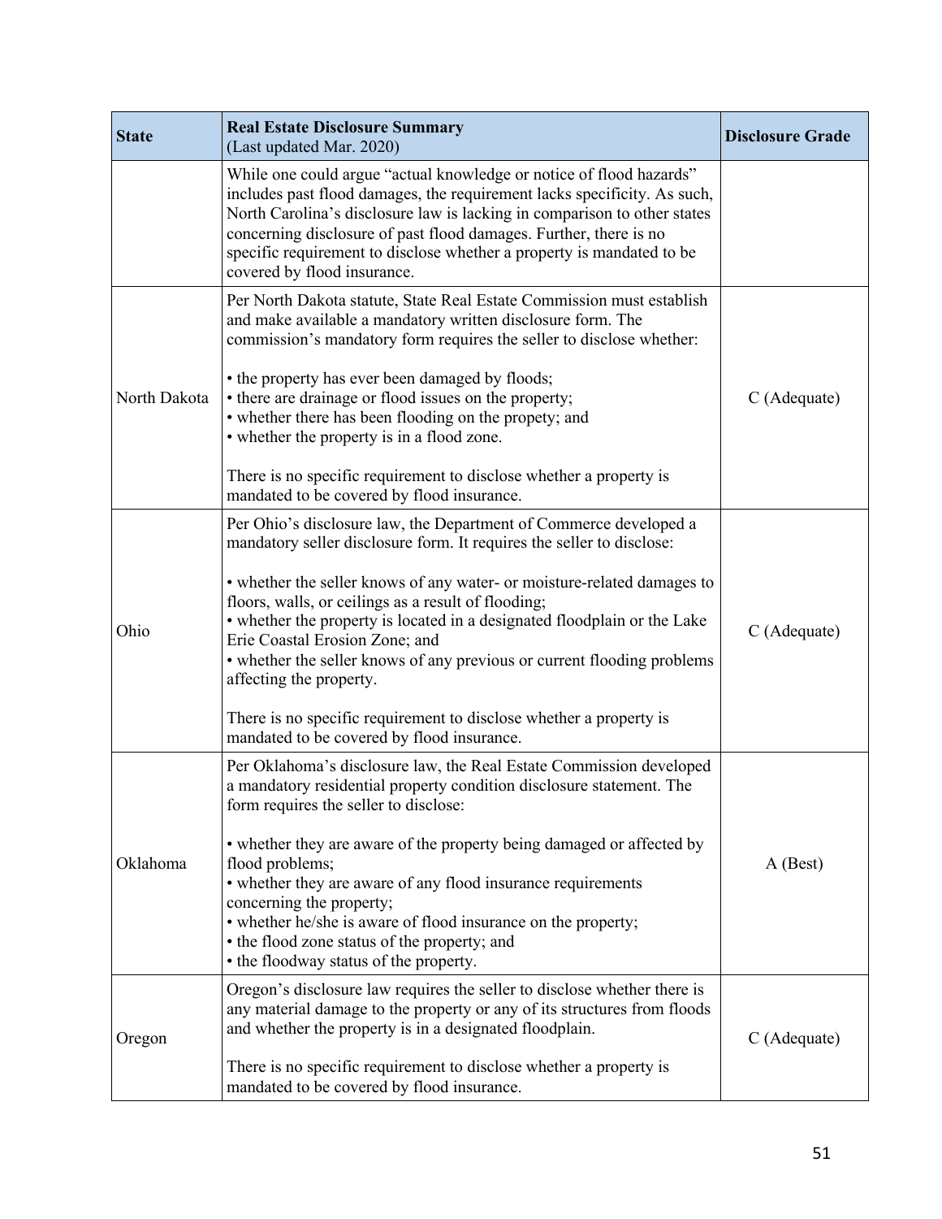| State | Real Estate Disclosure Summary<br>(Last updated Mar. 2020) | Disclosure Grade |
|---|---|---|
| | While one could argue "actual knowledge or notice of flood hazards" includes past flood damages, the requirement lacks specificity. As such, North Carolina's disclosure law is lacking in comparison to other states concerning disclosure of past flood damages. Further, there is no specific requirement to disclose whether a property is mandated to be covered by flood insurance. | |
| North Dakota | Per North Dakota statute, State Real Estate Commission must establish and make available a mandatory written disclosure form. The commission's mandatory form requires the seller to disclose whether:<br><br>• the property has ever been damaged by floods;<br>• there are drainage or flood issues on the property;<br>• whether there has been flooding on the propety; and<br>• whether the property is in a flood zone.<br><br>There is no specific requirement to disclose whether a property is mandated to be covered by flood insurance. | C (Adequate) |
| Ohio | Per Ohio's disclosure law, the Department of Commerce developed a mandatory seller disclosure form. It requires the seller to disclose:<br><br>• whether the seller knows of any water- or moisture-related damages to floors, walls, or ceilings as a result of flooding;<br>• whether the property is located in a designated floodplain or the Lake Erie Coastal Erosion Zone; and<br>• whether the seller knows of any previous or current flooding problems affecting the property.<br><br>There is no specific requirement to disclose whether a property is mandated to be covered by flood insurance. | C (Adequate) |
| Oklahoma | Per Oklahoma's disclosure law, the Real Estate Commission developed a mandatory residential property condition disclosure statement. The form requires the seller to disclose:<br><br>• whether they are aware of the property being damaged or affected by flood problems;<br>• whether they are aware of any flood insurance requirements concerning the property;<br>• whether he/she is aware of flood insurance on the property;<br>• the flood zone status of the property; and<br>• the floodway status of the property. | A (Best) |
| Oregon | Oregon's disclosure law requires the seller to disclose whether there is any material damage to the property or any of its structures from floods and whether the property is in a designated floodplain.<br><br>There is no specific requirement to disclose whether a property is mandated to be covered by flood insurance. | C (Adequate) |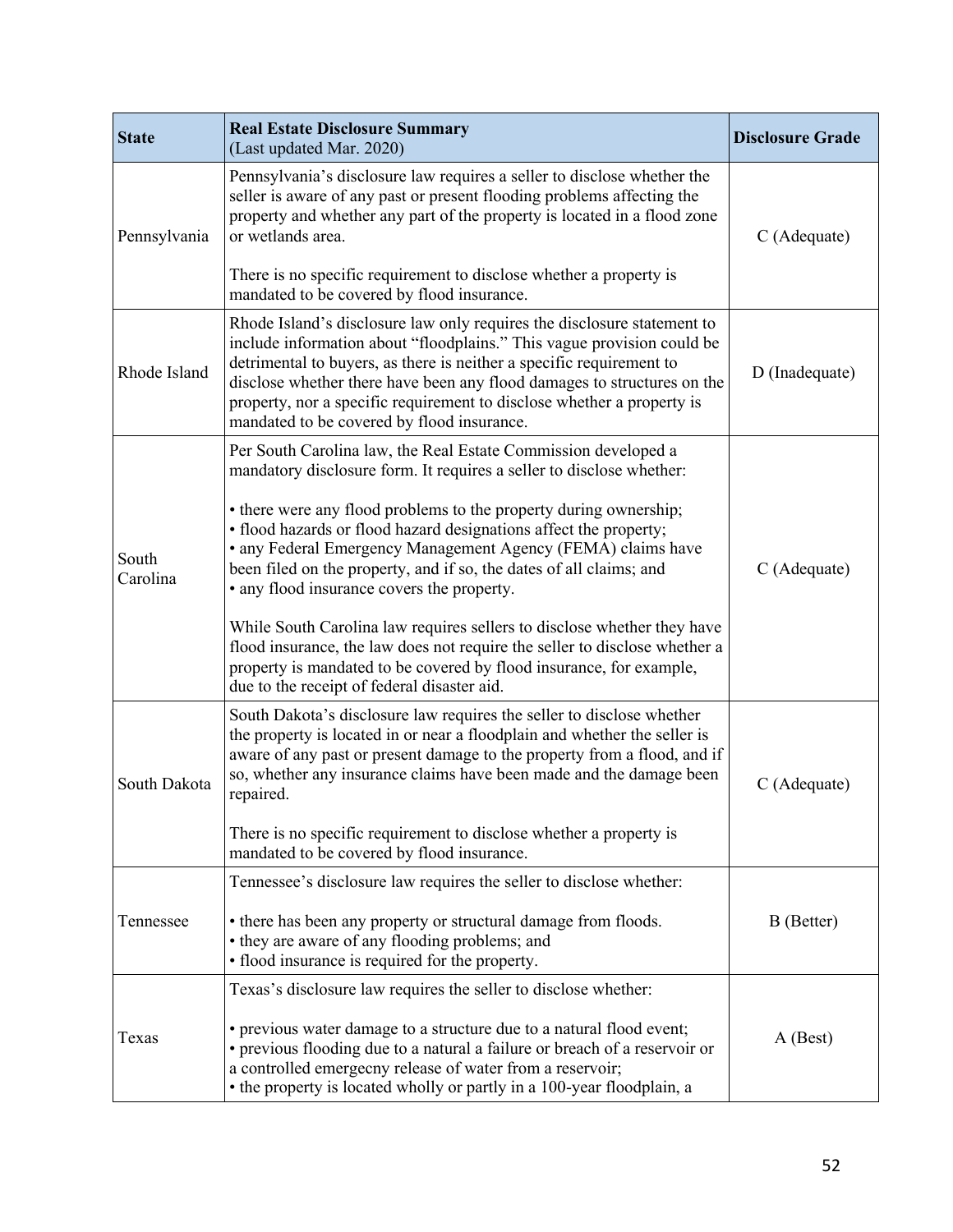| State | Real Estate Disclosure Summary (Last updated Mar. 2020) | Disclosure Grade |
|---|---|---|
| Pennsylvania | Pennsylvania's disclosure law requires a seller to disclose whether the seller is aware of any past or present flooding problems affecting the property and whether any part of the property is located in a flood zone or wetlands area.<br><br>There is no specific requirement to disclose whether a property is mandated to be covered by flood insurance. | C (Adequate) |
| Rhode Island | Rhode Island's disclosure law only requires the disclosure statement to include information about "floodplains." This vague provision could be detrimental to buyers, as there is neither a specific requirement to disclose whether there have been any flood damages to structures on the property, nor a specific requirement to disclose whether a property is mandated to be covered by flood insurance. | D (Inadequate) |
| South Carolina | Per South Carolina law, the Real Estate Commission developed a mandatory disclosure form. It requires a seller to disclose whether:<br><br>• there were any flood problems to the property during ownership;<br>• flood hazards or flood hazard designations affect the property;<br>• any Federal Emergency Management Agency (FEMA) claims have been filed on the property, and if so, the dates of all claims; and<br>• any flood insurance covers the property.<br><br>While South Carolina law requires sellers to disclose whether they have flood insurance, the law does not require the seller to disclose whether a property is mandated to be covered by flood insurance, for example, due to the receipt of federal disaster aid. | C (Adequate) |
| South Dakota | South Dakota's disclosure law requires the seller to disclose whether the property is located in or near a floodplain and whether the seller is aware of any past or present damage to the property from a flood, and if so, whether any insurance claims have been made and the damage been repaired.<br><br>There is no specific requirement to disclose whether a property is mandated to be covered by flood insurance. | C (Adequate) |
| Tennessee | Tennessee's disclosure law requires the seller to disclose whether:<br><br>• there has been any property or structural damage from floods.<br>• they are aware of any flooding problems; and<br>• flood insurance is required for the property. | B (Better) |
| Texas | Texas's disclosure law requires the seller to disclose whether:<br><br>• previous water damage to a structure due to a natural flood event;<br>• previous flooding due to a natural a failure or breach of a reservoir or a controlled emergecny release of water from a reservoir;<br>• the property is located wholly or partly in a 100-year floodplain, a | A (Best) |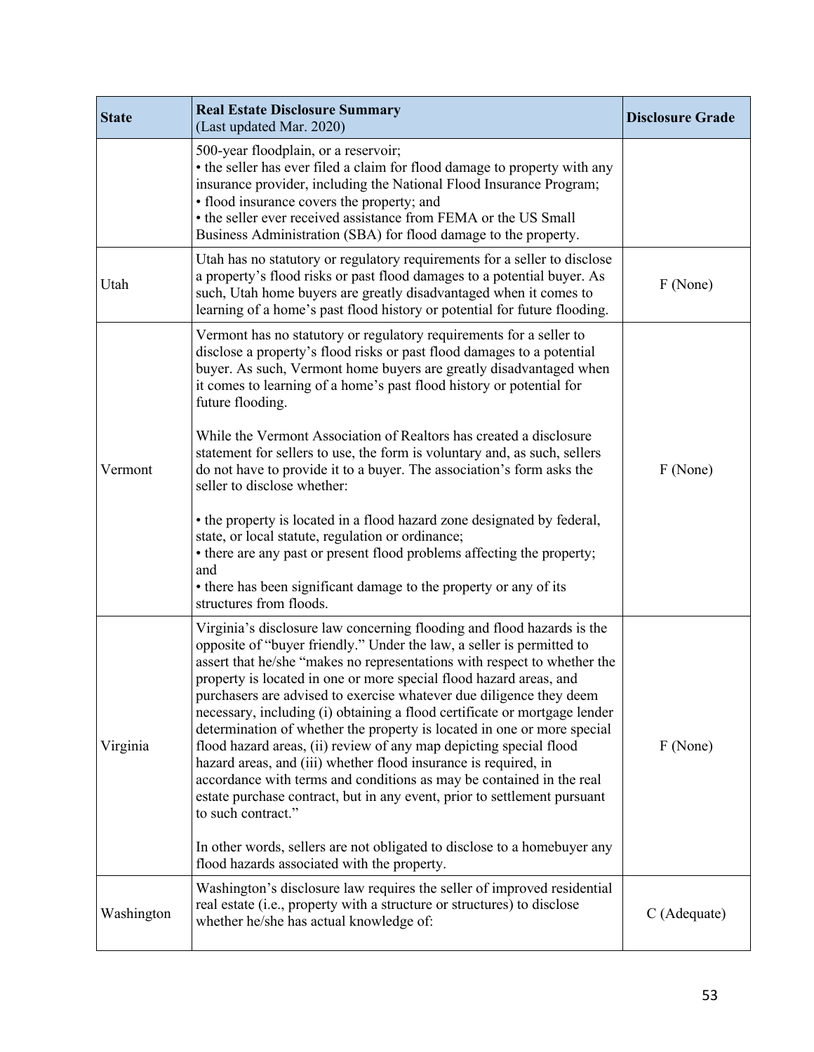| State | Real Estate Disclosure Summary (Last updated Mar. 2020) | Disclosure Grade |
|---|---|---|
| | 500-year floodplain, or a reservoir;<br>• the seller has ever filed a claim for flood damage to property with any insurance provider, including the National Flood Insurance Program;<br>• flood insurance covers the property; and<br>• the seller ever received assistance from FEMA or the US Small Business Administration (SBA) for flood damage to the property. | |
| Utah | Utah has no statutory or regulatory requirements for a seller to disclose a property's flood risks or past flood damages to a potential buyer. As such, Utah home buyers are greatly disadvantaged when it comes to learning of a home's past flood history or potential for future flooding. | F (None) |
| Vermont | Vermont has no statutory or regulatory requirements for a seller to disclose a property's flood risks or past flood damages to a potential buyer. As such, Vermont home buyers are greatly disadvantaged when it comes to learning of a home's past flood history or potential for future flooding.<br><br>While the Vermont Association of Realtors has created a disclosure statement for sellers to use, the form is voluntary and, as such, sellers do not have to provide it to a buyer. The association's form asks the seller to disclose whether:<br><br>• the property is located in a flood hazard zone designated by federal, state, or local statute, regulation or ordinance;<br>• there are any past or present flood problems affecting the property; and<br>• there has been significant damage to the property or any of its structures from floods. | F (None) |
| Virginia | Virginia's disclosure law concerning flooding and flood hazards is the opposite of "buyer friendly." Under the law, a seller is permitted to assert that he/she "makes no representations with respect to whether the property is located in one or more special flood hazard areas, and purchasers are advised to exercise whatever due diligence they deem necessary, including (i) obtaining a flood certificate or mortgage lender determination of whether the property is located in one or more special flood hazard areas, (ii) review of any map depicting special flood hazard areas, and (iii) whether flood insurance is required, in accordance with terms and conditions as may be contained in the real estate purchase contract, but in any event, prior to settlement pursuant to such contract."<br><br>In other words, sellers are not obligated to disclose to a homebuyer any flood hazards associated with the property. | F (None) |
| Washington | Washington's disclosure law requires the seller of improved residential real estate (i.e., property with a structure or structures) to disclose whether he/she has actual knowledge of: | C (Adequate) |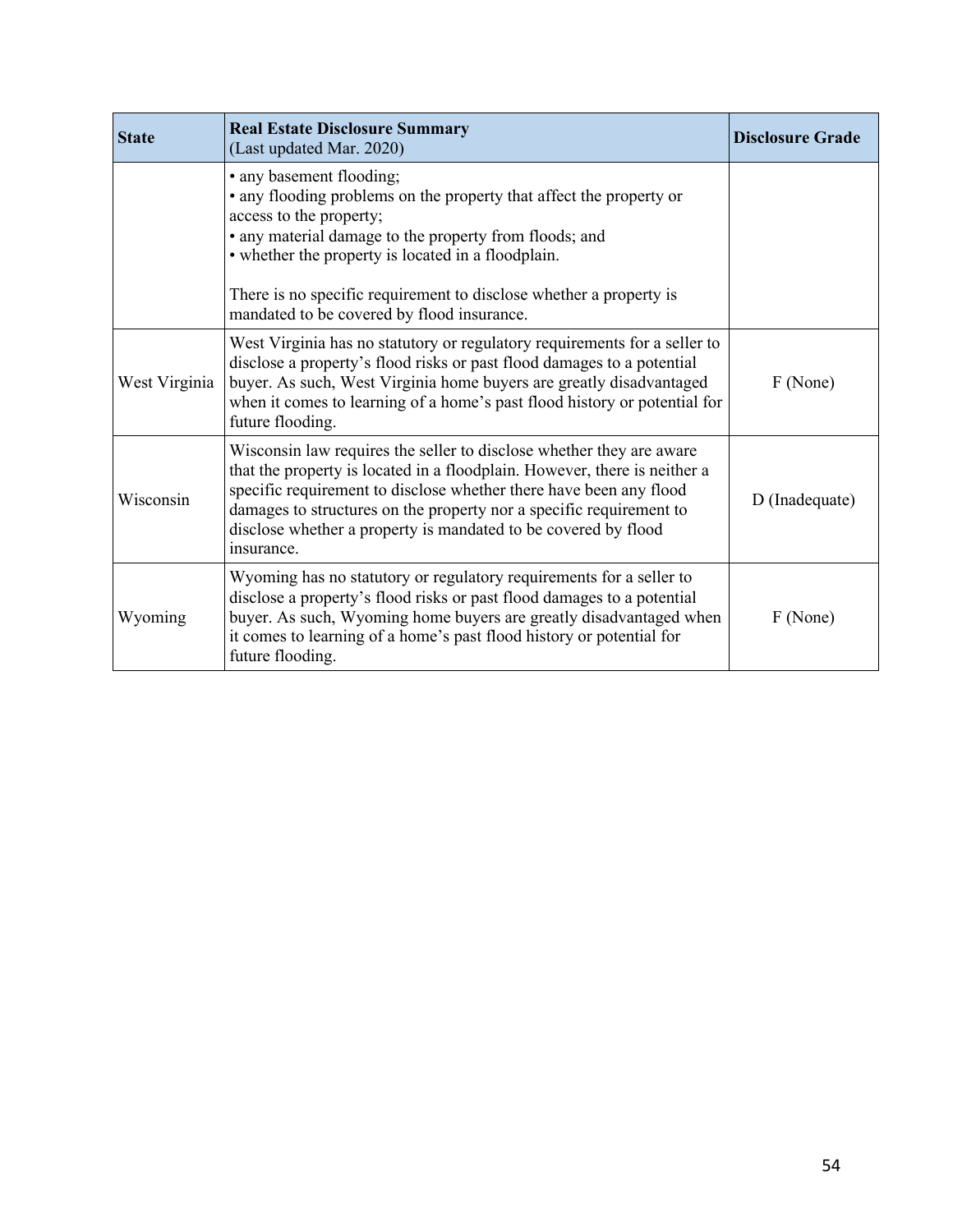| State | Real Estate Disclosure Summary (Last updated Mar. 2020) | Disclosure Grade |
| --- | --- | --- |
| | • any basement flooding;<br>• any flooding problems on the property that affect the property or access to the property;<br>• any material damage to the property from floods; and<br>• whether the property is located in a floodplain.<br><br>There is no specific requirement to disclose whether a property is mandated to be covered by flood insurance. | |
| West Virginia | West Virginia has no statutory or regulatory requirements for a seller to disclose a property's flood risks or past flood damages to a potential buyer. As such, West Virginia home buyers are greatly disadvantaged when it comes to learning of a home's past flood history or potential for future flooding. | F (None) |
| Wisconsin | Wisconsin law requires the seller to disclose whether they are aware that the property is located in a floodplain. However, there is neither a specific requirement to disclose whether there have been any flood damages to structures on the property nor a specific requirement to disclose whether a property is mandated to be covered by flood insurance. | D (Inadequate) |
| Wyoming | Wyoming has no statutory or regulatory requirements for a seller to disclose a property's flood risks or past flood damages to a potential buyer. As such, Wyoming home buyers are greatly disadvantaged when it comes to learning of a home's past flood history or potential for future flooding. | F (None) |